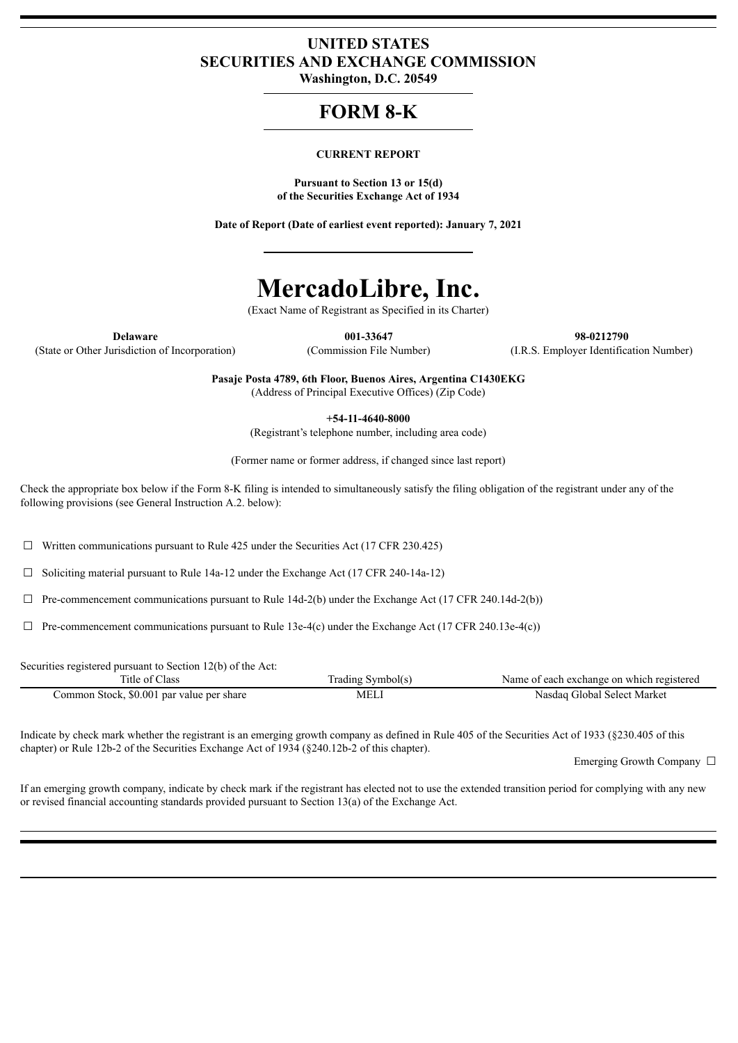# UNITED STATES
# SECURITIES AND EXCHANGE COMMISSION

**Washington, D.C. 20549**

# FORM 8-K

**CURRENT REPORT**

**Pursuant to Section 13 or 15(d)**
**of the Securities Exchange Act of 1934**

**Date of Report (Date of earliest event reported): January 7, 2021**

# MercadoLibre, Inc.

(Exact Name of Registrant as Specified in its Charter)

| **Delaware** | **001-33647** | **98-0212790** |
|---|---|---|
| (State or Other Jurisdiction of Incorporation) | (Commission File Number) | (I.R.S. Employer Identification Number) |

**Pasaje Posta 4789, 6th Floor, Buenos Aires, Argentina C1430EKG**
(Address of Principal Executive Offices) (Zip Code)

**+54-11-4640-8000**
(Registrant's telephone number, including area code)

(Former name or former address, if changed since last report)

Check the appropriate box below if the Form 8-K filing is intended to simultaneously satisfy the filing obligation of the registrant under any of the following provisions (see General Instruction A.2. below):

☐ Written communications pursuant to Rule 425 under the Securities Act (17 CFR 230.425)

☐ Soliciting material pursuant to Rule 14a-12 under the Exchange Act (17 CFR 240-14a-12)

☐ Pre-commencement communications pursuant to Rule 14d-2(b) under the Exchange Act (17 CFR 240.14d-2(b))

☐ Pre-commencement communications pursuant to Rule 13e-4(c) under the Exchange Act (17 CFR 240.13e-4(c))

Securities registered pursuant to Section 12(b) of the Act:

| Title of Class | Trading Symbol(s) | Name of each exchange on which registered |
|---|---|---|
| Common Stock, $0.001 par value per share | MELI | Nasdaq Global Select Market |

Indicate by check mark whether the registrant is an emerging growth company as defined in Rule 405 of the Securities Act of 1933 (§230.405 of this chapter) or Rule 12b-2 of the Securities Exchange Act of 1934 (§240.12b-2 of this chapter).

Emerging Growth Company ☐

If an emerging growth company, indicate by check mark if the registrant has elected not to use the extended transition period for complying with any new or revised financial accounting standards provided pursuant to Section 13(a) of the Exchange Act.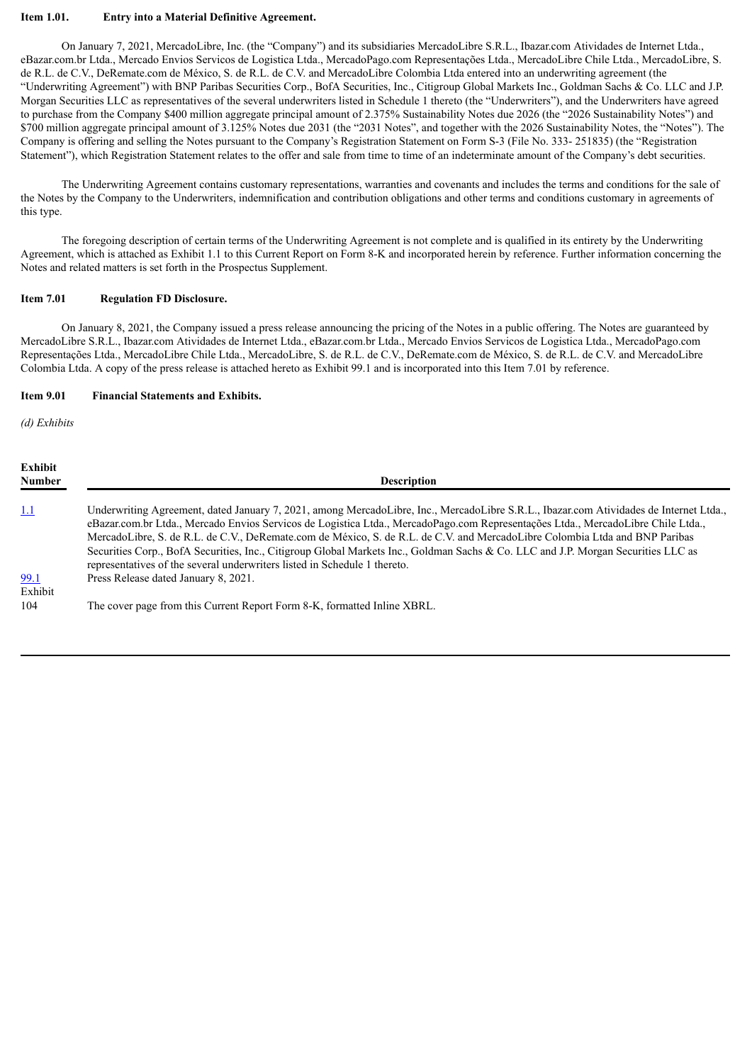**Item 1.01. Entry into a Material Definitive Agreement.**

On January 7, 2021, MercadoLibre, Inc. (the "Company") and its subsidiaries MercadoLibre S.R.L., Ibazar.com Atividades de Internet Ltda., eBazar.com.br Ltda., Mercado Envios Servicos de Logistica Ltda., MercadoPago.com Representações Ltda., MercadoLibre Chile Ltda., MercadoLibre, S. de R.L. de C.V., DeRemate.com de México, S. de R.L. de C.V. and MercadoLibre Colombia Ltda entered into an underwriting agreement (the "Underwriting Agreement") with BNP Paribas Securities Corp., BofA Securities, Inc., Citigroup Global Markets Inc., Goldman Sachs & Co. LLC and J.P. Morgan Securities LLC as representatives of the several underwriters listed in Schedule 1 thereto (the "Underwriters"), and the Underwriters have agreed to purchase from the Company $400 million aggregate principal amount of 2.375% Sustainability Notes due 2026 (the "2026 Sustainability Notes") and $700 million aggregate principal amount of 3.125% Notes due 2031 (the "2031 Notes", and together with the 2026 Sustainability Notes, the "Notes"). The Company is offering and selling the Notes pursuant to the Company's Registration Statement on Form S-3 (File No. 333- 251835) (the "Registration Statement"), which Registration Statement relates to the offer and sale from time to time of an indeterminate amount of the Company's debt securities.

The Underwriting Agreement contains customary representations, warranties and covenants and includes the terms and conditions for the sale of the Notes by the Company to the Underwriters, indemnification and contribution obligations and other terms and conditions customary in agreements of this type.

The foregoing description of certain terms of the Underwriting Agreement is not complete and is qualified in its entirety by the Underwriting Agreement, which is attached as Exhibit 1.1 to this Current Report on Form 8-K and incorporated herein by reference. Further information concerning the Notes and related matters is set forth in the Prospectus Supplement.

**Item 7.01 Regulation FD Disclosure.**

On January 8, 2021, the Company issued a press release announcing the pricing of the Notes in a public offering. The Notes are guaranteed by MercadoLibre S.R.L., Ibazar.com Atividades de Internet Ltda., eBazar.com.br Ltda., Mercado Envios Servicos de Logistica Ltda., MercadoPago.com Representações Ltda., MercadoLibre Chile Ltda., MercadoLibre, S. de R.L. de C.V., DeRemate.com de México, S. de R.L. de C.V. and MercadoLibre Colombia Ltda. A copy of the press release is attached hereto as Exhibit 99.1 and is incorporated into this Item 7.01 by reference.

**Item 9.01 Financial Statements and Exhibits.**

*(d) Exhibits*

| Exhibit Number | Description |
|---|---|
| 1.1 | Underwriting Agreement, dated January 7, 2021, among MercadoLibre, Inc., MercadoLibre S.R.L., Ibazar.com Atividades de Internet Ltda., eBazar.com.br Ltda., Mercado Envios Servicos de Logistica Ltda., MercadoPago.com Representações Ltda., MercadoLibre Chile Ltda., MercadoLibre, S. de R.L. de C.V., DeRemate.com de México, S. de R.L. de C.V. and MercadoLibre Colombia Ltda and BNP Paribas Securities Corp., BofA Securities, Inc., Citigroup Global Markets Inc., Goldman Sachs & Co. LLC and J.P. Morgan Securities LLC as representatives of the several underwriters listed in Schedule 1 thereto. |
| 99.1 | Press Release dated January 8, 2021. |
| Exhibit 104 | The cover page from this Current Report Form 8-K, formatted Inline XBRL. |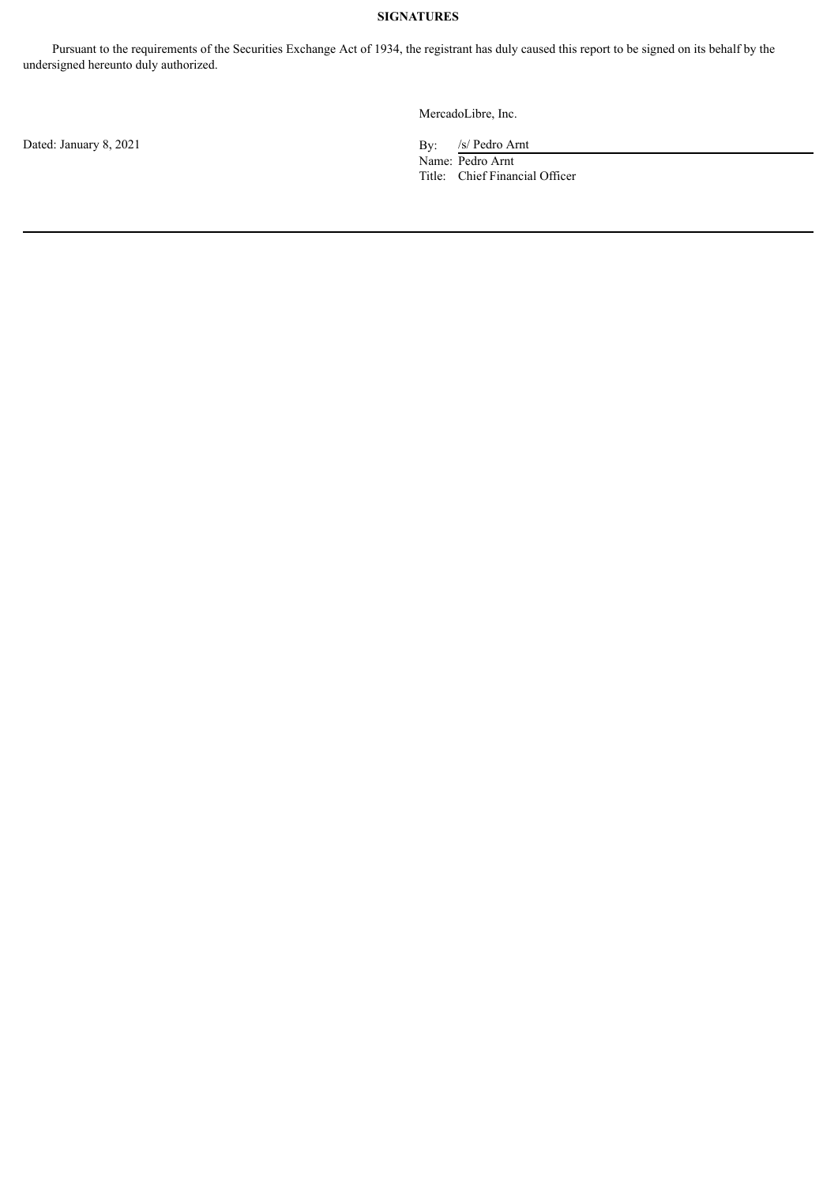**SIGNATURES**

Pursuant to the requirements of the Securities Exchange Act of 1934, the registrant has duly caused this report to be signed on its behalf by the undersigned hereunto duly authorized.

MercadoLibre, Inc.

Dated: January 8, 2021

By: /s/ Pedro Arnt  
Name: Pedro Arnt  
Title: Chief Financial Officer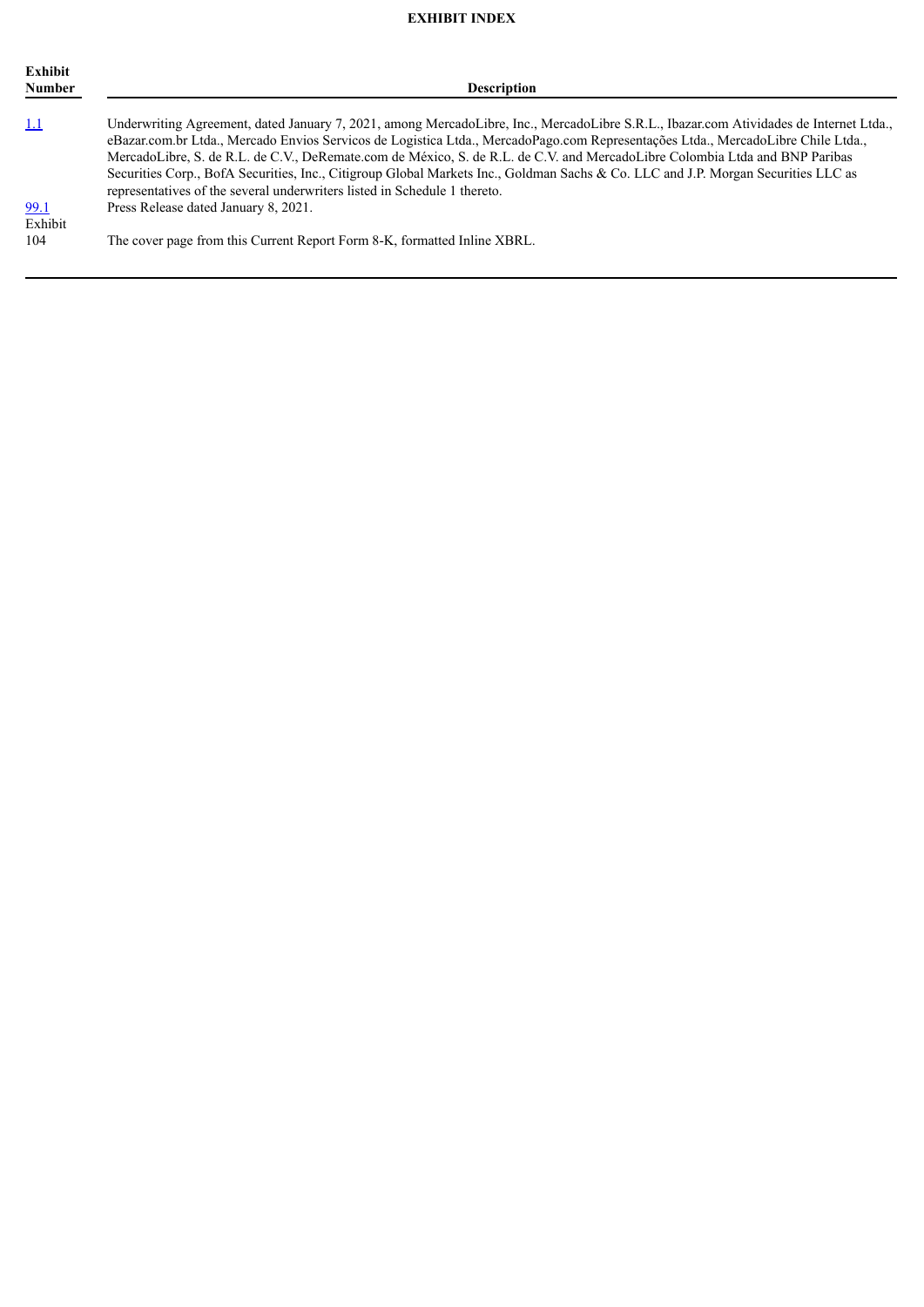**EXHIBIT INDEX**

| Exhibit Number | Description |
|---|---|
| 1.1 | Underwriting Agreement, dated January 7, 2021, among MercadoLibre, Inc., MercadoLibre S.R.L., Ibazar.com Atividades de Internet Ltda., eBazar.com.br Ltda., Mercado Envios Servicos de Logistica Ltda., MercadoPago.com Representações Ltda., MercadoLibre Chile Ltda., MercadoLibre, S. de R.L. de C.V., DeRemate.com de México, S. de R.L. de C.V. and MercadoLibre Colombia Ltda and BNP Paribas Securities Corp., BofA Securities, Inc., Citigroup Global Markets Inc., Goldman Sachs & Co. LLC and J.P. Morgan Securities LLC as representatives of the several underwriters listed in Schedule 1 thereto. |
| 99.1 | Press Release dated January 8, 2021. |
| Exhibit 104 | The cover page from this Current Report Form 8-K, formatted Inline XBRL. |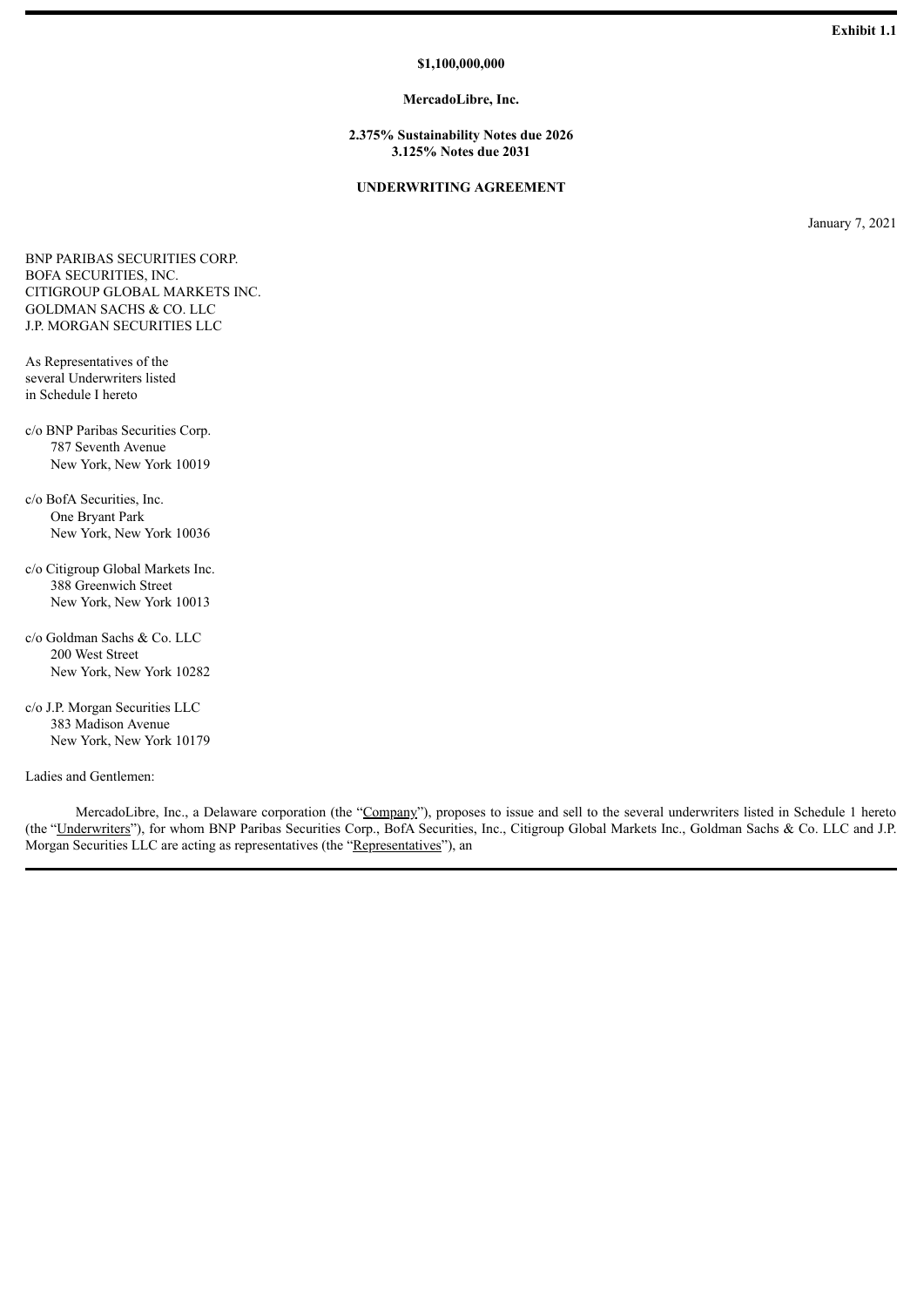**Exhibit 1.1**

**$1,100,000,000**

**MercadoLibre, Inc.**

**2.375% Sustainability Notes due 2026**
**3.125% Notes due 2031**

**UNDERWRITING AGREEMENT**

January 7, 2021

BNP PARIBAS SECURITIES CORP.
BOFA SECURITIES, INC.
CITIGROUP GLOBAL MARKETS INC.
GOLDMAN SACHS & CO. LLC
J.P. MORGAN SECURITIES LLC

As Representatives of the
several Underwriters listed
in Schedule I hereto

c/o BNP Paribas Securities Corp.
787 Seventh Avenue
New York, New York 10019

c/o BofA Securities, Inc.
One Bryant Park
New York, New York 10036

c/o Citigroup Global Markets Inc.
388 Greenwich Street
New York, New York 10013

c/o Goldman Sachs & Co. LLC
200 West Street
New York, New York 10282

c/o J.P. Morgan Securities LLC
383 Madison Avenue
New York, New York 10179

Ladies and Gentlemen:

MercadoLibre, Inc., a Delaware corporation (the "Company"), proposes to issue and sell to the several underwriters listed in Schedule 1 hereto (the "Underwriters"), for whom BNP Paribas Securities Corp., BofA Securities, Inc., Citigroup Global Markets Inc., Goldman Sachs & Co. LLC and J.P. Morgan Securities LLC are acting as representatives (the "Representatives"), an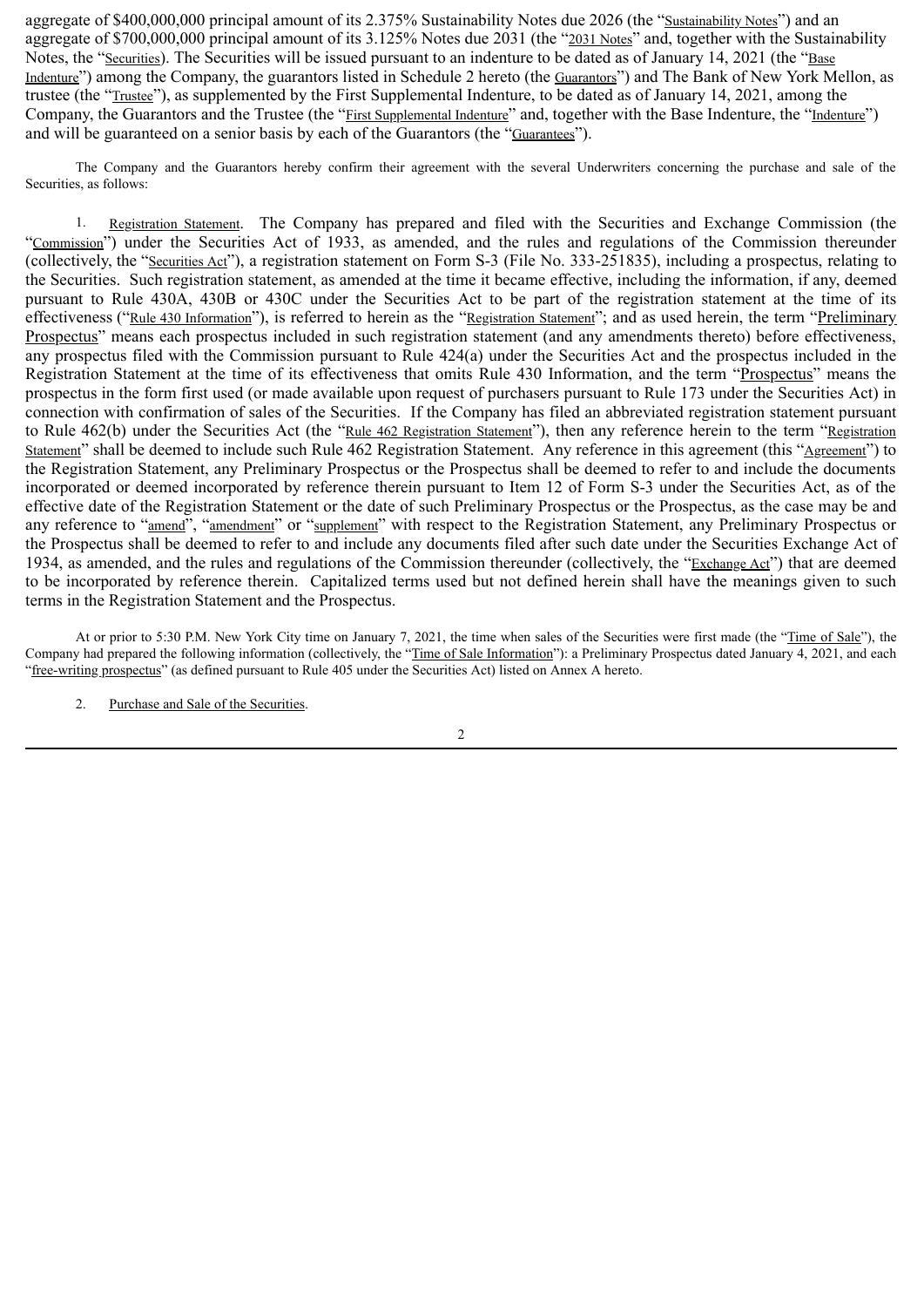aggregate of $400,000,000 principal amount of its 2.375% Sustainability Notes due 2026 (the "Sustainability Notes") and an aggregate of $700,000,000 principal amount of its 3.125% Notes due 2031 (the "2031 Notes" and, together with the Sustainability Notes, the "Securities). The Securities will be issued pursuant to an indenture to be dated as of January 14, 2021 (the "Base Indenture") among the Company, the guarantors listed in Schedule 2 hereto (the Guarantors") and The Bank of New York Mellon, as trustee (the "Trustee"), as supplemented by the First Supplemental Indenture, to be dated as of January 14, 2021, among the Company, the Guarantors and the Trustee (the "First Supplemental Indenture" and, together with the Base Indenture, the "Indenture") and will be guaranteed on a senior basis by each of the Guarantors (the "Guarantees").

The Company and the Guarantors hereby confirm their agreement with the several Underwriters concerning the purchase and sale of the Securities, as follows:

1. Registration Statement. The Company has prepared and filed with the Securities and Exchange Commission (the "Commission") under the Securities Act of 1933, as amended, and the rules and regulations of the Commission thereunder (collectively, the "Securities Act"), a registration statement on Form S-3 (File No. 333-251835), including a prospectus, relating to the Securities. Such registration statement, as amended at the time it became effective, including the information, if any, deemed pursuant to Rule 430A, 430B or 430C under the Securities Act to be part of the registration statement at the time of its effectiveness ("Rule 430 Information"), is referred to herein as the "Registration Statement"; and as used herein, the term "Preliminary Prospectus" means each prospectus included in such registration statement (and any amendments thereto) before effectiveness, any prospectus filed with the Commission pursuant to Rule 424(a) under the Securities Act and the prospectus included in the Registration Statement at the time of its effectiveness that omits Rule 430 Information, and the term "Prospectus" means the prospectus in the form first used (or made available upon request of purchasers pursuant to Rule 173 under the Securities Act) in connection with confirmation of sales of the Securities. If the Company has filed an abbreviated registration statement pursuant to Rule 462(b) under the Securities Act (the "Rule 462 Registration Statement"), then any reference herein to the term "Registration Statement" shall be deemed to include such Rule 462 Registration Statement. Any reference in this agreement (this "Agreement") to the Registration Statement, any Preliminary Prospectus or the Prospectus shall be deemed to refer to and include the documents incorporated or deemed incorporated by reference therein pursuant to Item 12 of Form S-3 under the Securities Act, as of the effective date of the Registration Statement or the date of such Preliminary Prospectus or the Prospectus, as the case may be and any reference to "amend", "amendment" or "supplement" with respect to the Registration Statement, any Preliminary Prospectus or the Prospectus shall be deemed to refer to and include any documents filed after such date under the Securities Exchange Act of 1934, as amended, and the rules and regulations of the Commission thereunder (collectively, the "Exchange Act") that are deemed to be incorporated by reference therein. Capitalized terms used but not defined herein shall have the meanings given to such terms in the Registration Statement and the Prospectus.

At or prior to 5:30 P.M. New York City time on January 7, 2021, the time when sales of the Securities were first made (the "Time of Sale"), the Company had prepared the following information (collectively, the "Time of Sale Information"): a Preliminary Prospectus dated January 4, 2021, and each "free-writing prospectus" (as defined pursuant to Rule 405 under the Securities Act) listed on Annex A hereto.

2. Purchase and Sale of the Securities.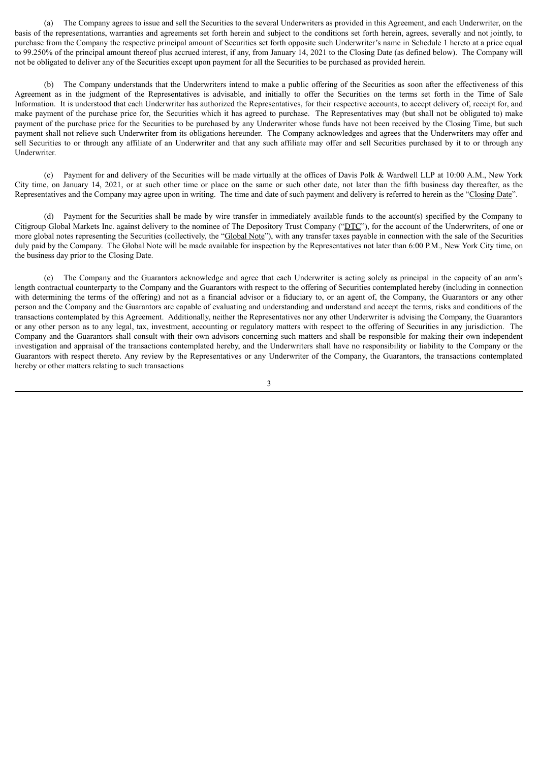(a) The Company agrees to issue and sell the Securities to the several Underwriters as provided in this Agreement, and each Underwriter, on the basis of the representations, warranties and agreements set forth herein and subject to the conditions set forth herein, agrees, severally and not jointly, to purchase from the Company the respective principal amount of Securities set forth opposite such Underwriter's name in Schedule 1 hereto at a price equal to 99.250% of the principal amount thereof plus accrued interest, if any, from January 14, 2021 to the Closing Date (as defined below). The Company will not be obligated to deliver any of the Securities except upon payment for all the Securities to be purchased as provided herein.

(b) The Company understands that the Underwriters intend to make a public offering of the Securities as soon after the effectiveness of this Agreement as in the judgment of the Representatives is advisable, and initially to offer the Securities on the terms set forth in the Time of Sale Information. It is understood that each Underwriter has authorized the Representatives, for their respective accounts, to accept delivery of, receipt for, and make payment of the purchase price for, the Securities which it has agreed to purchase. The Representatives may (but shall not be obligated to) make payment of the purchase price for the Securities to be purchased by any Underwriter whose funds have not been received by the Closing Time, but such payment shall not relieve such Underwriter from its obligations hereunder. The Company acknowledges and agrees that the Underwriters may offer and sell Securities to or through any affiliate of an Underwriter and that any such affiliate may offer and sell Securities purchased by it to or through any Underwriter.

(c) Payment for and delivery of the Securities will be made virtually at the offices of Davis Polk & Wardwell LLP at 10:00 A.M., New York City time, on January 14, 2021, or at such other time or place on the same or such other date, not later than the fifth business day thereafter, as the Representatives and the Company may agree upon in writing. The time and date of such payment and delivery is referred to herein as the "Closing Date".

(d) Payment for the Securities shall be made by wire transfer in immediately available funds to the account(s) specified by the Company to Citigroup Global Markets Inc. against delivery to the nominee of The Depository Trust Company ("DTC"), for the account of the Underwriters, of one or more global notes representing the Securities (collectively, the "Global Note"), with any transfer taxes payable in connection with the sale of the Securities duly paid by the Company. The Global Note will be made available for inspection by the Representatives not later than 6:00 P.M., New York City time, on the business day prior to the Closing Date.

(e) The Company and the Guarantors acknowledge and agree that each Underwriter is acting solely as principal in the capacity of an arm's length contractual counterparty to the Company and the Guarantors with respect to the offering of Securities contemplated hereby (including in connection with determining the terms of the offering) and not as a financial advisor or a fiduciary to, or an agent of, the Company, the Guarantors or any other person and the Company and the Guarantors are capable of evaluating and understanding and understand and accept the terms, risks and conditions of the transactions contemplated by this Agreement. Additionally, neither the Representatives nor any other Underwriter is advising the Company, the Guarantors or any other person as to any legal, tax, investment, accounting or regulatory matters with respect to the offering of Securities in any jurisdiction. The Company and the Guarantors shall consult with their own advisors concerning such matters and shall be responsible for making their own independent investigation and appraisal of the transactions contemplated hereby, and the Underwriters shall have no responsibility or liability to the Company or the Guarantors with respect thereto. Any review by the Representatives or any Underwriter of the Company, the Guarantors, the transactions contemplated hereby or other matters relating to such transactions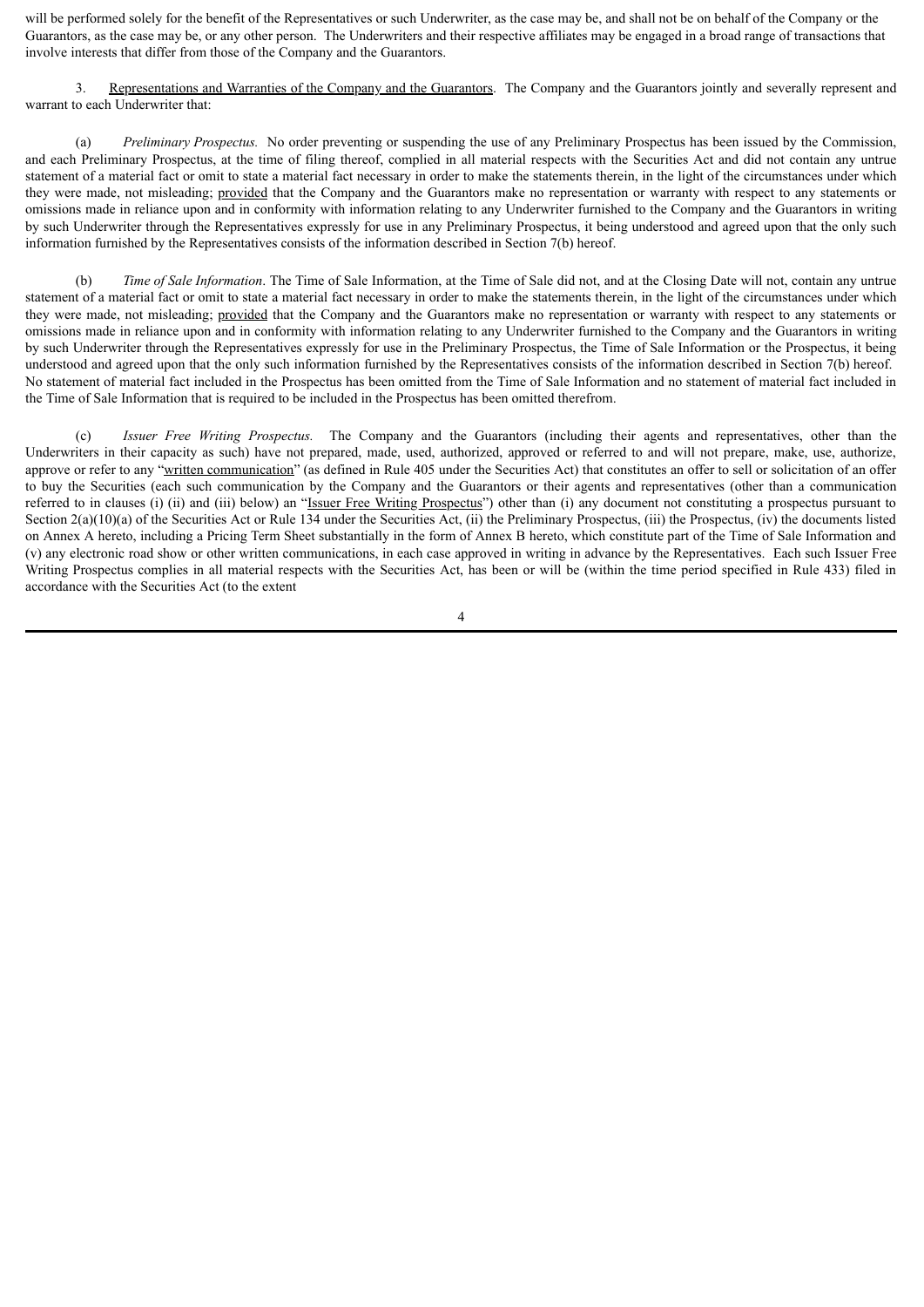will be performed solely for the benefit of the Representatives or such Underwriter, as the case may be, and shall not be on behalf of the Company or the Guarantors, as the case may be, or any other person. The Underwriters and their respective affiliates may be engaged in a broad range of transactions that involve interests that differ from those of the Company and the Guarantors.

3. Representations and Warranties of the Company and the Guarantors. The Company and the Guarantors jointly and severally represent and warrant to each Underwriter that:

(a) *Preliminary Prospectus.* No order preventing or suspending the use of any Preliminary Prospectus has been issued by the Commission, and each Preliminary Prospectus, at the time of filing thereof, complied in all material respects with the Securities Act and did not contain any untrue statement of a material fact or omit to state a material fact necessary in order to make the statements therein, in the light of the circumstances under which they were made, not misleading; provided that the Company and the Guarantors make no representation or warranty with respect to any statements or omissions made in reliance upon and in conformity with information relating to any Underwriter furnished to the Company and the Guarantors in writing by such Underwriter through the Representatives expressly for use in any Preliminary Prospectus, it being understood and agreed upon that the only such information furnished by the Representatives consists of the information described in Section 7(b) hereof.

(b) *Time of Sale Information*. The Time of Sale Information, at the Time of Sale did not, and at the Closing Date will not, contain any untrue statement of a material fact or omit to state a material fact necessary in order to make the statements therein, in the light of the circumstances under which they were made, not misleading; provided that the Company and the Guarantors make no representation or warranty with respect to any statements or omissions made in reliance upon and in conformity with information relating to any Underwriter furnished to the Company and the Guarantors in writing by such Underwriter through the Representatives expressly for use in the Preliminary Prospectus, the Time of Sale Information or the Prospectus, it being understood and agreed upon that the only such information furnished by the Representatives consists of the information described in Section 7(b) hereof. No statement of material fact included in the Prospectus has been omitted from the Time of Sale Information and no statement of material fact included in the Time of Sale Information that is required to be included in the Prospectus has been omitted therefrom.

(c) *Issuer Free Writing Prospectus.* The Company and the Guarantors (including their agents and representatives, other than the Underwriters in their capacity as such) have not prepared, made, used, authorized, approved or referred to and will not prepare, make, use, authorize, approve or refer to any "written communication" (as defined in Rule 405 under the Securities Act) that constitutes an offer to sell or solicitation of an offer to buy the Securities (each such communication by the Company and the Guarantors or their agents and representatives (other than a communication referred to in clauses (i) (ii) and (iii) below) an "Issuer Free Writing Prospectus") other than (i) any document not constituting a prospectus pursuant to Section 2(a)(10)(a) of the Securities Act or Rule 134 under the Securities Act, (ii) the Preliminary Prospectus, (iii) the Prospectus, (iv) the documents listed on Annex A hereto, including a Pricing Term Sheet substantially in the form of Annex B hereto, which constitute part of the Time of Sale Information and (v) any electronic road show or other written communications, in each case approved in writing in advance by the Representatives. Each such Issuer Free Writing Prospectus complies in all material respects with the Securities Act, has been or will be (within the time period specified in Rule 433) filed in accordance with the Securities Act (to the extent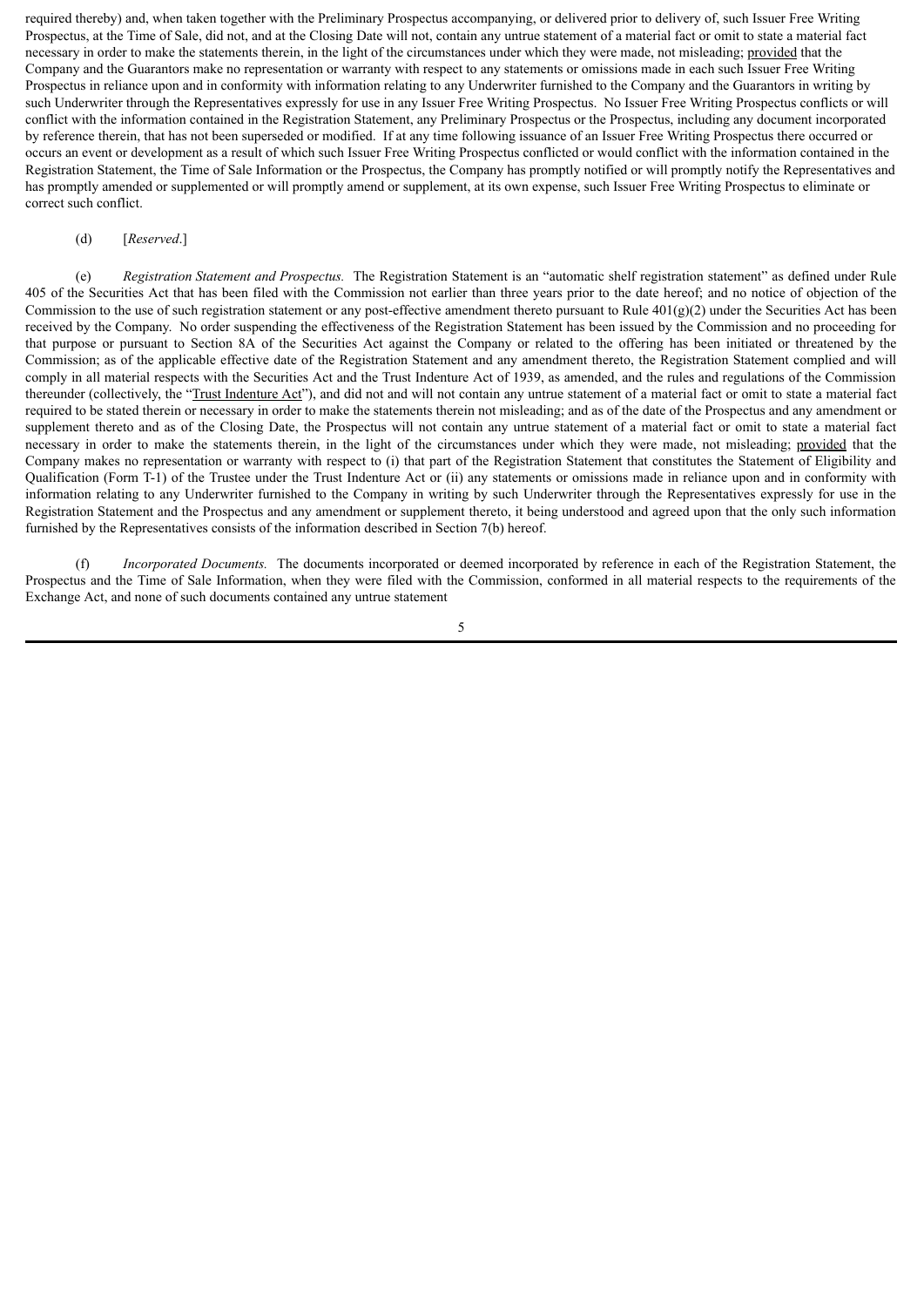required thereby) and, when taken together with the Preliminary Prospectus accompanying, or delivered prior to delivery of, such Issuer Free Writing Prospectus, at the Time of Sale, did not, and at the Closing Date will not, contain any untrue statement of a material fact or omit to state a material fact necessary in order to make the statements therein, in the light of the circumstances under which they were made, not misleading; provided that the Company and the Guarantors make no representation or warranty with respect to any statements or omissions made in each such Issuer Free Writing Prospectus in reliance upon and in conformity with information relating to any Underwriter furnished to the Company and the Guarantors in writing by such Underwriter through the Representatives expressly for use in any Issuer Free Writing Prospectus. No Issuer Free Writing Prospectus conflicts or will conflict with the information contained in the Registration Statement, any Preliminary Prospectus or the Prospectus, including any document incorporated by reference therein, that has not been superseded or modified. If at any time following issuance of an Issuer Free Writing Prospectus there occurred or occurs an event or development as a result of which such Issuer Free Writing Prospectus conflicted or would conflict with the information contained in the Registration Statement, the Time of Sale Information or the Prospectus, the Company has promptly notified or will promptly notify the Representatives and has promptly amended or supplemented or will promptly amend or supplement, at its own expense, such Issuer Free Writing Prospectus to eliminate or correct such conflict.

(d) [*Reserved*.]

(e) *Registration Statement and Prospectus.* The Registration Statement is an "automatic shelf registration statement" as defined under Rule 405 of the Securities Act that has been filed with the Commission not earlier than three years prior to the date hereof; and no notice of objection of the Commission to the use of such registration statement or any post-effective amendment thereto pursuant to Rule 401(g)(2) under the Securities Act has been received by the Company. No order suspending the effectiveness of the Registration Statement has been issued by the Commission and no proceeding for that purpose or pursuant to Section 8A of the Securities Act against the Company or related to the offering has been initiated or threatened by the Commission; as of the applicable effective date of the Registration Statement and any amendment thereto, the Registration Statement complied and will comply in all material respects with the Securities Act and the Trust Indenture Act of 1939, as amended, and the rules and regulations of the Commission thereunder (collectively, the "Trust Indenture Act"), and did not and will not contain any untrue statement of a material fact or omit to state a material fact required to be stated therein or necessary in order to make the statements therein not misleading; and as of the date of the Prospectus and any amendment or supplement thereto and as of the Closing Date, the Prospectus will not contain any untrue statement of a material fact or omit to state a material fact necessary in order to make the statements therein, in the light of the circumstances under which they were made, not misleading; provided that the Company makes no representation or warranty with respect to (i) that part of the Registration Statement that constitutes the Statement of Eligibility and Qualification (Form T-1) of the Trustee under the Trust Indenture Act or (ii) any statements or omissions made in reliance upon and in conformity with information relating to any Underwriter furnished to the Company in writing by such Underwriter through the Representatives expressly for use in the Registration Statement and the Prospectus and any amendment or supplement thereto, it being understood and agreed upon that the only such information furnished by the Representatives consists of the information described in Section 7(b) hereof.

(f) *Incorporated Documents.* The documents incorporated or deemed incorporated by reference in each of the Registration Statement, the Prospectus and the Time of Sale Information, when they were filed with the Commission, conformed in all material respects to the requirements of the Exchange Act, and none of such documents contained any untrue statement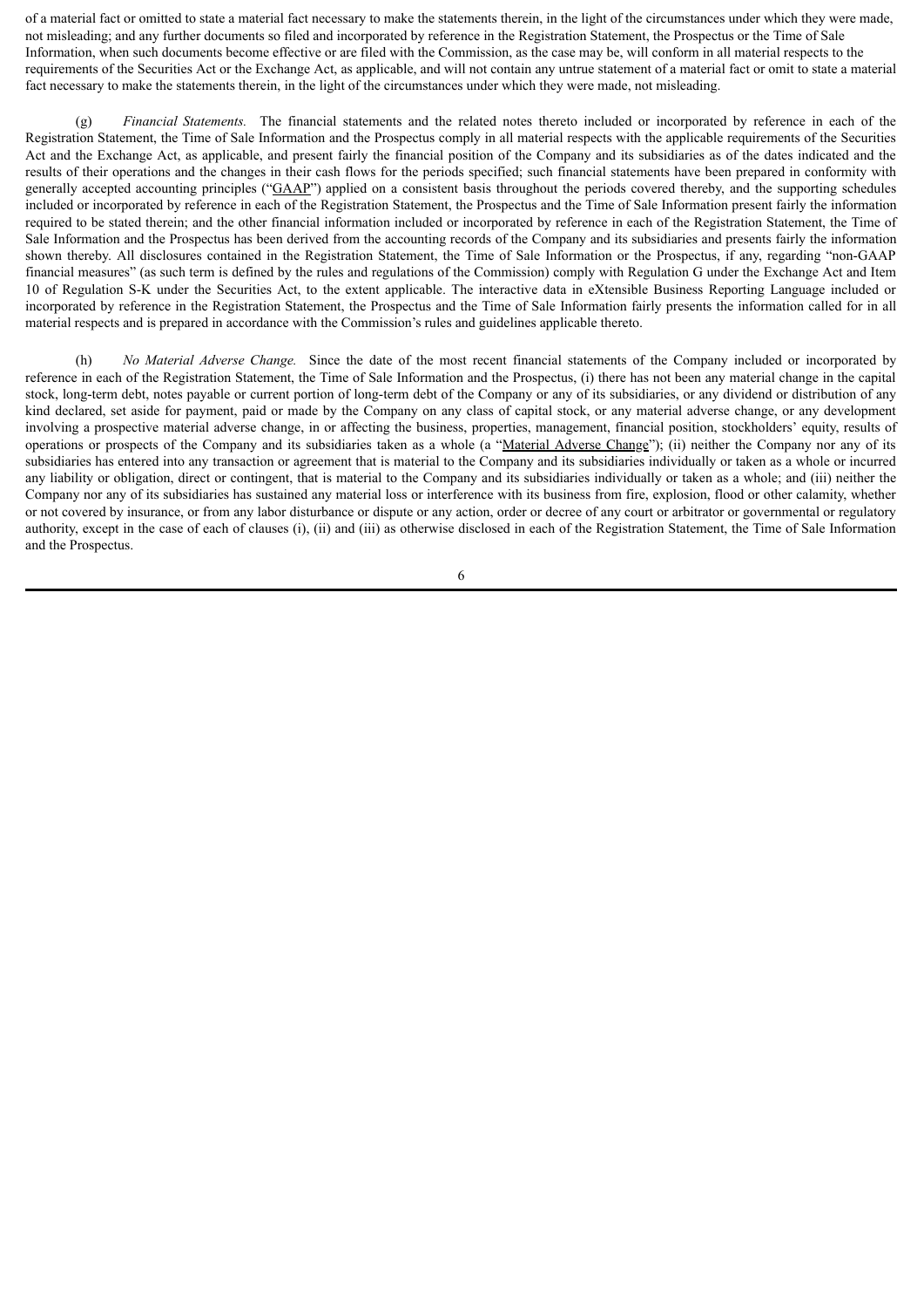of a material fact or omitted to state a material fact necessary to make the statements therein, in the light of the circumstances under which they were made, not misleading; and any further documents so filed and incorporated by reference in the Registration Statement, the Prospectus or the Time of Sale Information, when such documents become effective or are filed with the Commission, as the case may be, will conform in all material respects to the requirements of the Securities Act or the Exchange Act, as applicable, and will not contain any untrue statement of a material fact or omit to state a material fact necessary to make the statements therein, in the light of the circumstances under which they were made, not misleading.

(g) *Financial Statements.* The financial statements and the related notes thereto included or incorporated by reference in each of the Registration Statement, the Time of Sale Information and the Prospectus comply in all material respects with the applicable requirements of the Securities Act and the Exchange Act, as applicable, and present fairly the financial position of the Company and its subsidiaries as of the dates indicated and the results of their operations and the changes in their cash flows for the periods specified; such financial statements have been prepared in conformity with generally accepted accounting principles ("GAAP") applied on a consistent basis throughout the periods covered thereby, and the supporting schedules included or incorporated by reference in each of the Registration Statement, the Prospectus and the Time of Sale Information present fairly the information required to be stated therein; and the other financial information included or incorporated by reference in each of the Registration Statement, the Time of Sale Information and the Prospectus has been derived from the accounting records of the Company and its subsidiaries and presents fairly the information shown thereby. All disclosures contained in the Registration Statement, the Time of Sale Information or the Prospectus, if any, regarding "non-GAAP financial measures" (as such term is defined by the rules and regulations of the Commission) comply with Regulation G under the Exchange Act and Item 10 of Regulation S-K under the Securities Act, to the extent applicable. The interactive data in eXtensible Business Reporting Language included or incorporated by reference in the Registration Statement, the Prospectus and the Time of Sale Information fairly presents the information called for in all material respects and is prepared in accordance with the Commission's rules and guidelines applicable thereto.

(h) *No Material Adverse Change.* Since the date of the most recent financial statements of the Company included or incorporated by reference in each of the Registration Statement, the Time of Sale Information and the Prospectus, (i) there has not been any material change in the capital stock, long-term debt, notes payable or current portion of long-term debt of the Company or any of its subsidiaries, or any dividend or distribution of any kind declared, set aside for payment, paid or made by the Company on any class of capital stock, or any material adverse change, or any development involving a prospective material adverse change, in or affecting the business, properties, management, financial position, stockholders' equity, results of operations or prospects of the Company and its subsidiaries taken as a whole (a "Material Adverse Change"); (ii) neither the Company nor any of its subsidiaries has entered into any transaction or agreement that is material to the Company and its subsidiaries individually or taken as a whole or incurred any liability or obligation, direct or contingent, that is material to the Company and its subsidiaries individually or taken as a whole; and (iii) neither the Company nor any of its subsidiaries has sustained any material loss or interference with its business from fire, explosion, flood or other calamity, whether or not covered by insurance, or from any labor disturbance or dispute or any action, order or decree of any court or arbitrator or governmental or regulatory authority, except in the case of each of clauses (i), (ii) and (iii) as otherwise disclosed in each of the Registration Statement, the Time of Sale Information and the Prospectus.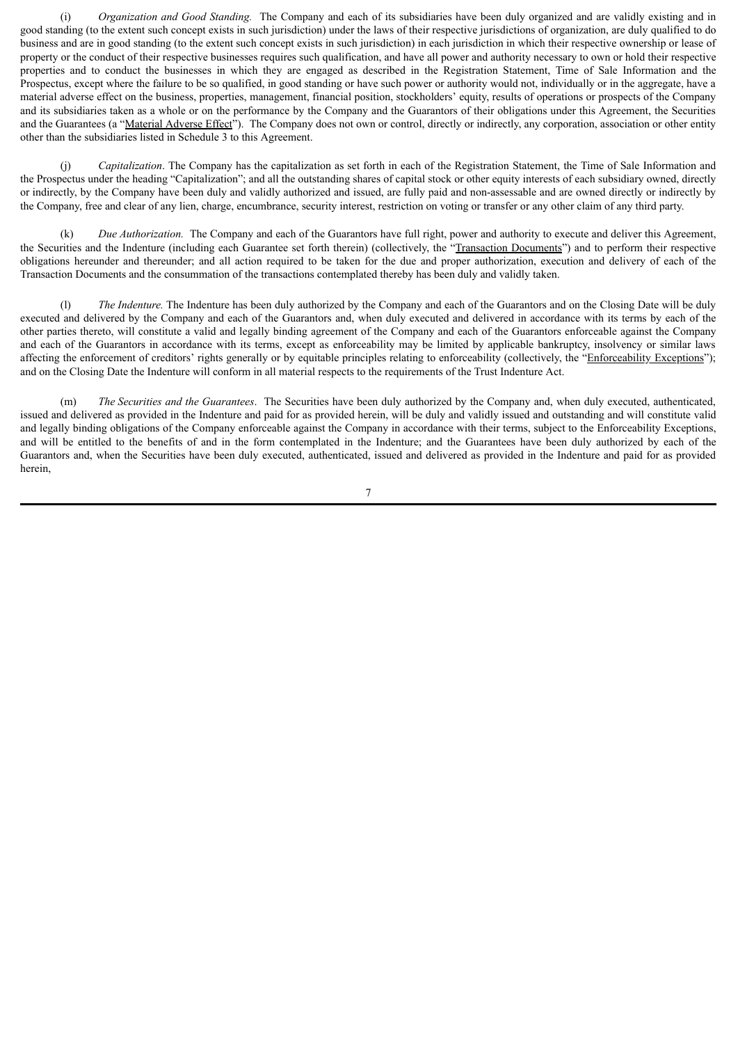(i) *Organization and Good Standing.* The Company and each of its subsidiaries have been duly organized and are validly existing and in good standing (to the extent such concept exists in such jurisdiction) under the laws of their respective jurisdictions of organization, are duly qualified to do business and are in good standing (to the extent such concept exists in such jurisdiction) in each jurisdiction in which their respective ownership or lease of property or the conduct of their respective businesses requires such qualification, and have all power and authority necessary to own or hold their respective properties and to conduct the businesses in which they are engaged as described in the Registration Statement, Time of Sale Information and the Prospectus, except where the failure to be so qualified, in good standing or have such power or authority would not, individually or in the aggregate, have a material adverse effect on the business, properties, management, financial position, stockholders' equity, results of operations or prospects of the Company and its subsidiaries taken as a whole or on the performance by the Company and the Guarantors of their obligations under this Agreement, the Securities and the Guarantees (a "Material Adverse Effect"). The Company does not own or control, directly or indirectly, any corporation, association or other entity other than the subsidiaries listed in Schedule 3 to this Agreement.

(j) *Capitalization*. The Company has the capitalization as set forth in each of the Registration Statement, the Time of Sale Information and the Prospectus under the heading "Capitalization"; and all the outstanding shares of capital stock or other equity interests of each subsidiary owned, directly or indirectly, by the Company have been duly and validly authorized and issued, are fully paid and non-assessable and are owned directly or indirectly by the Company, free and clear of any lien, charge, encumbrance, security interest, restriction on voting or transfer or any other claim of any third party.

(k) *Due Authorization.* The Company and each of the Guarantors have full right, power and authority to execute and deliver this Agreement, the Securities and the Indenture (including each Guarantee set forth therein) (collectively, the "Transaction Documents") and to perform their respective obligations hereunder and thereunder; and all action required to be taken for the due and proper authorization, execution and delivery of each of the Transaction Documents and the consummation of the transactions contemplated thereby has been duly and validly taken.

(l) *The Indenture.* The Indenture has been duly authorized by the Company and each of the Guarantors and on the Closing Date will be duly executed and delivered by the Company and each of the Guarantors and, when duly executed and delivered in accordance with its terms by each of the other parties thereto, will constitute a valid and legally binding agreement of the Company and each of the Guarantors enforceable against the Company and each of the Guarantors in accordance with its terms, except as enforceability may be limited by applicable bankruptcy, insolvency or similar laws affecting the enforcement of creditors' rights generally or by equitable principles relating to enforceability (collectively, the "Enforceability Exceptions"); and on the Closing Date the Indenture will conform in all material respects to the requirements of the Trust Indenture Act.

(m) *The Securities and the Guarantees*. The Securities have been duly authorized by the Company and, when duly executed, authenticated, issued and delivered as provided in the Indenture and paid for as provided herein, will be duly and validly issued and outstanding and will constitute valid and legally binding obligations of the Company enforceable against the Company in accordance with their terms, subject to the Enforceability Exceptions, and will be entitled to the benefits of and in the form contemplated in the Indenture; and the Guarantees have been duly authorized by each of the Guarantors and, when the Securities have been duly executed, authenticated, issued and delivered as provided in the Indenture and paid for as provided herein,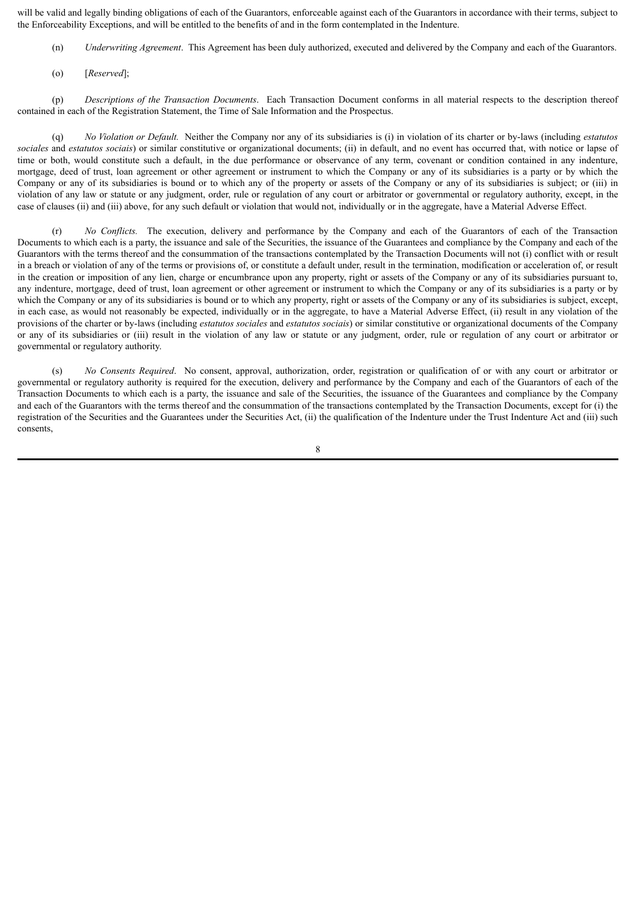will be valid and legally binding obligations of each of the Guarantors, enforceable against each of the Guarantors in accordance with their terms, subject to the Enforceability Exceptions, and will be entitled to the benefits of and in the form contemplated in the Indenture.

(n) *Underwriting Agreement*. This Agreement has been duly authorized, executed and delivered by the Company and each of the Guarantors.

(o) [*Reserved*];

(p) *Descriptions of the Transaction Documents*. Each Transaction Document conforms in all material respects to the description thereof contained in each of the Registration Statement, the Time of Sale Information and the Prospectus.

(q) *No Violation or Default.* Neither the Company nor any of its subsidiaries is (i) in violation of its charter or by-laws (including *estatutos sociales* and *estatutos sociais*) or similar constitutive or organizational documents; (ii) in default, and no event has occurred that, with notice or lapse of time or both, would constitute such a default, in the due performance or observance of any term, covenant or condition contained in any indenture, mortgage, deed of trust, loan agreement or other agreement or instrument to which the Company or any of its subsidiaries is a party or by which the Company or any of its subsidiaries is bound or to which any of the property or assets of the Company or any of its subsidiaries is subject; or (iii) in violation of any law or statute or any judgment, order, rule or regulation of any court or arbitrator or governmental or regulatory authority, except, in the case of clauses (ii) and (iii) above, for any such default or violation that would not, individually or in the aggregate, have a Material Adverse Effect.

(r) *No Conflicts.* The execution, delivery and performance by the Company and each of the Guarantors of each of the Transaction Documents to which each is a party, the issuance and sale of the Securities, the issuance of the Guarantees and compliance by the Company and each of the Guarantors with the terms thereof and the consummation of the transactions contemplated by the Transaction Documents will not (i) conflict with or result in a breach or violation of any of the terms or provisions of, or constitute a default under, result in the termination, modification or acceleration of, or result in the creation or imposition of any lien, charge or encumbrance upon any property, right or assets of the Company or any of its subsidiaries pursuant to, any indenture, mortgage, deed of trust, loan agreement or other agreement or instrument to which the Company or any of its subsidiaries is a party or by which the Company or any of its subsidiaries is bound or to which any property, right or assets of the Company or any of its subsidiaries is subject, except, in each case, as would not reasonably be expected, individually or in the aggregate, to have a Material Adverse Effect, (ii) result in any violation of the provisions of the charter or by-laws (including *estatutos sociales* and *estatutos sociais*) or similar constitutive or organizational documents of the Company or any of its subsidiaries or (iii) result in the violation of any law or statute or any judgment, order, rule or regulation of any court or arbitrator or governmental or regulatory authority.

(s) *No Consents Required*. No consent, approval, authorization, order, registration or qualification of or with any court or arbitrator or governmental or regulatory authority is required for the execution, delivery and performance by the Company and each of the Guarantors of each of the Transaction Documents to which each is a party, the issuance and sale of the Securities, the issuance of the Guarantees and compliance by the Company and each of the Guarantors with the terms thereof and the consummation of the transactions contemplated by the Transaction Documents, except for (i) the registration of the Securities and the Guarantees under the Securities Act, (ii) the qualification of the Indenture under the Trust Indenture Act and (iii) such consents,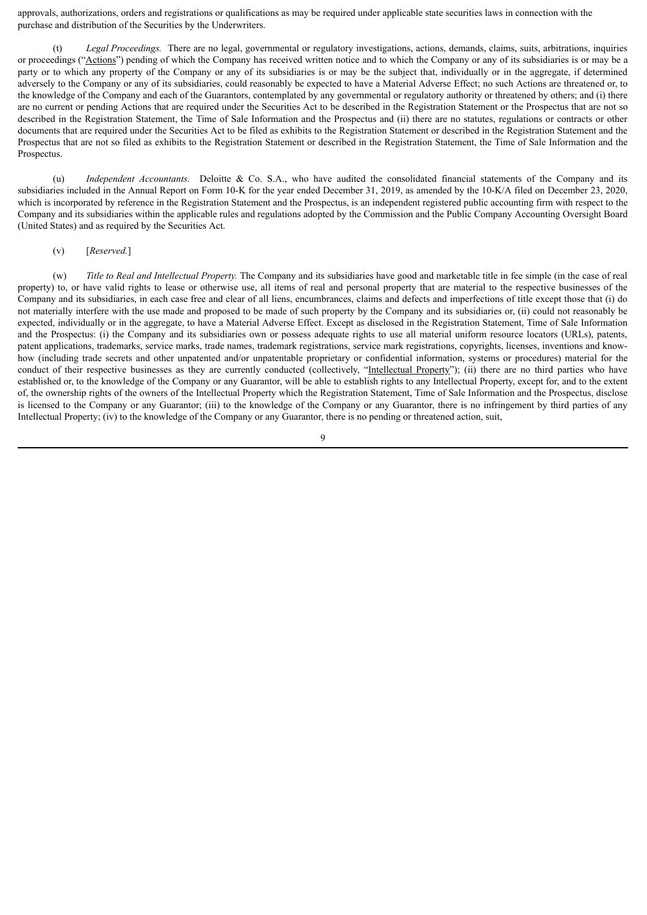approvals, authorizations, orders and registrations or qualifications as may be required under applicable state securities laws in connection with the purchase and distribution of the Securities by the Underwriters.

(t) *Legal Proceedings.* There are no legal, governmental or regulatory investigations, actions, demands, claims, suits, arbitrations, inquiries or proceedings ("Actions") pending of which the Company has received written notice and to which the Company or any of its subsidiaries is or may be a party or to which any property of the Company or any of its subsidiaries is or may be the subject that, individually or in the aggregate, if determined adversely to the Company or any of its subsidiaries, could reasonably be expected to have a Material Adverse Effect; no such Actions are threatened or, to the knowledge of the Company and each of the Guarantors, contemplated by any governmental or regulatory authority or threatened by others; and (i) there are no current or pending Actions that are required under the Securities Act to be described in the Registration Statement or the Prospectus that are not so described in the Registration Statement, the Time of Sale Information and the Prospectus and (ii) there are no statutes, regulations or contracts or other documents that are required under the Securities Act to be filed as exhibits to the Registration Statement or described in the Registration Statement and the Prospectus that are not so filed as exhibits to the Registration Statement or described in the Registration Statement, the Time of Sale Information and the Prospectus.

(u) *Independent Accountants.* Deloitte & Co. S.A., who have audited the consolidated financial statements of the Company and its subsidiaries included in the Annual Report on Form 10-K for the year ended December 31, 2019, as amended by the 10-K/A filed on December 23, 2020, which is incorporated by reference in the Registration Statement and the Prospectus, is an independent registered public accounting firm with respect to the Company and its subsidiaries within the applicable rules and regulations adopted by the Commission and the Public Company Accounting Oversight Board (United States) and as required by the Securities Act.

(v) [*Reserved.*]

(w) *Title to Real and Intellectual Property.* The Company and its subsidiaries have good and marketable title in fee simple (in the case of real property) to, or have valid rights to lease or otherwise use, all items of real and personal property that are material to the respective businesses of the Company and its subsidiaries, in each case free and clear of all liens, encumbrances, claims and defects and imperfections of title except those that (i) do not materially interfere with the use made and proposed to be made of such property by the Company and its subsidiaries or, (ii) could not reasonably be expected, individually or in the aggregate, to have a Material Adverse Effect. Except as disclosed in the Registration Statement, Time of Sale Information and the Prospectus: (i) the Company and its subsidiaries own or possess adequate rights to use all material uniform resource locators (URLs), patents, patent applications, trademarks, service marks, trade names, trademark registrations, service mark registrations, copyrights, licenses, inventions and know-how (including trade secrets and other unpatented and/or unpatentable proprietary or confidential information, systems or procedures) material for the conduct of their respective businesses as they are currently conducted (collectively, "Intellectual Property"); (ii) there are no third parties who have established or, to the knowledge of the Company or any Guarantor, will be able to establish rights to any Intellectual Property, except for, and to the extent of, the ownership rights of the owners of the Intellectual Property which the Registration Statement, Time of Sale Information and the Prospectus, disclose is licensed to the Company or any Guarantor; (iii) to the knowledge of the Company or any Guarantor, there is no infringement by third parties of any Intellectual Property; (iv) to the knowledge of the Company or any Guarantor, there is no pending or threatened action, suit,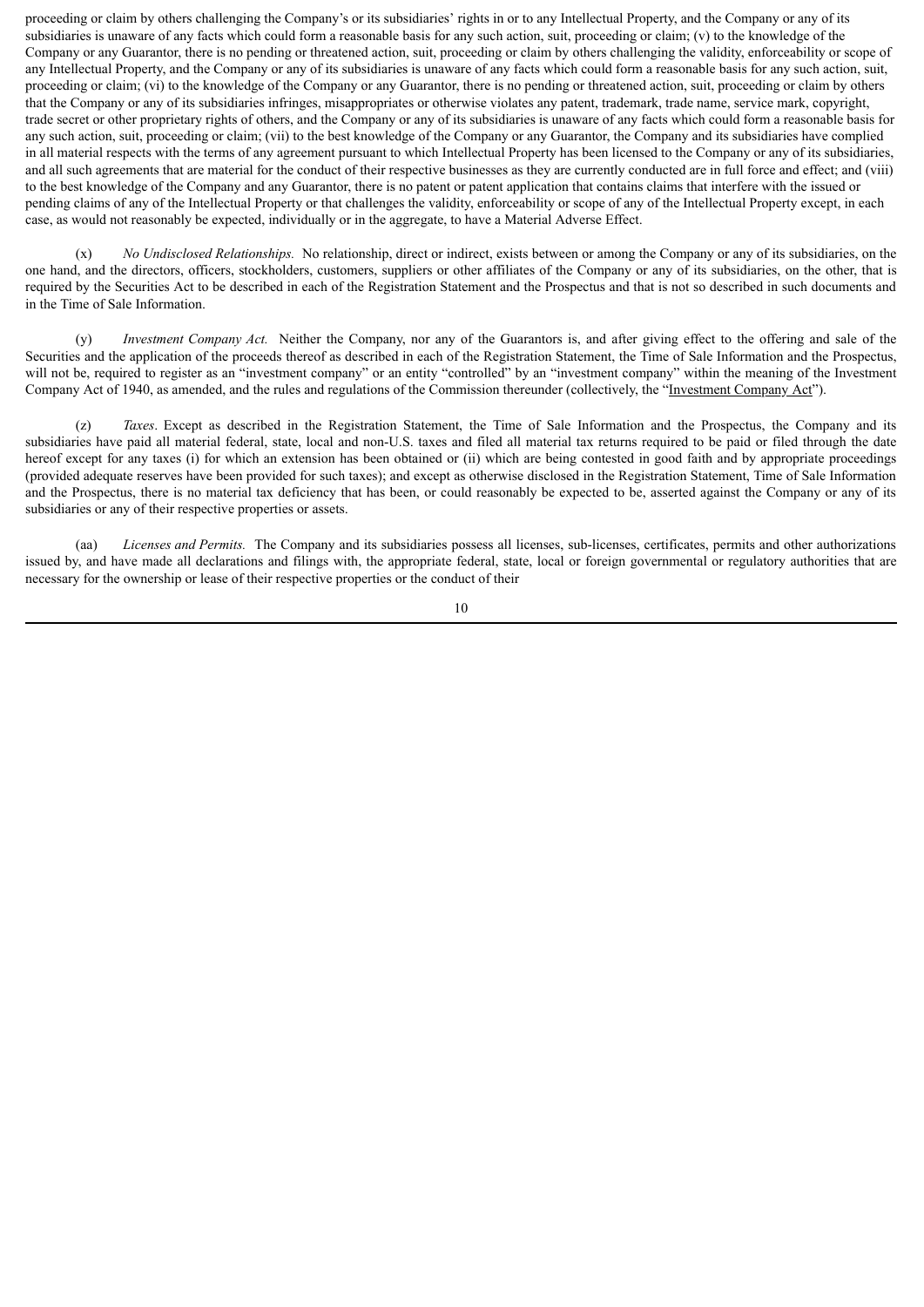proceeding or claim by others challenging the Company's or its subsidiaries' rights in or to any Intellectual Property, and the Company or any of its subsidiaries is unaware of any facts which could form a reasonable basis for any such action, suit, proceeding or claim; (v) to the knowledge of the Company or any Guarantor, there is no pending or threatened action, suit, proceeding or claim by others challenging the validity, enforceability or scope of any Intellectual Property, and the Company or any of its subsidiaries is unaware of any facts which could form a reasonable basis for any such action, suit, proceeding or claim; (vi) to the knowledge of the Company or any Guarantor, there is no pending or threatened action, suit, proceeding or claim by others that the Company or any of its subsidiaries infringes, misappropriates or otherwise violates any patent, trademark, trade name, service mark, copyright, trade secret or other proprietary rights of others, and the Company or any of its subsidiaries is unaware of any facts which could form a reasonable basis for any such action, suit, proceeding or claim; (vii) to the best knowledge of the Company or any Guarantor, the Company and its subsidiaries have complied in all material respects with the terms of any agreement pursuant to which Intellectual Property has been licensed to the Company or any of its subsidiaries, and all such agreements that are material for the conduct of their respective businesses as they are currently conducted are in full force and effect; and (viii) to the best knowledge of the Company and any Guarantor, there is no patent or patent application that contains claims that interfere with the issued or pending claims of any of the Intellectual Property or that challenges the validity, enforceability or scope of any of the Intellectual Property except, in each case, as would not reasonably be expected, individually or in the aggregate, to have a Material Adverse Effect.

(x) *No Undisclosed Relationships.* No relationship, direct or indirect, exists between or among the Company or any of its subsidiaries, on the one hand, and the directors, officers, stockholders, customers, suppliers or other affiliates of the Company or any of its subsidiaries, on the other, that is required by the Securities Act to be described in each of the Registration Statement and the Prospectus and that is not so described in such documents and in the Time of Sale Information.

(y) *Investment Company Act.* Neither the Company, nor any of the Guarantors is, and after giving effect to the offering and sale of the Securities and the application of the proceeds thereof as described in each of the Registration Statement, the Time of Sale Information and the Prospectus, will not be, required to register as an "investment company" or an entity "controlled" by an "investment company" within the meaning of the Investment Company Act of 1940, as amended, and the rules and regulations of the Commission thereunder (collectively, the "Investment Company Act").

(z) *Taxes*. Except as described in the Registration Statement, the Time of Sale Information and the Prospectus, the Company and its subsidiaries have paid all material federal, state, local and non-U.S. taxes and filed all material tax returns required to be paid or filed through the date hereof except for any taxes (i) for which an extension has been obtained or (ii) which are being contested in good faith and by appropriate proceedings (provided adequate reserves have been provided for such taxes); and except as otherwise disclosed in the Registration Statement, Time of Sale Information and the Prospectus, there is no material tax deficiency that has been, or could reasonably be expected to be, asserted against the Company or any of its subsidiaries or any of their respective properties or assets.

(aa) *Licenses and Permits.* The Company and its subsidiaries possess all licenses, sub-licenses, certificates, permits and other authorizations issued by, and have made all declarations and filings with, the appropriate federal, state, local or foreign governmental or regulatory authorities that are necessary for the ownership or lease of their respective properties or the conduct of their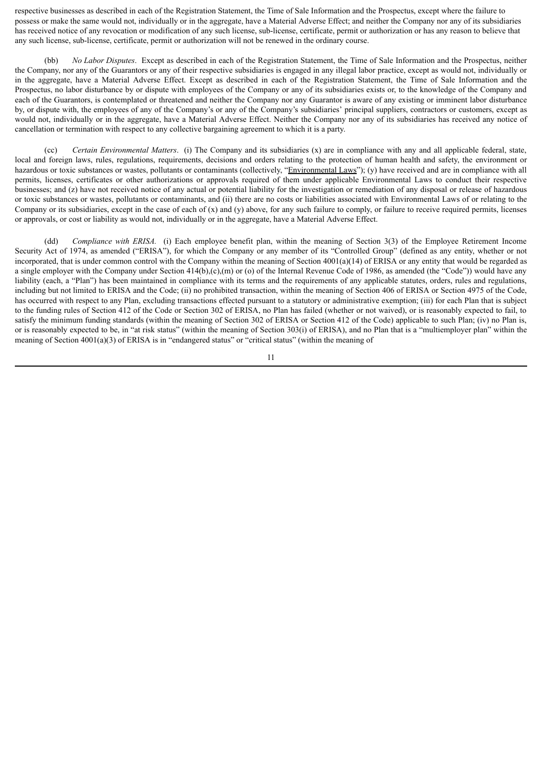respective businesses as described in each of the Registration Statement, the Time of Sale Information and the Prospectus, except where the failure to possess or make the same would not, individually or in the aggregate, have a Material Adverse Effect; and neither the Company nor any of its subsidiaries has received notice of any revocation or modification of any such license, sub-license, certificate, permit or authorization or has any reason to believe that any such license, sub-license, certificate, permit or authorization will not be renewed in the ordinary course.

(bb) *No Labor Disputes*. Except as described in each of the Registration Statement, the Time of Sale Information and the Prospectus, neither the Company, nor any of the Guarantors or any of their respective subsidiaries is engaged in any illegal labor practice, except as would not, individually or in the aggregate, have a Material Adverse Effect. Except as described in each of the Registration Statement, the Time of Sale Information and the Prospectus, no labor disturbance by or dispute with employees of the Company or any of its subsidiaries exists or, to the knowledge of the Company and each of the Guarantors, is contemplated or threatened and neither the Company nor any Guarantor is aware of any existing or imminent labor disturbance by, or dispute with, the employees of any of the Company's or any of the Company's subsidiaries' principal suppliers, contractors or customers, except as would not, individually or in the aggregate, have a Material Adverse Effect. Neither the Company nor any of its subsidiaries has received any notice of cancellation or termination with respect to any collective bargaining agreement to which it is a party.

(cc) *Certain Environmental Matters*. (i) The Company and its subsidiaries (x) are in compliance with any and all applicable federal, state, local and foreign laws, rules, regulations, requirements, decisions and orders relating to the protection of human health and safety, the environment or hazardous or toxic substances or wastes, pollutants or contaminants (collectively, "Environmental Laws"); (y) have received and are in compliance with all permits, licenses, certificates or other authorizations or approvals required of them under applicable Environmental Laws to conduct their respective businesses; and (z) have not received notice of any actual or potential liability for the investigation or remediation of any disposal or release of hazardous or toxic substances or wastes, pollutants or contaminants, and (ii) there are no costs or liabilities associated with Environmental Laws of or relating to the Company or its subsidiaries, except in the case of each of (x) and (y) above, for any such failure to comply, or failure to receive required permits, licenses or approvals, or cost or liability as would not, individually or in the aggregate, have a Material Adverse Effect.

(dd) *Compliance with ERISA.* (i) Each employee benefit plan, within the meaning of Section 3(3) of the Employee Retirement Income Security Act of 1974, as amended ("ERISA"), for which the Company or any member of its "Controlled Group" (defined as any entity, whether or not incorporated, that is under common control with the Company within the meaning of Section 4001(a)(14) of ERISA or any entity that would be regarded as a single employer with the Company under Section 414(b),(c),(m) or (o) of the Internal Revenue Code of 1986, as amended (the "Code")) would have any liability (each, a "Plan") has been maintained in compliance with its terms and the requirements of any applicable statutes, orders, rules and regulations, including but not limited to ERISA and the Code; (ii) no prohibited transaction, within the meaning of Section 406 of ERISA or Section 4975 of the Code, has occurred with respect to any Plan, excluding transactions effected pursuant to a statutory or administrative exemption; (iii) for each Plan that is subject to the funding rules of Section 412 of the Code or Section 302 of ERISA, no Plan has failed (whether or not waived), or is reasonably expected to fail, to satisfy the minimum funding standards (within the meaning of Section 302 of ERISA or Section 412 of the Code) applicable to such Plan; (iv) no Plan is, or is reasonably expected to be, in "at risk status" (within the meaning of Section 303(i) of ERISA), and no Plan that is a "multiemployer plan" within the meaning of Section 4001(a)(3) of ERISA is in "endangered status" or "critical status" (within the meaning of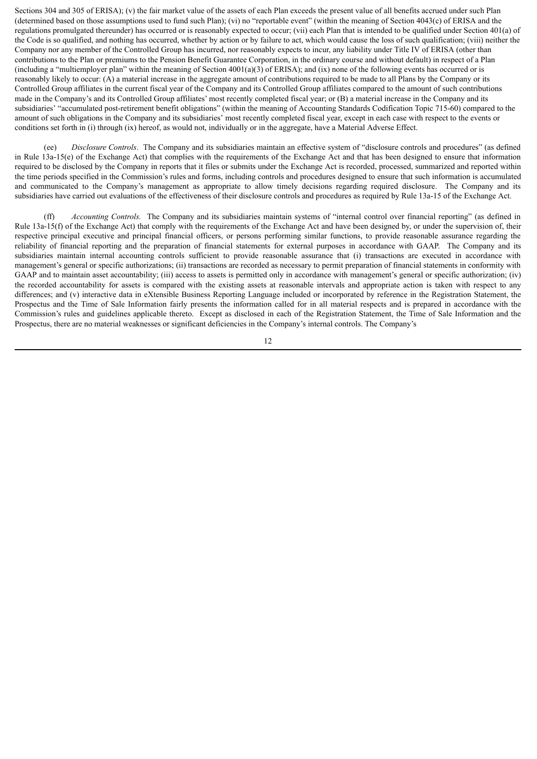Sections 304 and 305 of ERISA); (v) the fair market value of the assets of each Plan exceeds the present value of all benefits accrued under such Plan (determined based on those assumptions used to fund such Plan); (vi) no "reportable event" (within the meaning of Section 4043(c) of ERISA and the regulations promulgated thereunder) has occurred or is reasonably expected to occur; (vii) each Plan that is intended to be qualified under Section 401(a) of the Code is so qualified, and nothing has occurred, whether by action or by failure to act, which would cause the loss of such qualification; (viii) neither the Company nor any member of the Controlled Group has incurred, nor reasonably expects to incur, any liability under Title IV of ERISA (other than contributions to the Plan or premiums to the Pension Benefit Guarantee Corporation, in the ordinary course and without default) in respect of a Plan (including a "multiemployer plan" within the meaning of Section 4001(a)(3) of ERISA); and (ix) none of the following events has occurred or is reasonably likely to occur: (A) a material increase in the aggregate amount of contributions required to be made to all Plans by the Company or its Controlled Group affiliates in the current fiscal year of the Company and its Controlled Group affiliates compared to the amount of such contributions made in the Company's and its Controlled Group affiliates' most recently completed fiscal year; or (B) a material increase in the Company and its subsidiaries' "accumulated post-retirement benefit obligations" (within the meaning of Accounting Standards Codification Topic 715-60) compared to the amount of such obligations in the Company and its subsidiaries' most recently completed fiscal year, except in each case with respect to the events or conditions set forth in (i) through (ix) hereof, as would not, individually or in the aggregate, have a Material Adverse Effect.

(ee) *Disclosure Controls*. The Company and its subsidiaries maintain an effective system of "disclosure controls and procedures" (as defined in Rule 13a-15(e) of the Exchange Act) that complies with the requirements of the Exchange Act and that has been designed to ensure that information required to be disclosed by the Company in reports that it files or submits under the Exchange Act is recorded, processed, summarized and reported within the time periods specified in the Commission's rules and forms, including controls and procedures designed to ensure that such information is accumulated and communicated to the Company's management as appropriate to allow timely decisions regarding required disclosure. The Company and its subsidiaries have carried out evaluations of the effectiveness of their disclosure controls and procedures as required by Rule 13a-15 of the Exchange Act.

(ff) *Accounting Controls.* The Company and its subsidiaries maintain systems of "internal control over financial reporting" (as defined in Rule 13a-15(f) of the Exchange Act) that comply with the requirements of the Exchange Act and have been designed by, or under the supervision of, their respective principal executive and principal financial officers, or persons performing similar functions, to provide reasonable assurance regarding the reliability of financial reporting and the preparation of financial statements for external purposes in accordance with GAAP. The Company and its subsidiaries maintain internal accounting controls sufficient to provide reasonable assurance that (i) transactions are executed in accordance with management's general or specific authorizations; (ii) transactions are recorded as necessary to permit preparation of financial statements in conformity with GAAP and to maintain asset accountability; (iii) access to assets is permitted only in accordance with management's general or specific authorization; (iv) the recorded accountability for assets is compared with the existing assets at reasonable intervals and appropriate action is taken with respect to any differences; and (v) interactive data in eXtensible Business Reporting Language included or incorporated by reference in the Registration Statement, the Prospectus and the Time of Sale Information fairly presents the information called for in all material respects and is prepared in accordance with the Commission's rules and guidelines applicable thereto. Except as disclosed in each of the Registration Statement, the Time of Sale Information and the Prospectus, there are no material weaknesses or significant deficiencies in the Company's internal controls. The Company's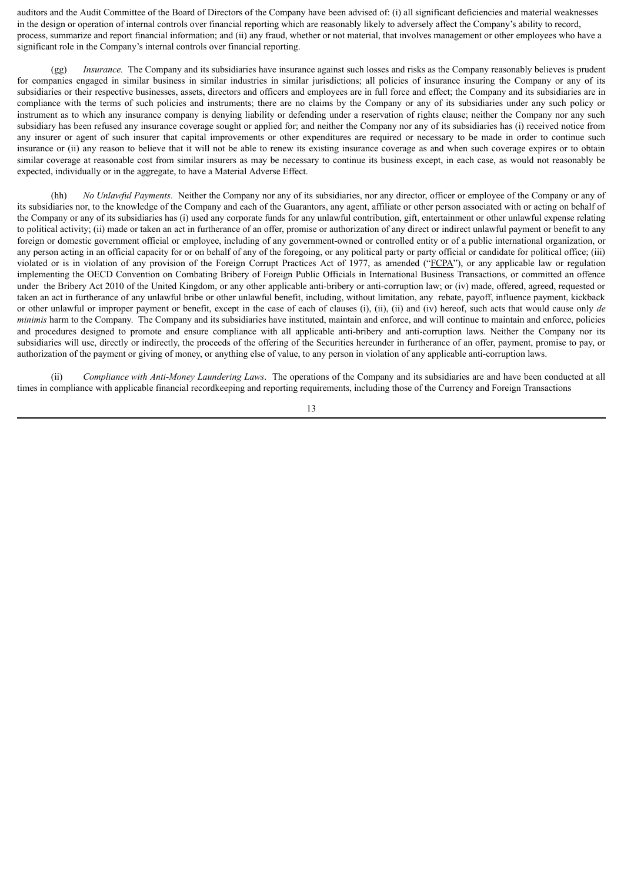auditors and the Audit Committee of the Board of Directors of the Company have been advised of: (i) all significant deficiencies and material weaknesses in the design or operation of internal controls over financial reporting which are reasonably likely to adversely affect the Company's ability to record, process, summarize and report financial information; and (ii) any fraud, whether or not material, that involves management or other employees who have a significant role in the Company's internal controls over financial reporting.

(gg) *Insurance.* The Company and its subsidiaries have insurance against such losses and risks as the Company reasonably believes is prudent for companies engaged in similar business in similar industries in similar jurisdictions; all policies of insurance insuring the Company or any of its subsidiaries or their respective businesses, assets, directors and officers and employees are in full force and effect; the Company and its subsidiaries are in compliance with the terms of such policies and instruments; there are no claims by the Company or any of its subsidiaries under any such policy or instrument as to which any insurance company is denying liability or defending under a reservation of rights clause; neither the Company nor any such subsidiary has been refused any insurance coverage sought or applied for; and neither the Company nor any of its subsidiaries has (i) received notice from any insurer or agent of such insurer that capital improvements or other expenditures are required or necessary to be made in order to continue such insurance or (ii) any reason to believe that it will not be able to renew its existing insurance coverage as and when such coverage expires or to obtain similar coverage at reasonable cost from similar insurers as may be necessary to continue its business except, in each case, as would not reasonably be expected, individually or in the aggregate, to have a Material Adverse Effect.

(hh) *No Unlawful Payments.* Neither the Company nor any of its subsidiaries, nor any director, officer or employee of the Company or any of its subsidiaries nor, to the knowledge of the Company and each of the Guarantors, any agent, affiliate or other person associated with or acting on behalf of the Company or any of its subsidiaries has (i) used any corporate funds for any unlawful contribution, gift, entertainment or other unlawful expense relating to political activity; (ii) made or taken an act in furtherance of an offer, promise or authorization of any direct or indirect unlawful payment or benefit to any foreign or domestic government official or employee, including of any government-owned or controlled entity or of a public international organization, or any person acting in an official capacity for or on behalf of any of the foregoing, or any political party or party official or candidate for political office; (iii) violated or is in violation of any provision of the Foreign Corrupt Practices Act of 1977, as amended ("FCPA"), or any applicable law or regulation implementing the OECD Convention on Combating Bribery of Foreign Public Officials in International Business Transactions, or committed an offence under the Bribery Act 2010 of the United Kingdom, or any other applicable anti-bribery or anti-corruption law; or (iv) made, offered, agreed, requested or taken an act in furtherance of any unlawful bribe or other unlawful benefit, including, without limitation, any rebate, payoff, influence payment, kickback or other unlawful or improper payment or benefit, except in the case of each of clauses (i), (ii), (ii) and (iv) hereof, such acts that would cause only *de minimis* harm to the Company. The Company and its subsidiaries have instituted, maintain and enforce, and will continue to maintain and enforce, policies and procedures designed to promote and ensure compliance with all applicable anti-bribery and anti-corruption laws. Neither the Company nor its subsidiaries will use, directly or indirectly, the proceeds of the offering of the Securities hereunder in furtherance of an offer, payment, promise to pay, or authorization of the payment or giving of money, or anything else of value, to any person in violation of any applicable anti-corruption laws.

(ii) *Compliance with Anti-Money Laundering Laws*. The operations of the Company and its subsidiaries are and have been conducted at all times in compliance with applicable financial recordkeeping and reporting requirements, including those of the Currency and Foreign Transactions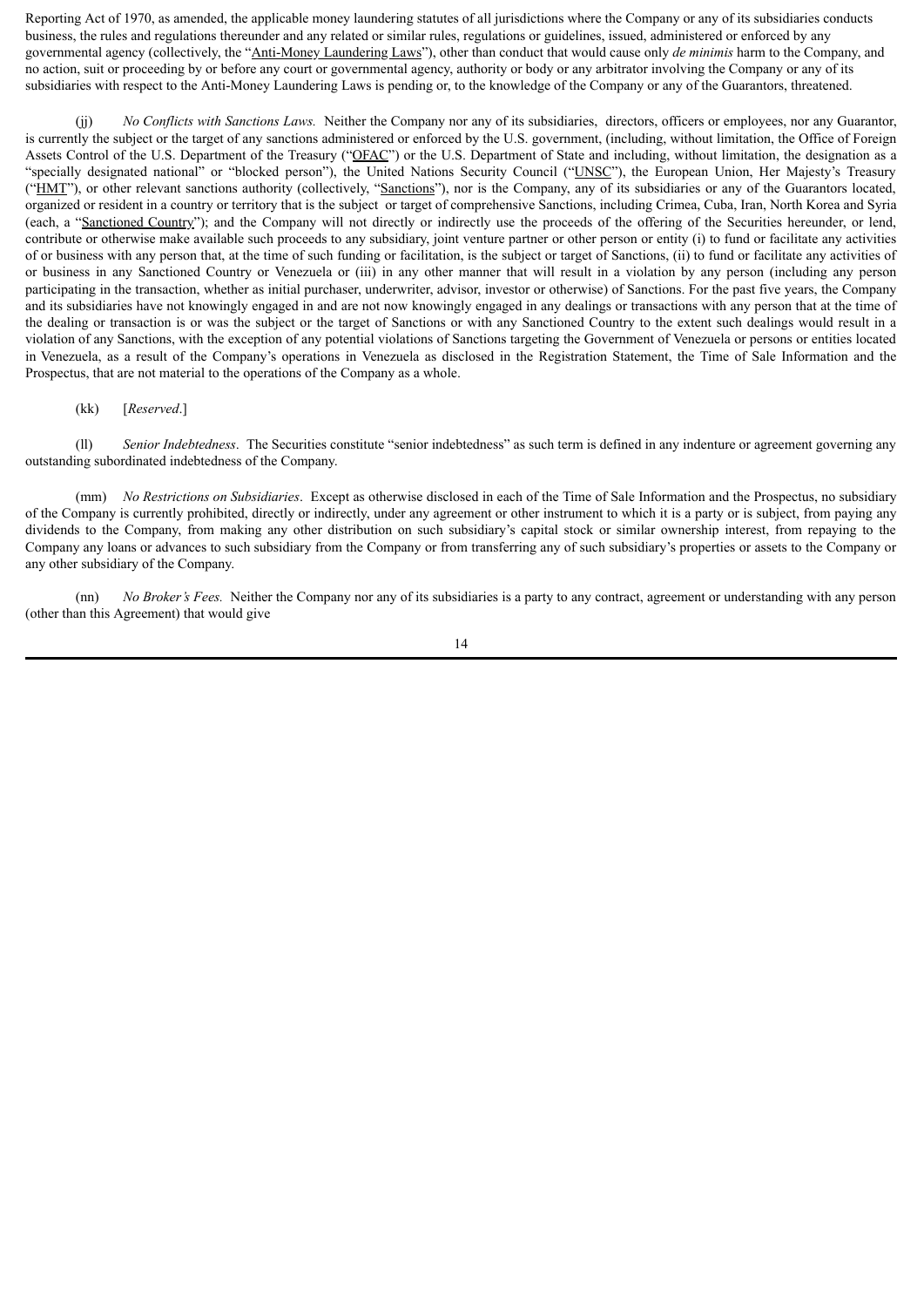Reporting Act of 1970, as amended, the applicable money laundering statutes of all jurisdictions where the Company or any of its subsidiaries conducts business, the rules and regulations thereunder and any related or similar rules, regulations or guidelines, issued, administered or enforced by any governmental agency (collectively, the "Anti-Money Laundering Laws"), other than conduct that would cause only *de minimis* harm to the Company, and no action, suit or proceeding by or before any court or governmental agency, authority or body or any arbitrator involving the Company or any of its subsidiaries with respect to the Anti-Money Laundering Laws is pending or, to the knowledge of the Company or any of the Guarantors, threatened.

(jj) *No Conflicts with Sanctions Laws.* Neither the Company nor any of its subsidiaries, directors, officers or employees, nor any Guarantor, is currently the subject or the target of any sanctions administered or enforced by the U.S. government, (including, without limitation, the Office of Foreign Assets Control of the U.S. Department of the Treasury ("OFAC") or the U.S. Department of State and including, without limitation, the designation as a "specially designated national" or "blocked person"), the United Nations Security Council ("UNSC"), the European Union, Her Majesty's Treasury ("HMT"), or other relevant sanctions authority (collectively, "Sanctions"), nor is the Company, any of its subsidiaries or any of the Guarantors located, organized or resident in a country or territory that is the subject or target of comprehensive Sanctions, including Crimea, Cuba, Iran, North Korea and Syria (each, a "Sanctioned Country"); and the Company will not directly or indirectly use the proceeds of the offering of the Securities hereunder, or lend, contribute or otherwise make available such proceeds to any subsidiary, joint venture partner or other person or entity (i) to fund or facilitate any activities of or business with any person that, at the time of such funding or facilitation, is the subject or target of Sanctions, (ii) to fund or facilitate any activities of or business in any Sanctioned Country or Venezuela or (iii) in any other manner that will result in a violation by any person (including any person participating in the transaction, whether as initial purchaser, underwriter, advisor, investor or otherwise) of Sanctions. For the past five years, the Company and its subsidiaries have not knowingly engaged in and are not now knowingly engaged in any dealings or transactions with any person that at the time of the dealing or transaction is or was the subject or the target of Sanctions or with any Sanctioned Country to the extent such dealings would result in a violation of any Sanctions, with the exception of any potential violations of Sanctions targeting the Government of Venezuela or persons or entities located in Venezuela, as a result of the Company's operations in Venezuela as disclosed in the Registration Statement, the Time of Sale Information and the Prospectus, that are not material to the operations of the Company as a whole.

(kk) [*Reserved*.]

(ll) *Senior Indebtedness*. The Securities constitute "senior indebtedness" as such term is defined in any indenture or agreement governing any outstanding subordinated indebtedness of the Company.

(mm) *No Restrictions on Subsidiaries*. Except as otherwise disclosed in each of the Time of Sale Information and the Prospectus, no subsidiary of the Company is currently prohibited, directly or indirectly, under any agreement or other instrument to which it is a party or is subject, from paying any dividends to the Company, from making any other distribution on such subsidiary's capital stock or similar ownership interest, from repaying to the Company any loans or advances to such subsidiary from the Company or from transferring any of such subsidiary's properties or assets to the Company or any other subsidiary of the Company.

(nn) *No Broker's Fees.* Neither the Company nor any of its subsidiaries is a party to any contract, agreement or understanding with any person (other than this Agreement) that would give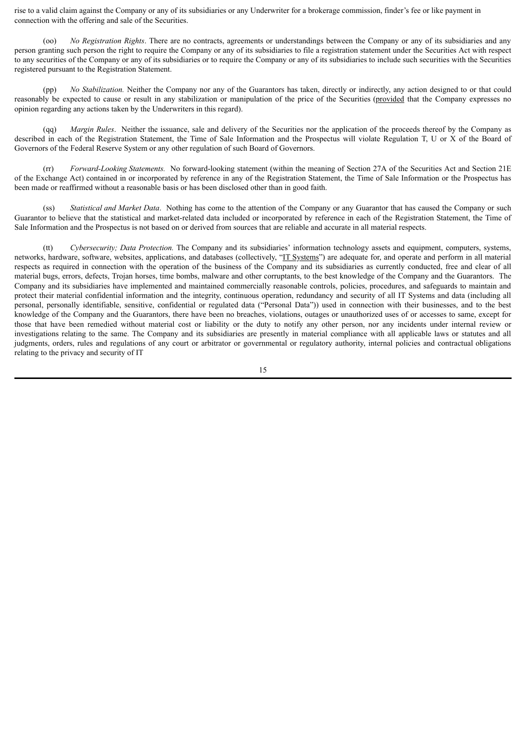rise to a valid claim against the Company or any of its subsidiaries or any Underwriter for a brokerage commission, finder's fee or like payment in connection with the offering and sale of the Securities.

(oo) *No Registration Rights*. There are no contracts, agreements or understandings between the Company or any of its subsidiaries and any person granting such person the right to require the Company or any of its subsidiaries to file a registration statement under the Securities Act with respect to any securities of the Company or any of its subsidiaries or to require the Company or any of its subsidiaries to include such securities with the Securities registered pursuant to the Registration Statement.

(pp) *No Stabilization.* Neither the Company nor any of the Guarantors has taken, directly or indirectly, any action designed to or that could reasonably be expected to cause or result in any stabilization or manipulation of the price of the Securities (provided that the Company expresses no opinion regarding any actions taken by the Underwriters in this regard).

(qq) *Margin Rules*. Neither the issuance, sale and delivery of the Securities nor the application of the proceeds thereof by the Company as described in each of the Registration Statement, the Time of Sale Information and the Prospectus will violate Regulation T, U or X of the Board of Governors of the Federal Reserve System or any other regulation of such Board of Governors.

(rr) *Forward-Looking Statements.* No forward-looking statement (within the meaning of Section 27A of the Securities Act and Section 21E of the Exchange Act) contained in or incorporated by reference in any of the Registration Statement, the Time of Sale Information or the Prospectus has been made or reaffirmed without a reasonable basis or has been disclosed other than in good faith.

(ss) *Statistical and Market Data*. Nothing has come to the attention of the Company or any Guarantor that has caused the Company or such Guarantor to believe that the statistical and market-related data included or incorporated by reference in each of the Registration Statement, the Time of Sale Information and the Prospectus is not based on or derived from sources that are reliable and accurate in all material respects.

(tt) *Cybersecurity; Data Protection.* The Company and its subsidiaries' information technology assets and equipment, computers, systems, networks, hardware, software, websites, applications, and databases (collectively, "IT Systems") are adequate for, and operate and perform in all material respects as required in connection with the operation of the business of the Company and its subsidiaries as currently conducted, free and clear of all material bugs, errors, defects, Trojan horses, time bombs, malware and other corruptants, to the best knowledge of the Company and the Guarantors. The Company and its subsidiaries have implemented and maintained commercially reasonable controls, policies, procedures, and safeguards to maintain and protect their material confidential information and the integrity, continuous operation, redundancy and security of all IT Systems and data (including all personal, personally identifiable, sensitive, confidential or regulated data ("Personal Data")) used in connection with their businesses, and to the best knowledge of the Company and the Guarantors, there have been no breaches, violations, outages or unauthorized uses of or accesses to same, except for those that have been remedied without material cost or liability or the duty to notify any other person, nor any incidents under internal review or investigations relating to the same. The Company and its subsidiaries are presently in material compliance with all applicable laws or statutes and all judgments, orders, rules and regulations of any court or arbitrator or governmental or regulatory authority, internal policies and contractual obligations relating to the privacy and security of IT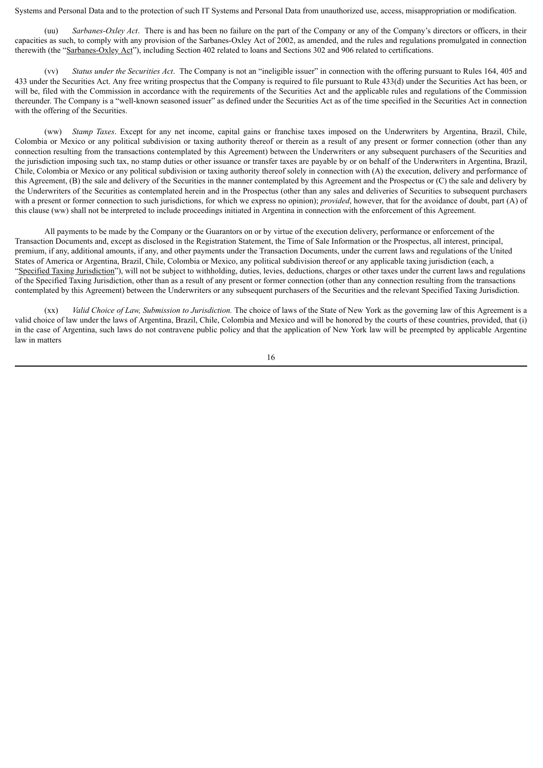Systems and Personal Data and to the protection of such IT Systems and Personal Data from unauthorized use, access, misappropriation or modification.

(uu) *Sarbanes-Oxley Act*. There is and has been no failure on the part of the Company or any of the Company's directors or officers, in their capacities as such, to comply with any provision of the Sarbanes-Oxley Act of 2002, as amended, and the rules and regulations promulgated in connection therewith (the "Sarbanes-Oxley Act"), including Section 402 related to loans and Sections 302 and 906 related to certifications.

(vv) *Status under the Securities Act*. The Company is not an "ineligible issuer" in connection with the offering pursuant to Rules 164, 405 and 433 under the Securities Act. Any free writing prospectus that the Company is required to file pursuant to Rule 433(d) under the Securities Act has been, or will be, filed with the Commission in accordance with the requirements of the Securities Act and the applicable rules and regulations of the Commission thereunder. The Company is a "well-known seasoned issuer" as defined under the Securities Act as of the time specified in the Securities Act in connection with the offering of the Securities.

(ww) *Stamp Taxes*. Except for any net income, capital gains or franchise taxes imposed on the Underwriters by Argentina, Brazil, Chile, Colombia or Mexico or any political subdivision or taxing authority thereof or therein as a result of any present or former connection (other than any connection resulting from the transactions contemplated by this Agreement) between the Underwriters or any subsequent purchasers of the Securities and the jurisdiction imposing such tax, no stamp duties or other issuance or transfer taxes are payable by or on behalf of the Underwriters in Argentina, Brazil, Chile, Colombia or Mexico or any political subdivision or taxing authority thereof solely in connection with (A) the execution, delivery and performance of this Agreement, (B) the sale and delivery of the Securities in the manner contemplated by this Agreement and the Prospectus or (C) the sale and delivery by the Underwriters of the Securities as contemplated herein and in the Prospectus (other than any sales and deliveries of Securities to subsequent purchasers with a present or former connection to such jurisdictions, for which we express no opinion); *provided*, however, that for the avoidance of doubt, part (A) of this clause (ww) shall not be interpreted to include proceedings initiated in Argentina in connection with the enforcement of this Agreement.

All payments to be made by the Company or the Guarantors on or by virtue of the execution delivery, performance or enforcement of the Transaction Documents and, except as disclosed in the Registration Statement, the Time of Sale Information or the Prospectus, all interest, principal, premium, if any, additional amounts, if any, and other payments under the Transaction Documents, under the current laws and regulations of the United States of America or Argentina, Brazil, Chile, Colombia or Mexico, any political subdivision thereof or any applicable taxing jurisdiction (each, a "Specified Taxing Jurisdiction"), will not be subject to withholding, duties, levies, deductions, charges or other taxes under the current laws and regulations of the Specified Taxing Jurisdiction, other than as a result of any present or former connection (other than any connection resulting from the transactions contemplated by this Agreement) between the Underwriters or any subsequent purchasers of the Securities and the relevant Specified Taxing Jurisdiction.

(xx) *Valid Choice of Law, Submission to Jurisdiction.* The choice of laws of the State of New York as the governing law of this Agreement is a valid choice of law under the laws of Argentina, Brazil, Chile, Colombia and Mexico and will be honored by the courts of these countries, provided, that (i) in the case of Argentina, such laws do not contravene public policy and that the application of New York law will be preempted by applicable Argentine law in matters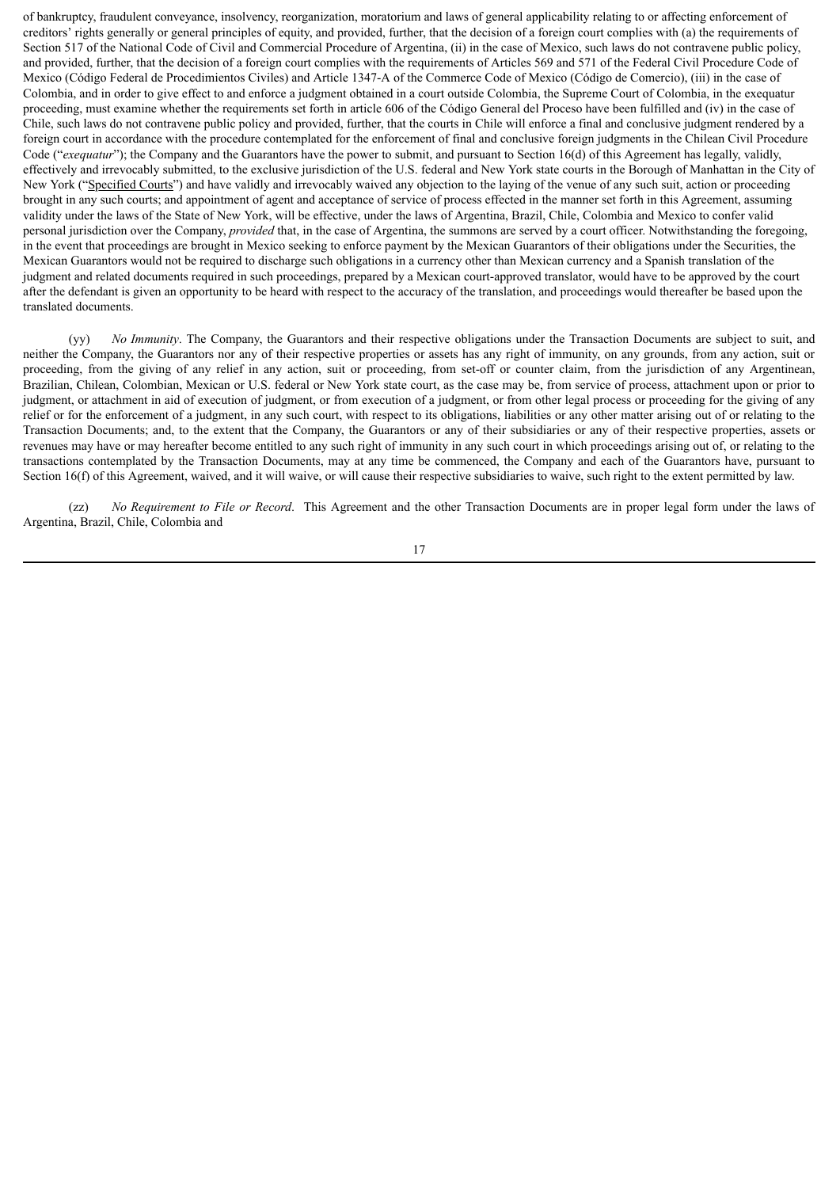of bankruptcy, fraudulent conveyance, insolvency, reorganization, moratorium and laws of general applicability relating to or affecting enforcement of creditors' rights generally or general principles of equity, and provided, further, that the decision of a foreign court complies with (a) the requirements of Section 517 of the National Code of Civil and Commercial Procedure of Argentina, (ii) in the case of Mexico, such laws do not contravene public policy, and provided, further, that the decision of a foreign court complies with the requirements of Articles 569 and 571 of the Federal Civil Procedure Code of Mexico (Código Federal de Procedimientos Civiles) and Article 1347-A of the Commerce Code of Mexico (Código de Comercio), (iii) in the case of Colombia, and in order to give effect to and enforce a judgment obtained in a court outside Colombia, the Supreme Court of Colombia, in the exequatur proceeding, must examine whether the requirements set forth in article 606 of the Código General del Proceso have been fulfilled and (iv) in the case of Chile, such laws do not contravene public policy and provided, further, that the courts in Chile will enforce a final and conclusive judgment rendered by a foreign court in accordance with the procedure contemplated for the enforcement of final and conclusive foreign judgments in the Chilean Civil Procedure Code ("*exequatur*"); the Company and the Guarantors have the power to submit, and pursuant to Section 16(d) of this Agreement has legally, validly, effectively and irrevocably submitted, to the exclusive jurisdiction of the U.S. federal and New York state courts in the Borough of Manhattan in the City of New York ("Specified Courts") and have validly and irrevocably waived any objection to the laying of the venue of any such suit, action or proceeding brought in any such courts; and appointment of agent and acceptance of service of process effected in the manner set forth in this Agreement, assuming validity under the laws of the State of New York, will be effective, under the laws of Argentina, Brazil, Chile, Colombia and Mexico to confer valid personal jurisdiction over the Company, *provided* that, in the case of Argentina, the summons are served by a court officer. Notwithstanding the foregoing, in the event that proceedings are brought in Mexico seeking to enforce payment by the Mexican Guarantors of their obligations under the Securities, the Mexican Guarantors would not be required to discharge such obligations in a currency other than Mexican currency and a Spanish translation of the judgment and related documents required in such proceedings, prepared by a Mexican court-approved translator, would have to be approved by the court after the defendant is given an opportunity to be heard with respect to the accuracy of the translation, and proceedings would thereafter be based upon the translated documents.

(yy) *No Immunity*. The Company, the Guarantors and their respective obligations under the Transaction Documents are subject to suit, and neither the Company, the Guarantors nor any of their respective properties or assets has any right of immunity, on any grounds, from any action, suit or proceeding, from the giving of any relief in any action, suit or proceeding, from set-off or counter claim, from the jurisdiction of any Argentinean, Brazilian, Chilean, Colombian, Mexican or U.S. federal or New York state court, as the case may be, from service of process, attachment upon or prior to judgment, or attachment in aid of execution of judgment, or from execution of a judgment, or from other legal process or proceeding for the giving of any relief or for the enforcement of a judgment, in any such court, with respect to its obligations, liabilities or any other matter arising out of or relating to the Transaction Documents; and, to the extent that the Company, the Guarantors or any of their subsidiaries or any of their respective properties, assets or revenues may have or may hereafter become entitled to any such right of immunity in any such court in which proceedings arising out of, or relating to the transactions contemplated by the Transaction Documents, may at any time be commenced, the Company and each of the Guarantors have, pursuant to Section 16(f) of this Agreement, waived, and it will waive, or will cause their respective subsidiaries to waive, such right to the extent permitted by law.

(zz) *No Requirement to File or Record*. This Agreement and the other Transaction Documents are in proper legal form under the laws of Argentina, Brazil, Chile, Colombia and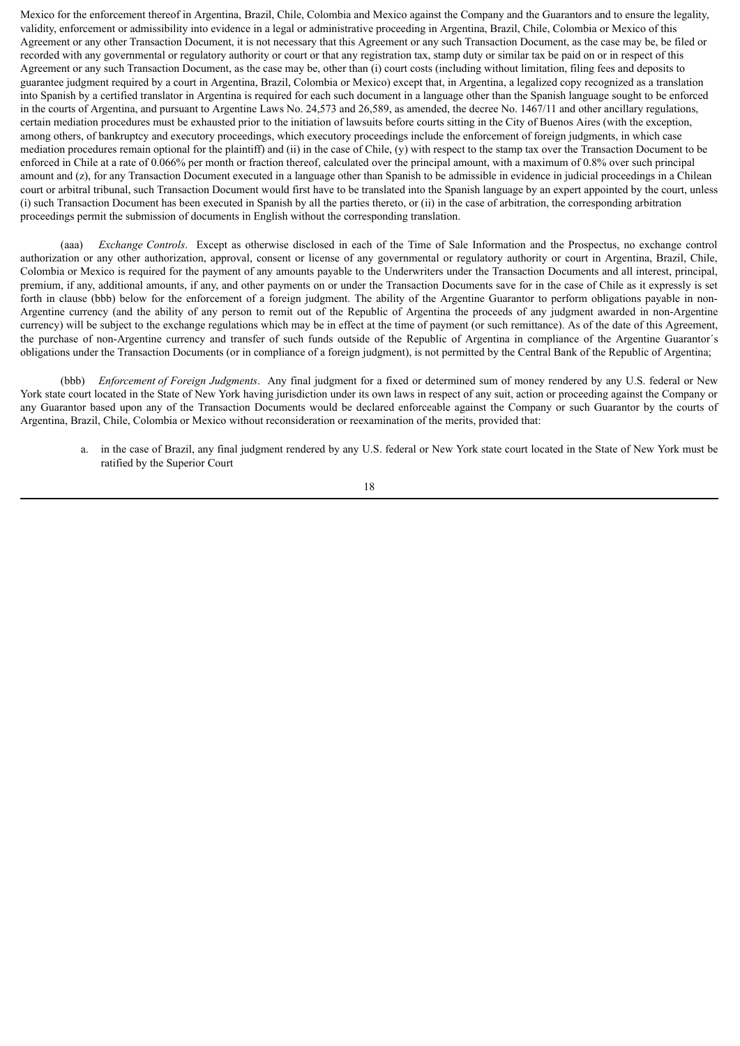Mexico for the enforcement thereof in Argentina, Brazil, Chile, Colombia and Mexico against the Company and the Guarantors and to ensure the legality, validity, enforcement or admissibility into evidence in a legal or administrative proceeding in Argentina, Brazil, Chile, Colombia or Mexico of this Agreement or any other Transaction Document, it is not necessary that this Agreement or any such Transaction Document, as the case may be, be filed or recorded with any governmental or regulatory authority or court or that any registration tax, stamp duty or similar tax be paid on or in respect of this Agreement or any such Transaction Document, as the case may be, other than (i) court costs (including without limitation, filing fees and deposits to guarantee judgment required by a court in Argentina, Brazil, Colombia or Mexico) except that, in Argentina, a legalized copy recognized as a translation into Spanish by a certified translator in Argentina is required for each such document in a language other than the Spanish language sought to be enforced in the courts of Argentina, and pursuant to Argentine Laws No. 24,573 and 26,589, as amended, the decree No. 1467/11 and other ancillary regulations, certain mediation procedures must be exhausted prior to the initiation of lawsuits before courts sitting in the City of Buenos Aires (with the exception, among others, of bankruptcy and executory proceedings, which executory proceedings include the enforcement of foreign judgments, in which case mediation procedures remain optional for the plaintiff) and (ii) in the case of Chile, (y) with respect to the stamp tax over the Transaction Document to be enforced in Chile at a rate of 0.066% per month or fraction thereof, calculated over the principal amount, with a maximum of 0.8% over such principal amount and (z), for any Transaction Document executed in a language other than Spanish to be admissible in evidence in judicial proceedings in a Chilean court or arbitral tribunal, such Transaction Document would first have to be translated into the Spanish language by an expert appointed by the court, unless (i) such Transaction Document has been executed in Spanish by all the parties thereto, or (ii) in the case of arbitration, the corresponding arbitration proceedings permit the submission of documents in English without the corresponding translation.

(aaa) *Exchange Controls*. Except as otherwise disclosed in each of the Time of Sale Information and the Prospectus, no exchange control authorization or any other authorization, approval, consent or license of any governmental or regulatory authority or court in Argentina, Brazil, Chile, Colombia or Mexico is required for the payment of any amounts payable to the Underwriters under the Transaction Documents and all interest, principal, premium, if any, additional amounts, if any, and other payments on or under the Transaction Documents save for in the case of Chile as it expressly is set forth in clause (bbb) below for the enforcement of a foreign judgment. The ability of the Argentine Guarantor to perform obligations payable in non-Argentine currency (and the ability of any person to remit out of the Republic of Argentina the proceeds of any judgment awarded in non-Argentine currency) will be subject to the exchange regulations which may be in effect at the time of payment (or such remittance). As of the date of this Agreement, the purchase of non-Argentine currency and transfer of such funds outside of the Republic of Argentina in compliance of the Argentine Guarantor´s obligations under the Transaction Documents (or in compliance of a foreign judgment), is not permitted by the Central Bank of the Republic of Argentina;

(bbb) *Enforcement of Foreign Judgments*. Any final judgment for a fixed or determined sum of money rendered by any U.S. federal or New York state court located in the State of New York having jurisdiction under its own laws in respect of any suit, action or proceeding against the Company or any Guarantor based upon any of the Transaction Documents would be declared enforceable against the Company or such Guarantor by the courts of Argentina, Brazil, Chile, Colombia or Mexico without reconsideration or reexamination of the merits, provided that:

a. in the case of Brazil, any final judgment rendered by any U.S. federal or New York state court located in the State of New York must be ratified by the Superior Court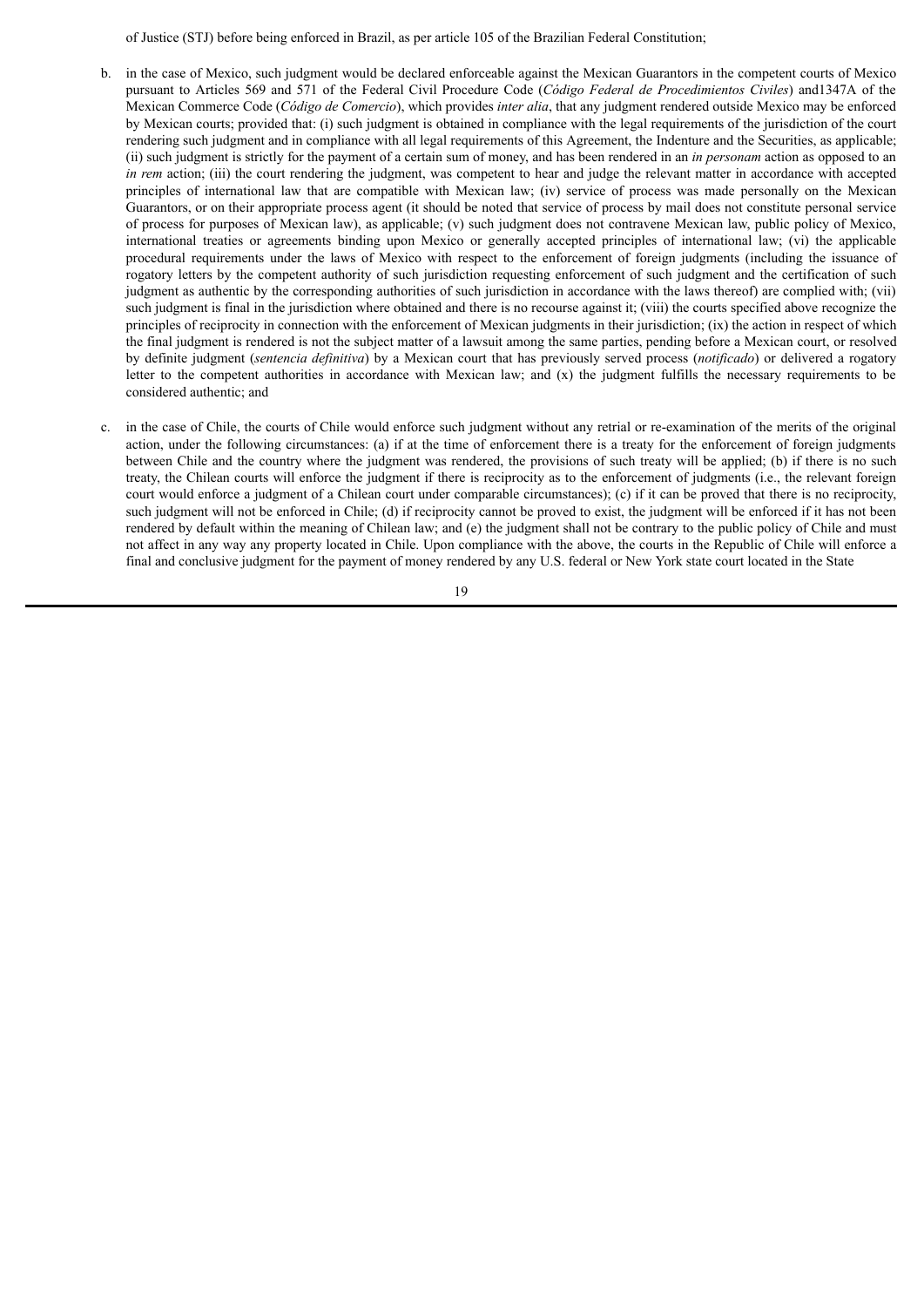of Justice (STJ) before being enforced in Brazil, as per article 105 of the Brazilian Federal Constitution;

b. in the case of Mexico, such judgment would be declared enforceable against the Mexican Guarantors in the competent courts of Mexico pursuant to Articles 569 and 571 of the Federal Civil Procedure Code (*Código Federal de Procedimientos Civiles*) and1347A of the Mexican Commerce Code (*Código de Comercio*), which provides *inter alia*, that any judgment rendered outside Mexico may be enforced by Mexican courts; provided that: (i) such judgment is obtained in compliance with the legal requirements of the jurisdiction of the court rendering such judgment and in compliance with all legal requirements of this Agreement, the Indenture and the Securities, as applicable; (ii) such judgment is strictly for the payment of a certain sum of money, and has been rendered in an *in personam* action as opposed to an *in rem* action; (iii) the court rendering the judgment, was competent to hear and judge the relevant matter in accordance with accepted principles of international law that are compatible with Mexican law; (iv) service of process was made personally on the Mexican Guarantors, or on their appropriate process agent (it should be noted that service of process by mail does not constitute personal service of process for purposes of Mexican law), as applicable; (v) such judgment does not contravene Mexican law, public policy of Mexico, international treaties or agreements binding upon Mexico or generally accepted principles of international law; (vi) the applicable procedural requirements under the laws of Mexico with respect to the enforcement of foreign judgments (including the issuance of rogatory letters by the competent authority of such jurisdiction requesting enforcement of such judgment and the certification of such judgment as authentic by the corresponding authorities of such jurisdiction in accordance with the laws thereof) are complied with; (vii) such judgment is final in the jurisdiction where obtained and there is no recourse against it; (viii) the courts specified above recognize the principles of reciprocity in connection with the enforcement of Mexican judgments in their jurisdiction; (ix) the action in respect of which the final judgment is rendered is not the subject matter of a lawsuit among the same parties, pending before a Mexican court, or resolved by definite judgment (*sentencia definitiva*) by a Mexican court that has previously served process (*notificado*) or delivered a rogatory letter to the competent authorities in accordance with Mexican law; and (x) the judgment fulfills the necessary requirements to be considered authentic; and

c. in the case of Chile, the courts of Chile would enforce such judgment without any retrial or re-examination of the merits of the original action, under the following circumstances: (a) if at the time of enforcement there is a treaty for the enforcement of foreign judgments between Chile and the country where the judgment was rendered, the provisions of such treaty will be applied; (b) if there is no such treaty, the Chilean courts will enforce the judgment if there is reciprocity as to the enforcement of judgments (i.e., the relevant foreign court would enforce a judgment of a Chilean court under comparable circumstances); (c) if it can be proved that there is no reciprocity, such judgment will not be enforced in Chile; (d) if reciprocity cannot be proved to exist, the judgment will be enforced if it has not been rendered by default within the meaning of Chilean law; and (e) the judgment shall not be contrary to the public policy of Chile and must not affect in any way any property located in Chile. Upon compliance with the above, the courts in the Republic of Chile will enforce a final and conclusive judgment for the payment of money rendered by any U.S. federal or New York state court located in the State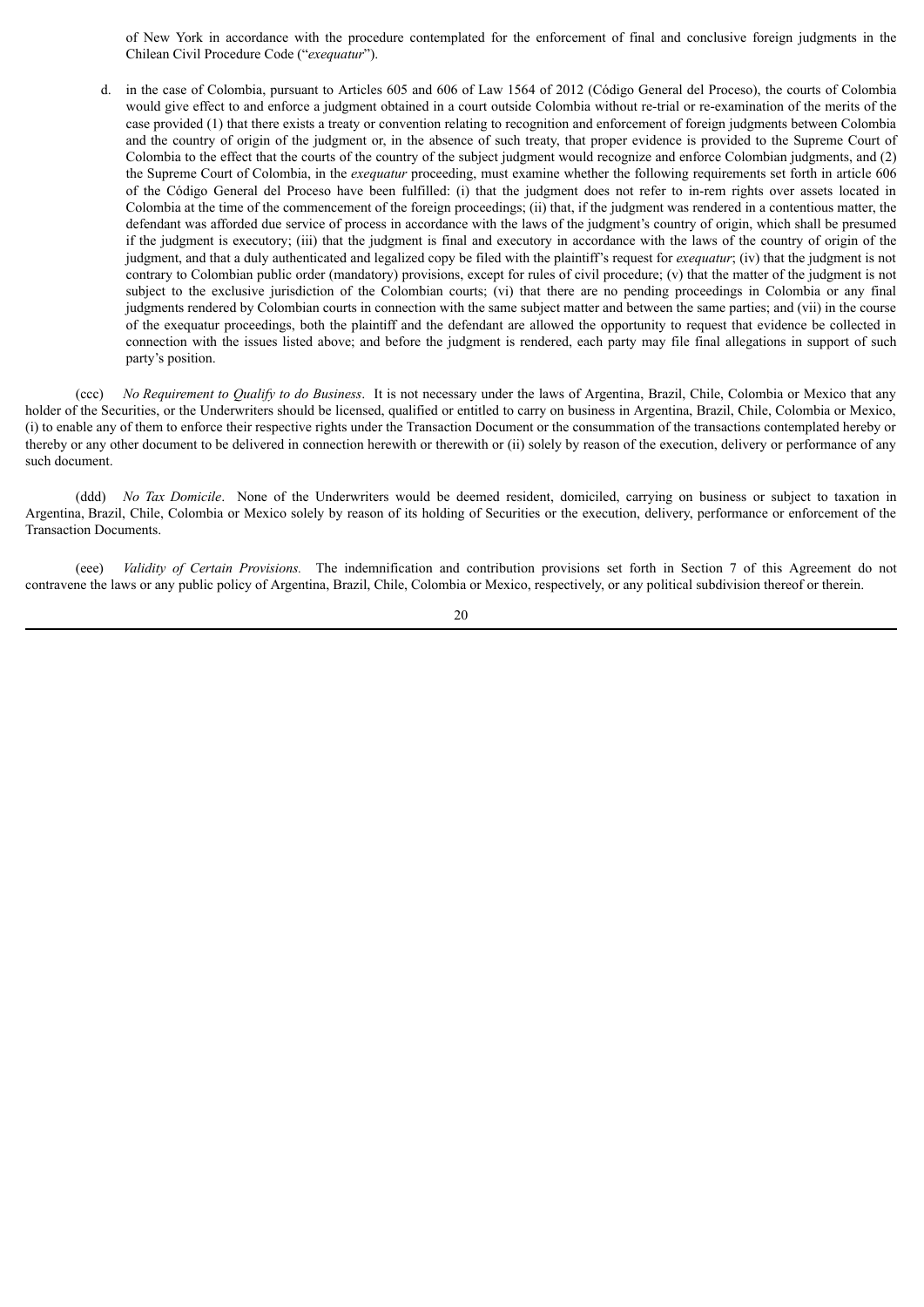of New York in accordance with the procedure contemplated for the enforcement of final and conclusive foreign judgments in the Chilean Civil Procedure Code ("*exequatur*").

d. in the case of Colombia, pursuant to Articles 605 and 606 of Law 1564 of 2012 (Código General del Proceso), the courts of Colombia would give effect to and enforce a judgment obtained in a court outside Colombia without re-trial or re-examination of the merits of the case provided (1) that there exists a treaty or convention relating to recognition and enforcement of foreign judgments between Colombia and the country of origin of the judgment or, in the absence of such treaty, that proper evidence is provided to the Supreme Court of Colombia to the effect that the courts of the country of the subject judgment would recognize and enforce Colombian judgments, and (2) the Supreme Court of Colombia, in the *exequatur* proceeding, must examine whether the following requirements set forth in article 606 of the Código General del Proceso have been fulfilled: (i) that the judgment does not refer to in-rem rights over assets located in Colombia at the time of the commencement of the foreign proceedings; (ii) that, if the judgment was rendered in a contentious matter, the defendant was afforded due service of process in accordance with the laws of the judgment's country of origin, which shall be presumed if the judgment is executory; (iii) that the judgment is final and executory in accordance with the laws of the country of origin of the judgment, and that a duly authenticated and legalized copy be filed with the plaintiff's request for *exequatur*; (iv) that the judgment is not contrary to Colombian public order (mandatory) provisions, except for rules of civil procedure; (v) that the matter of the judgment is not subject to the exclusive jurisdiction of the Colombian courts; (vi) that there are no pending proceedings in Colombia or any final judgments rendered by Colombian courts in connection with the same subject matter and between the same parties; and (vii) in the course of the exequatur proceedings, both the plaintiff and the defendant are allowed the opportunity to request that evidence be collected in connection with the issues listed above; and before the judgment is rendered, each party may file final allegations in support of such party's position.

(ccc) *No Requirement to Qualify to do Business*. It is not necessary under the laws of Argentina, Brazil, Chile, Colombia or Mexico that any holder of the Securities, or the Underwriters should be licensed, qualified or entitled to carry on business in Argentina, Brazil, Chile, Colombia or Mexico, (i) to enable any of them to enforce their respective rights under the Transaction Document or the consummation of the transactions contemplated hereby or thereby or any other document to be delivered in connection herewith or therewith or (ii) solely by reason of the execution, delivery or performance of any such document.

(ddd) *No Tax Domicile*. None of the Underwriters would be deemed resident, domiciled, carrying on business or subject to taxation in Argentina, Brazil, Chile, Colombia or Mexico solely by reason of its holding of Securities or the execution, delivery, performance or enforcement of the Transaction Documents.

(eee) *Validity of Certain Provisions.* The indemnification and contribution provisions set forth in Section 7 of this Agreement do not contravene the laws or any public policy of Argentina, Brazil, Chile, Colombia or Mexico, respectively, or any political subdivision thereof or therein.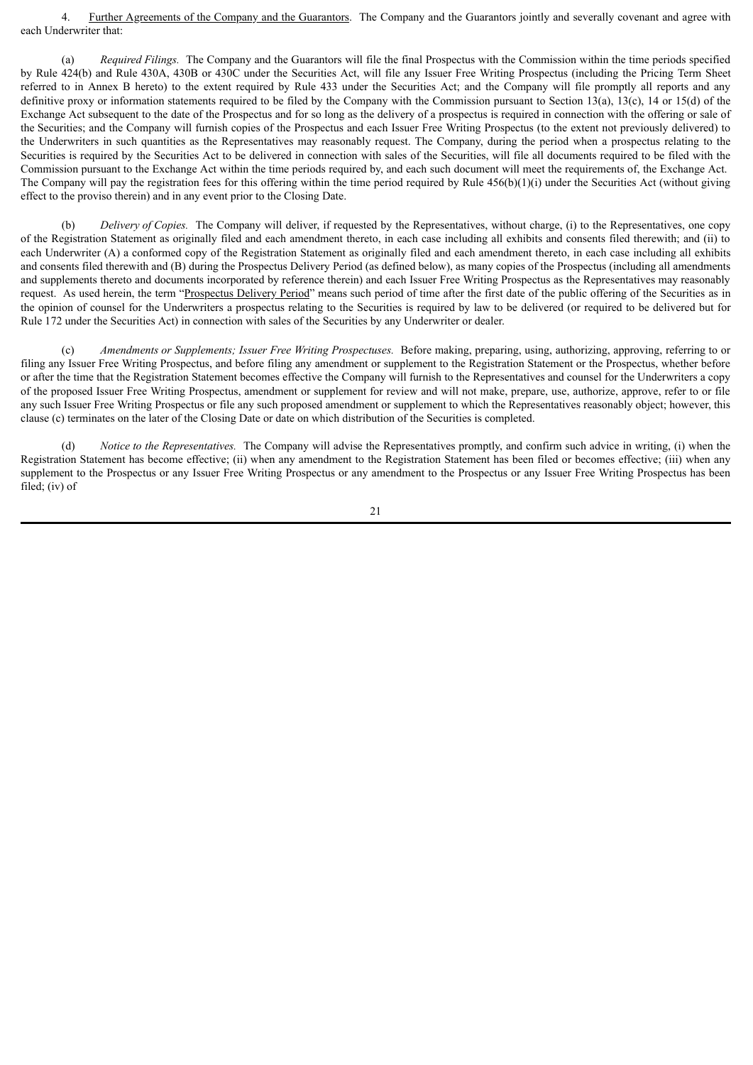4. Further Agreements of the Company and the Guarantors. The Company and the Guarantors jointly and severally covenant and agree with each Underwriter that:

(a) *Required Filings.* The Company and the Guarantors will file the final Prospectus with the Commission within the time periods specified by Rule 424(b) and Rule 430A, 430B or 430C under the Securities Act, will file any Issuer Free Writing Prospectus (including the Pricing Term Sheet referred to in Annex B hereto) to the extent required by Rule 433 under the Securities Act; and the Company will file promptly all reports and any definitive proxy or information statements required to be filed by the Company with the Commission pursuant to Section 13(a), 13(c), 14 or 15(d) of the Exchange Act subsequent to the date of the Prospectus and for so long as the delivery of a prospectus is required in connection with the offering or sale of the Securities; and the Company will furnish copies of the Prospectus and each Issuer Free Writing Prospectus (to the extent not previously delivered) to the Underwriters in such quantities as the Representatives may reasonably request. The Company, during the period when a prospectus relating to the Securities is required by the Securities Act to be delivered in connection with sales of the Securities, will file all documents required to be filed with the Commission pursuant to the Exchange Act within the time periods required by, and each such document will meet the requirements of, the Exchange Act. The Company will pay the registration fees for this offering within the time period required by Rule 456(b)(1)(i) under the Securities Act (without giving effect to the proviso therein) and in any event prior to the Closing Date.

(b) *Delivery of Copies.* The Company will deliver, if requested by the Representatives, without charge, (i) to the Representatives, one copy of the Registration Statement as originally filed and each amendment thereto, in each case including all exhibits and consents filed therewith; and (ii) to each Underwriter (A) a conformed copy of the Registration Statement as originally filed and each amendment thereto, in each case including all exhibits and consents filed therewith and (B) during the Prospectus Delivery Period (as defined below), as many copies of the Prospectus (including all amendments and supplements thereto and documents incorporated by reference therein) and each Issuer Free Writing Prospectus as the Representatives may reasonably request. As used herein, the term "Prospectus Delivery Period" means such period of time after the first date of the public offering of the Securities as in the opinion of counsel for the Underwriters a prospectus relating to the Securities is required by law to be delivered (or required to be delivered but for Rule 172 under the Securities Act) in connection with sales of the Securities by any Underwriter or dealer.

(c) *Amendments or Supplements; Issuer Free Writing Prospectuses.* Before making, preparing, using, authorizing, approving, referring to or filing any Issuer Free Writing Prospectus, and before filing any amendment or supplement to the Registration Statement or the Prospectus, whether before or after the time that the Registration Statement becomes effective the Company will furnish to the Representatives and counsel for the Underwriters a copy of the proposed Issuer Free Writing Prospectus, amendment or supplement for review and will not make, prepare, use, authorize, approve, refer to or file any such Issuer Free Writing Prospectus or file any such proposed amendment or supplement to which the Representatives reasonably object; however, this clause (c) terminates on the later of the Closing Date or date on which distribution of the Securities is completed.

(d) *Notice to the Representatives.* The Company will advise the Representatives promptly, and confirm such advice in writing, (i) when the Registration Statement has become effective; (ii) when any amendment to the Registration Statement has been filed or becomes effective; (iii) when any supplement to the Prospectus or any Issuer Free Writing Prospectus or any amendment to the Prospectus or any Issuer Free Writing Prospectus has been filed; (iv) of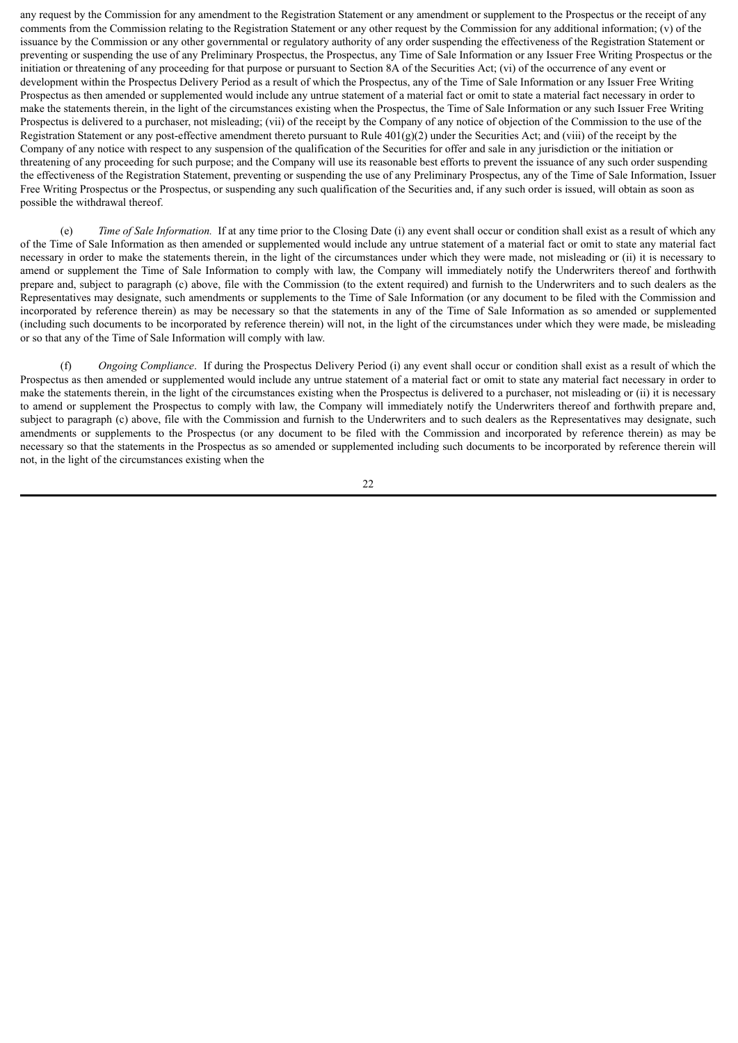any request by the Commission for any amendment to the Registration Statement or any amendment or supplement to the Prospectus or the receipt of any comments from the Commission relating to the Registration Statement or any other request by the Commission for any additional information; (v) of the issuance by the Commission or any other governmental or regulatory authority of any order suspending the effectiveness of the Registration Statement or preventing or suspending the use of any Preliminary Prospectus, the Prospectus, any Time of Sale Information or any Issuer Free Writing Prospectus or the initiation or threatening of any proceeding for that purpose or pursuant to Section 8A of the Securities Act; (vi) of the occurrence of any event or development within the Prospectus Delivery Period as a result of which the Prospectus, any of the Time of Sale Information or any Issuer Free Writing Prospectus as then amended or supplemented would include any untrue statement of a material fact or omit to state a material fact necessary in order to make the statements therein, in the light of the circumstances existing when the Prospectus, the Time of Sale Information or any such Issuer Free Writing Prospectus is delivered to a purchaser, not misleading; (vii) of the receipt by the Company of any notice of objection of the Commission to the use of the Registration Statement or any post-effective amendment thereto pursuant to Rule 401(g)(2) under the Securities Act; and (viii) of the receipt by the Company of any notice with respect to any suspension of the qualification of the Securities for offer and sale in any jurisdiction or the initiation or threatening of any proceeding for such purpose; and the Company will use its reasonable best efforts to prevent the issuance of any such order suspending the effectiveness of the Registration Statement, preventing or suspending the use of any Preliminary Prospectus, any of the Time of Sale Information, Issuer Free Writing Prospectus or the Prospectus, or suspending any such qualification of the Securities and, if any such order is issued, will obtain as soon as possible the withdrawal thereof.

(e) *Time of Sale Information.* If at any time prior to the Closing Date (i) any event shall occur or condition shall exist as a result of which any of the Time of Sale Information as then amended or supplemented would include any untrue statement of a material fact or omit to state any material fact necessary in order to make the statements therein, in the light of the circumstances under which they were made, not misleading or (ii) it is necessary to amend or supplement the Time of Sale Information to comply with law, the Company will immediately notify the Underwriters thereof and forthwith prepare and, subject to paragraph (c) above, file with the Commission (to the extent required) and furnish to the Underwriters and to such dealers as the Representatives may designate, such amendments or supplements to the Time of Sale Information (or any document to be filed with the Commission and incorporated by reference therein) as may be necessary so that the statements in any of the Time of Sale Information as so amended or supplemented (including such documents to be incorporated by reference therein) will not, in the light of the circumstances under which they were made, be misleading or so that any of the Time of Sale Information will comply with law.

(f) *Ongoing Compliance*. If during the Prospectus Delivery Period (i) any event shall occur or condition shall exist as a result of which the Prospectus as then amended or supplemented would include any untrue statement of a material fact or omit to state any material fact necessary in order to make the statements therein, in the light of the circumstances existing when the Prospectus is delivered to a purchaser, not misleading or (ii) it is necessary to amend or supplement the Prospectus to comply with law, the Company will immediately notify the Underwriters thereof and forthwith prepare and, subject to paragraph (c) above, file with the Commission and furnish to the Underwriters and to such dealers as the Representatives may designate, such amendments or supplements to the Prospectus (or any document to be filed with the Commission and incorporated by reference therein) as may be necessary so that the statements in the Prospectus as so amended or supplemented including such documents to be incorporated by reference therein will not, in the light of the circumstances existing when the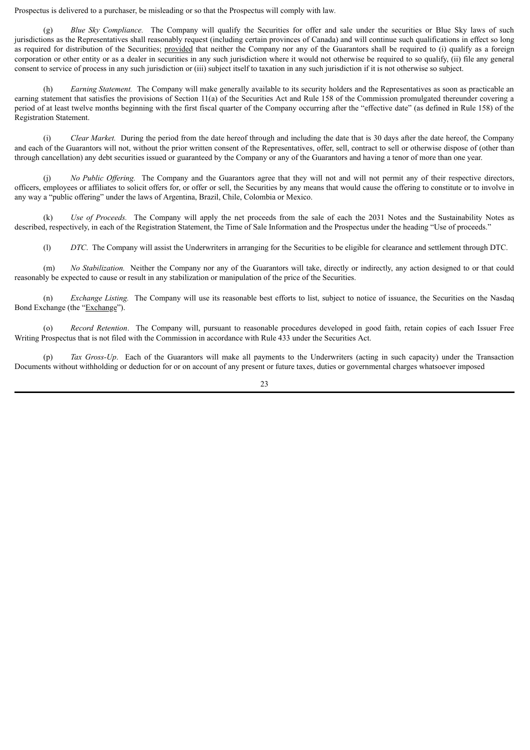Prospectus is delivered to a purchaser, be misleading or so that the Prospectus will comply with law.

(g) *Blue Sky Compliance.* The Company will qualify the Securities for offer and sale under the securities or Blue Sky laws of such jurisdictions as the Representatives shall reasonably request (including certain provinces of Canada) and will continue such qualifications in effect so long as required for distribution of the Securities; provided that neither the Company nor any of the Guarantors shall be required to (i) qualify as a foreign corporation or other entity or as a dealer in securities in any such jurisdiction where it would not otherwise be required to so qualify, (ii) file any general consent to service of process in any such jurisdiction or (iii) subject itself to taxation in any such jurisdiction if it is not otherwise so subject.

(h) *Earning Statement.* The Company will make generally available to its security holders and the Representatives as soon as practicable an earning statement that satisfies the provisions of Section 11(a) of the Securities Act and Rule 158 of the Commission promulgated thereunder covering a period of at least twelve months beginning with the first fiscal quarter of the Company occurring after the "effective date" (as defined in Rule 158) of the Registration Statement.

(i) *Clear Market.* During the period from the date hereof through and including the date that is 30 days after the date hereof, the Company and each of the Guarantors will not, without the prior written consent of the Representatives, offer, sell, contract to sell or otherwise dispose of (other than through cancellation) any debt securities issued or guaranteed by the Company or any of the Guarantors and having a tenor of more than one year.

(j) *No Public Offering.* The Company and the Guarantors agree that they will not and will not permit any of their respective directors, officers, employees or affiliates to solicit offers for, or offer or sell, the Securities by any means that would cause the offering to constitute or to involve in any way a "public offering" under the laws of Argentina, Brazil, Chile, Colombia or Mexico.

(k) *Use of Proceeds.* The Company will apply the net proceeds from the sale of each the 2031 Notes and the Sustainability Notes as described, respectively, in each of the Registration Statement, the Time of Sale Information and the Prospectus under the heading "Use of proceeds."

(l) *DTC.* The Company will assist the Underwriters in arranging for the Securities to be eligible for clearance and settlement through DTC.

(m) *No Stabilization.* Neither the Company nor any of the Guarantors will take, directly or indirectly, any action designed to or that could reasonably be expected to cause or result in any stabilization or manipulation of the price of the Securities.

(n) *Exchange Listing.* The Company will use its reasonable best efforts to list, subject to notice of issuance, the Securities on the Nasdaq Bond Exchange (the "Exchange").

(o) *Record Retention.* The Company will, pursuant to reasonable procedures developed in good faith, retain copies of each Issuer Free Writing Prospectus that is not filed with the Commission in accordance with Rule 433 under the Securities Act.

(p) *Tax Gross-Up.* Each of the Guarantors will make all payments to the Underwriters (acting in such capacity) under the Transaction Documents without withholding or deduction for or on account of any present or future taxes, duties or governmental charges whatsoever imposed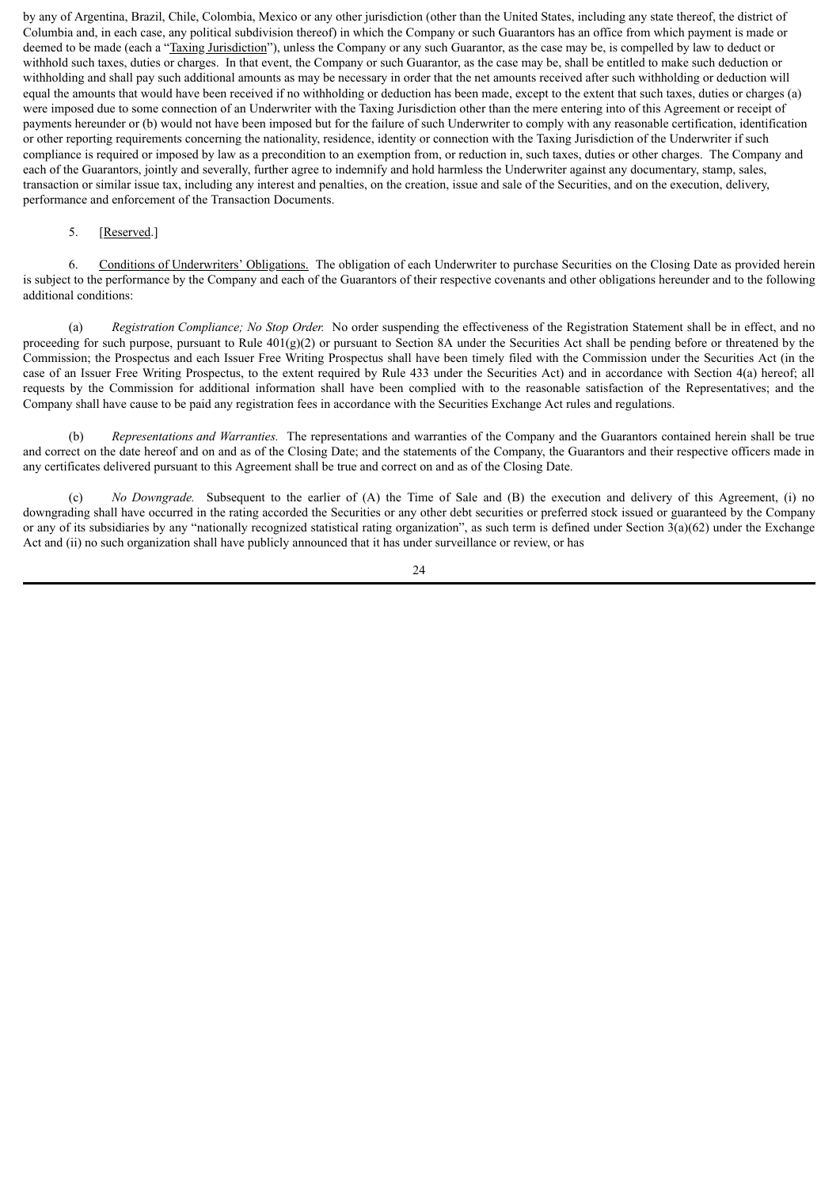by any of Argentina, Brazil, Chile, Colombia, Mexico or any other jurisdiction (other than the United States, including any state thereof, the district of Columbia and, in each case, any political subdivision thereof) in which the Company or such Guarantors has an office from which payment is made or deemed to be made (each a "Taxing Jurisdiction"), unless the Company or any such Guarantor, as the case may be, is compelled by law to deduct or withhold such taxes, duties or charges. In that event, the Company or such Guarantor, as the case may be, shall be entitled to make such deduction or withholding and shall pay such additional amounts as may be necessary in order that the net amounts received after such withholding or deduction will equal the amounts that would have been received if no withholding or deduction has been made, except to the extent that such taxes, duties or charges (a) were imposed due to some connection of an Underwriter with the Taxing Jurisdiction other than the mere entering into of this Agreement or receipt of payments hereunder or (b) would not have been imposed but for the failure of such Underwriter to comply with any reasonable certification, identification or other reporting requirements concerning the nationality, residence, identity or connection with the Taxing Jurisdiction of the Underwriter if such compliance is required or imposed by law as a precondition to an exemption from, or reduction in, such taxes, duties or other charges. The Company and each of the Guarantors, jointly and severally, further agree to indemnify and hold harmless the Underwriter against any documentary, stamp, sales, transaction or similar issue tax, including any interest and penalties, on the creation, issue and sale of the Securities, and on the execution, delivery, performance and enforcement of the Transaction Documents.

5. [Reserved.]

6. Conditions of Underwriters' Obligations. The obligation of each Underwriter to purchase Securities on the Closing Date as provided herein is subject to the performance by the Company and each of the Guarantors of their respective covenants and other obligations hereunder and to the following additional conditions:

(a) *Registration Compliance; No Stop Order.* No order suspending the effectiveness of the Registration Statement shall be in effect, and no proceeding for such purpose, pursuant to Rule 401(g)(2) or pursuant to Section 8A under the Securities Act shall be pending before or threatened by the Commission; the Prospectus and each Issuer Free Writing Prospectus shall have been timely filed with the Commission under the Securities Act (in the case of an Issuer Free Writing Prospectus, to the extent required by Rule 433 under the Securities Act) and in accordance with Section 4(a) hereof; all requests by the Commission for additional information shall have been complied with to the reasonable satisfaction of the Representatives; and the Company shall have cause to be paid any registration fees in accordance with the Securities Exchange Act rules and regulations.

(b) *Representations and Warranties.* The representations and warranties of the Company and the Guarantors contained herein shall be true and correct on the date hereof and on and as of the Closing Date; and the statements of the Company, the Guarantors and their respective officers made in any certificates delivered pursuant to this Agreement shall be true and correct on and as of the Closing Date.

(c) *No Downgrade.* Subsequent to the earlier of (A) the Time of Sale and (B) the execution and delivery of this Agreement, (i) no downgrading shall have occurred in the rating accorded the Securities or any other debt securities or preferred stock issued or guaranteed by the Company or any of its subsidiaries by any "nationally recognized statistical rating organization", as such term is defined under Section 3(a)(62) under the Exchange Act and (ii) no such organization shall have publicly announced that it has under surveillance or review, or has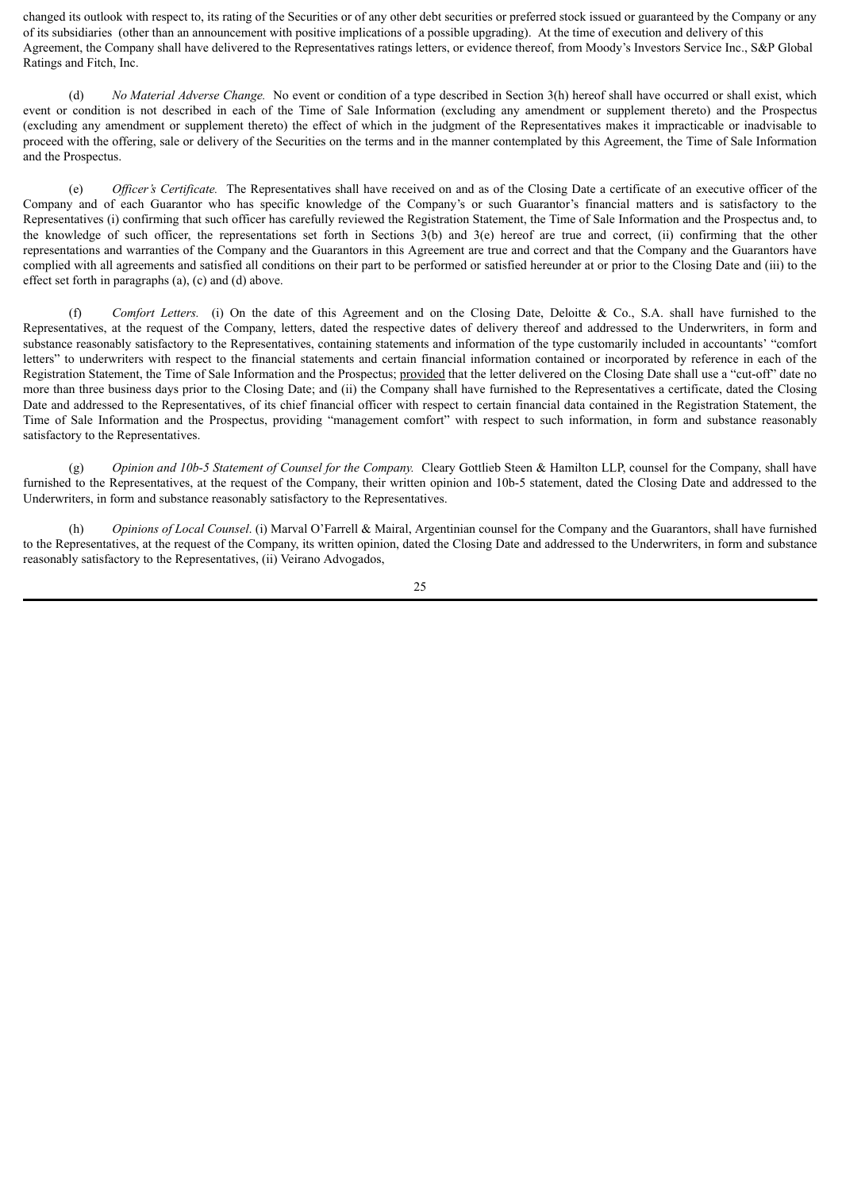changed its outlook with respect to, its rating of the Securities or of any other debt securities or preferred stock issued or guaranteed by the Company or any of its subsidiaries (other than an announcement with positive implications of a possible upgrading). At the time of execution and delivery of this Agreement, the Company shall have delivered to the Representatives ratings letters, or evidence thereof, from Moody's Investors Service Inc., S&P Global Ratings and Fitch, Inc.

(d) *No Material Adverse Change.* No event or condition of a type described in Section 3(h) hereof shall have occurred or shall exist, which event or condition is not described in each of the Time of Sale Information (excluding any amendment or supplement thereto) and the Prospectus (excluding any amendment or supplement thereto) the effect of which in the judgment of the Representatives makes it impracticable or inadvisable to proceed with the offering, sale or delivery of the Securities on the terms and in the manner contemplated by this Agreement, the Time of Sale Information and the Prospectus.

(e) *Officer's Certificate.* The Representatives shall have received on and as of the Closing Date a certificate of an executive officer of the Company and of each Guarantor who has specific knowledge of the Company's or such Guarantor's financial matters and is satisfactory to the Representatives (i) confirming that such officer has carefully reviewed the Registration Statement, the Time of Sale Information and the Prospectus and, to the knowledge of such officer, the representations set forth in Sections 3(b) and 3(e) hereof are true and correct, (ii) confirming that the other representations and warranties of the Company and the Guarantors in this Agreement are true and correct and that the Company and the Guarantors have complied with all agreements and satisfied all conditions on their part to be performed or satisfied hereunder at or prior to the Closing Date and (iii) to the effect set forth in paragraphs (a), (c) and (d) above.

(f) *Comfort Letters.* (i) On the date of this Agreement and on the Closing Date, Deloitte & Co., S.A. shall have furnished to the Representatives, at the request of the Company, letters, dated the respective dates of delivery thereof and addressed to the Underwriters, in form and substance reasonably satisfactory to the Representatives, containing statements and information of the type customarily included in accountants' "comfort letters" to underwriters with respect to the financial statements and certain financial information contained or incorporated by reference in each of the Registration Statement, the Time of Sale Information and the Prospectus; provided that the letter delivered on the Closing Date shall use a "cut-off" date no more than three business days prior to the Closing Date; and (ii) the Company shall have furnished to the Representatives a certificate, dated the Closing Date and addressed to the Representatives, of its chief financial officer with respect to certain financial data contained in the Registration Statement, the Time of Sale Information and the Prospectus, providing "management comfort" with respect to such information, in form and substance reasonably satisfactory to the Representatives.

(g) *Opinion and 10b-5 Statement of Counsel for the Company.* Cleary Gottlieb Steen & Hamilton LLP, counsel for the Company, shall have furnished to the Representatives, at the request of the Company, their written opinion and 10b-5 statement, dated the Closing Date and addressed to the Underwriters, in form and substance reasonably satisfactory to the Representatives.

(h) *Opinions of Local Counsel.* (i) Marval O'Farrell & Mairal, Argentinian counsel for the Company and the Guarantors, shall have furnished to the Representatives, at the request of the Company, its written opinion, dated the Closing Date and addressed to the Underwriters, in form and substance reasonably satisfactory to the Representatives, (ii) Veirano Advogados,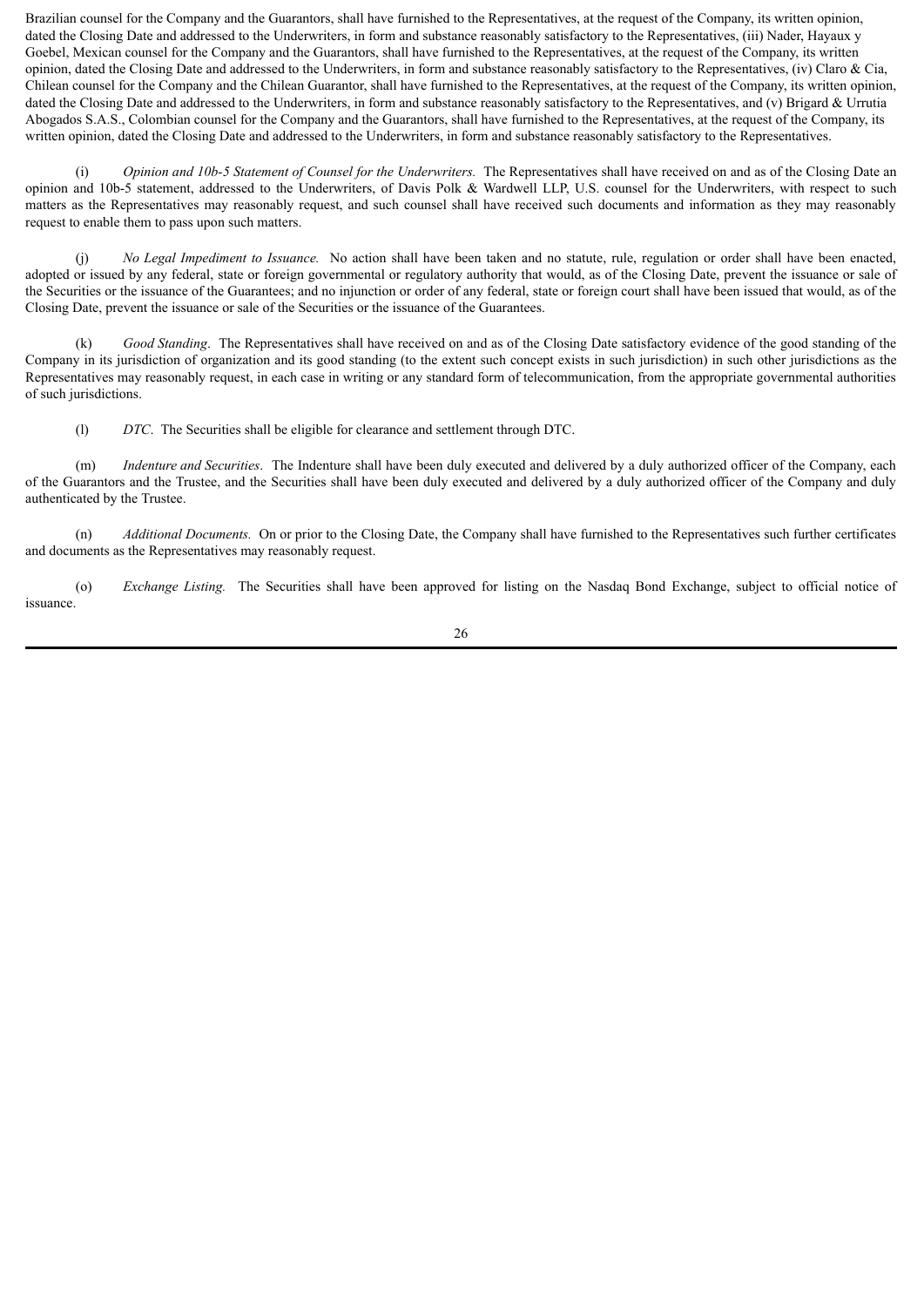Brazilian counsel for the Company and the Guarantors, shall have furnished to the Representatives, at the request of the Company, its written opinion, dated the Closing Date and addressed to the Underwriters, in form and substance reasonably satisfactory to the Representatives, (iii) Nader, Hayaux y Goebel, Mexican counsel for the Company and the Guarantors, shall have furnished to the Representatives, at the request of the Company, its written opinion, dated the Closing Date and addressed to the Underwriters, in form and substance reasonably satisfactory to the Representatives, (iv) Claro & Cia, Chilean counsel for the Company and the Chilean Guarantor, shall have furnished to the Representatives, at the request of the Company, its written opinion, dated the Closing Date and addressed to the Underwriters, in form and substance reasonably satisfactory to the Representatives, and (v) Brigard & Urrutia Abogados S.A.S., Colombian counsel for the Company and the Guarantors, shall have furnished to the Representatives, at the request of the Company, its written opinion, dated the Closing Date and addressed to the Underwriters, in form and substance reasonably satisfactory to the Representatives.

(i) *Opinion and 10b-5 Statement of Counsel for the Underwriters.* The Representatives shall have received on and as of the Closing Date an opinion and 10b-5 statement, addressed to the Underwriters, of Davis Polk & Wardwell LLP, U.S. counsel for the Underwriters, with respect to such matters as the Representatives may reasonably request, and such counsel shall have received such documents and information as they may reasonably request to enable them to pass upon such matters.

(j) *No Legal Impediment to Issuance.* No action shall have been taken and no statute, rule, regulation or order shall have been enacted, adopted or issued by any federal, state or foreign governmental or regulatory authority that would, as of the Closing Date, prevent the issuance or sale of the Securities or the issuance of the Guarantees; and no injunction or order of any federal, state or foreign court shall have been issued that would, as of the Closing Date, prevent the issuance or sale of the Securities or the issuance of the Guarantees.

(k) *Good Standing*. The Representatives shall have received on and as of the Closing Date satisfactory evidence of the good standing of the Company in its jurisdiction of organization and its good standing (to the extent such concept exists in such jurisdiction) in such other jurisdictions as the Representatives may reasonably request, in each case in writing or any standard form of telecommunication, from the appropriate governmental authorities of such jurisdictions.

(l) *DTC*. The Securities shall be eligible for clearance and settlement through DTC.

(m) *Indenture and Securities*. The Indenture shall have been duly executed and delivered by a duly authorized officer of the Company, each of the Guarantors and the Trustee, and the Securities shall have been duly executed and delivered by a duly authorized officer of the Company and duly authenticated by the Trustee.

(n) *Additional Documents.* On or prior to the Closing Date, the Company shall have furnished to the Representatives such further certificates and documents as the Representatives may reasonably request.

(o) *Exchange Listing.* The Securities shall have been approved for listing on the Nasdaq Bond Exchange, subject to official notice of issuance.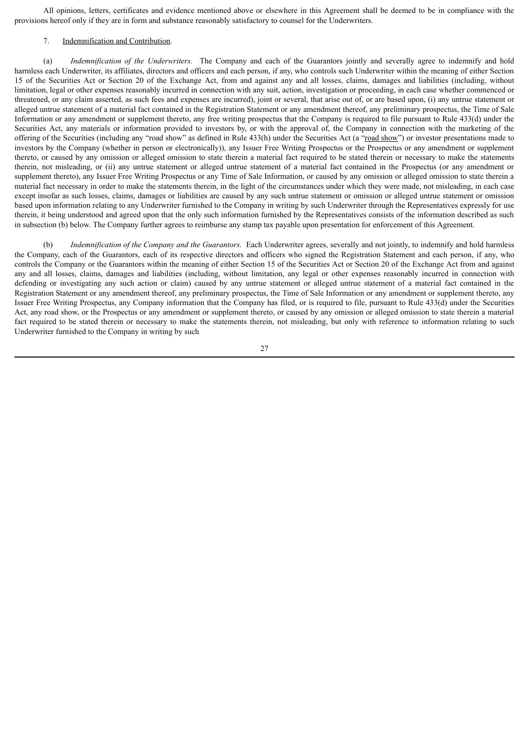All opinions, letters, certificates and evidence mentioned above or elsewhere in this Agreement shall be deemed to be in compliance with the provisions hereof only if they are in form and substance reasonably satisfactory to counsel for the Underwriters.

7. Indemnification and Contribution.

(a) *Indemnification of the Underwriters.* The Company and each of the Guarantors jointly and severally agree to indemnify and hold harmless each Underwriter, its affiliates, directors and officers and each person, if any, who controls such Underwriter within the meaning of either Section 15 of the Securities Act or Section 20 of the Exchange Act, from and against any and all losses, claims, damages and liabilities (including, without limitation, legal or other expenses reasonably incurred in connection with any suit, action, investigation or proceeding, in each case whether commenced or threatened, or any claim asserted, as such fees and expenses are incurred), joint or several, that arise out of, or are based upon, (i) any untrue statement or alleged untrue statement of a material fact contained in the Registration Statement or any amendment thereof, any preliminary prospectus, the Time of Sale Information or any amendment or supplement thereto, any free writing prospectus that the Company is required to file pursuant to Rule 433(d) under the Securities Act, any materials or information provided to investors by, or with the approval of, the Company in connection with the marketing of the offering of the Securities (including any "road show" as defined in Rule 433(h) under the Securities Act (a "road show") or investor presentations made to investors by the Company (whether in person or electronically)), any Issuer Free Writing Prospectus or the Prospectus or any amendment or supplement thereto, or caused by any omission or alleged omission to state therein a material fact required to be stated therein or necessary to make the statements therein, not misleading, or (ii) any untrue statement or alleged untrue statement of a material fact contained in the Prospectus (or any amendment or supplement thereto), any Issuer Free Writing Prospectus or any Time of Sale Information, or caused by any omission or alleged omission to state therein a material fact necessary in order to make the statements therein, in the light of the circumstances under which they were made, not misleading, in each case except insofar as such losses, claims, damages or liabilities are caused by any such untrue statement or omission or alleged untrue statement or omission based upon information relating to any Underwriter furnished to the Company in writing by such Underwriter through the Representatives expressly for use therein, it being understood and agreed upon that the only such information furnished by the Representatives consists of the information described as such in subsection (b) below. The Company further agrees to reimburse any stamp tax payable upon presentation for enforcement of this Agreement.

(b) *Indemnification of the Company and the Guarantors.* Each Underwriter agrees, severally and not jointly, to indemnify and hold harmless the Company, each of the Guarantors, each of its respective directors and officers who signed the Registration Statement and each person, if any, who controls the Company or the Guarantors within the meaning of either Section 15 of the Securities Act or Section 20 of the Exchange Act from and against any and all losses, claims, damages and liabilities (including, without limitation, any legal or other expenses reasonably incurred in connection with defending or investigating any such action or claim) caused by any untrue statement or alleged untrue statement of a material fact contained in the Registration Statement or any amendment thereof, any preliminary prospectus, the Time of Sale Information or any amendment or supplement thereto, any Issuer Free Writing Prospectus, any Company information that the Company has filed, or is required to file, pursuant to Rule 433(d) under the Securities Act, any road show, or the Prospectus or any amendment or supplement thereto, or caused by any omission or alleged omission to state therein a material fact required to be stated therein or necessary to make the statements therein, not misleading, but only with reference to information relating to such Underwriter furnished to the Company in writing by such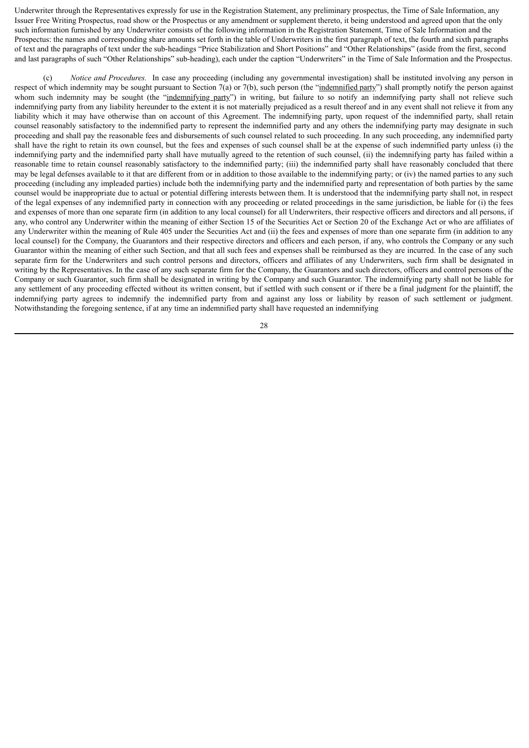Underwriter through the Representatives expressly for use in the Registration Statement, any preliminary prospectus, the Time of Sale Information, any Issuer Free Writing Prospectus, road show or the Prospectus or any amendment or supplement thereto, it being understood and agreed upon that the only such information furnished by any Underwriter consists of the following information in the Registration Statement, Time of Sale Information and the Prospectus: the names and corresponding share amounts set forth in the table of Underwriters in the first paragraph of text, the fourth and sixth paragraphs of text and the paragraphs of text under the sub-headings "Price Stabilization and Short Positions" and "Other Relationships" (aside from the first, second and last paragraphs of such "Other Relationships" sub-heading), each under the caption "Underwriters" in the Time of Sale Information and the Prospectus.

(c) *Notice and Procedures.* In case any proceeding (including any governmental investigation) shall be instituted involving any person in respect of which indemnity may be sought pursuant to Section 7(a) or 7(b), such person (the "indemnified party") shall promptly notify the person against whom such indemnity may be sought (the "indemnifying party") in writing, but failure to so notify an indemnifying party shall not relieve such indemnifying party from any liability hereunder to the extent it is not materially prejudiced as a result thereof and in any event shall not relieve it from any liability which it may have otherwise than on account of this Agreement. The indemnifying party, upon request of the indemnified party, shall retain counsel reasonably satisfactory to the indemnified party to represent the indemnified party and any others the indemnifying party may designate in such proceeding and shall pay the reasonable fees and disbursements of such counsel related to such proceeding. In any such proceeding, any indemnified party shall have the right to retain its own counsel, but the fees and expenses of such counsel shall be at the expense of such indemnified party unless (i) the indemnifying party and the indemnified party shall have mutually agreed to the retention of such counsel, (ii) the indemnifying party has failed within a reasonable time to retain counsel reasonably satisfactory to the indemnified party; (iii) the indemnified party shall have reasonably concluded that there may be legal defenses available to it that are different from or in addition to those available to the indemnifying party; or (iv) the named parties to any such proceeding (including any impleaded parties) include both the indemnifying party and the indemnified party and representation of both parties by the same counsel would be inappropriate due to actual or potential differing interests between them. It is understood that the indemnifying party shall not, in respect of the legal expenses of any indemnified party in connection with any proceeding or related proceedings in the same jurisdiction, be liable for (i) the fees and expenses of more than one separate firm (in addition to any local counsel) for all Underwriters, their respective officers and directors and all persons, if any, who control any Underwriter within the meaning of either Section 15 of the Securities Act or Section 20 of the Exchange Act or who are affiliates of any Underwriter within the meaning of Rule 405 under the Securities Act and (ii) the fees and expenses of more than one separate firm (in addition to any local counsel) for the Company, the Guarantors and their respective directors and officers and each person, if any, who controls the Company or any such Guarantor within the meaning of either such Section, and that all such fees and expenses shall be reimbursed as they are incurred. In the case of any such separate firm for the Underwriters and such control persons and directors, officers and affiliates of any Underwriters, such firm shall be designated in writing by the Representatives. In the case of any such separate firm for the Company, the Guarantors and such directors, officers and control persons of the Company or such Guarantor, such firm shall be designated in writing by the Company and such Guarantor. The indemnifying party shall not be liable for any settlement of any proceeding effected without its written consent, but if settled with such consent or if there be a final judgment for the plaintiff, the indemnifying party agrees to indemnify the indemnified party from and against any loss or liability by reason of such settlement or judgment. Notwithstanding the foregoing sentence, if at any time an indemnified party shall have requested an indemnifying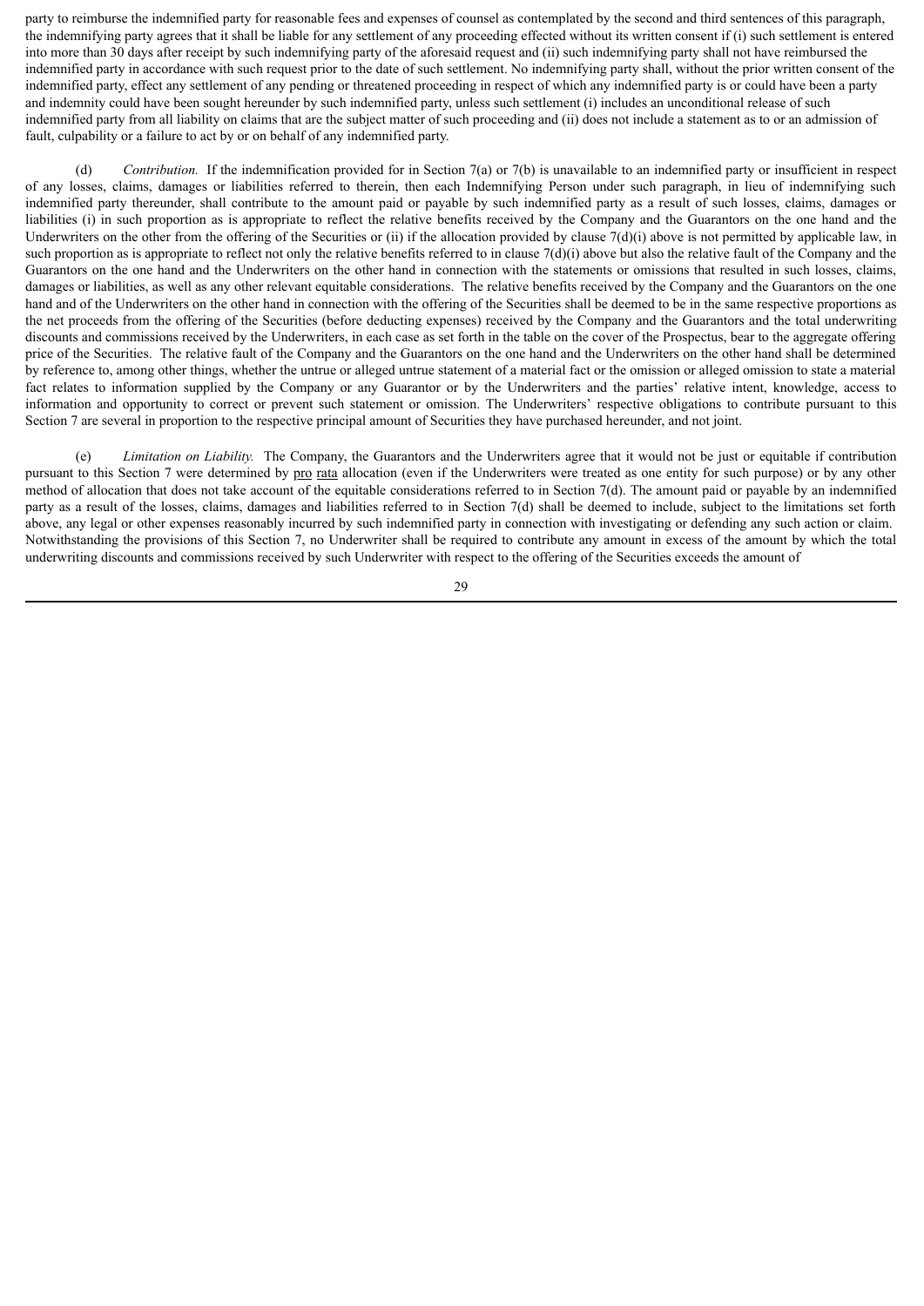party to reimburse the indemnified party for reasonable fees and expenses of counsel as contemplated by the second and third sentences of this paragraph, the indemnifying party agrees that it shall be liable for any settlement of any proceeding effected without its written consent if (i) such settlement is entered into more than 30 days after receipt by such indemnifying party of the aforesaid request and (ii) such indemnifying party shall not have reimbursed the indemnified party in accordance with such request prior to the date of such settlement. No indemnifying party shall, without the prior written consent of the indemnified party, effect any settlement of any pending or threatened proceeding in respect of which any indemnified party is or could have been a party and indemnity could have been sought hereunder by such indemnified party, unless such settlement (i) includes an unconditional release of such indemnified party from all liability on claims that are the subject matter of such proceeding and (ii) does not include a statement as to or an admission of fault, culpability or a failure to act by or on behalf of any indemnified party.

(d) *Contribution.* If the indemnification provided for in Section 7(a) or 7(b) is unavailable to an indemnified party or insufficient in respect of any losses, claims, damages or liabilities referred to therein, then each Indemnifying Person under such paragraph, in lieu of indemnifying such indemnified party thereunder, shall contribute to the amount paid or payable by such indemnified party as a result of such losses, claims, damages or liabilities (i) in such proportion as is appropriate to reflect the relative benefits received by the Company and the Guarantors on the one hand and the Underwriters on the other from the offering of the Securities or (ii) if the allocation provided by clause 7(d)(i) above is not permitted by applicable law, in such proportion as is appropriate to reflect not only the relative benefits referred to in clause 7(d)(i) above but also the relative fault of the Company and the Guarantors on the one hand and the Underwriters on the other hand in connection with the statements or omissions that resulted in such losses, claims, damages or liabilities, as well as any other relevant equitable considerations. The relative benefits received by the Company and the Guarantors on the one hand and of the Underwriters on the other hand in connection with the offering of the Securities shall be deemed to be in the same respective proportions as the net proceeds from the offering of the Securities (before deducting expenses) received by the Company and the Guarantors and the total underwriting discounts and commissions received by the Underwriters, in each case as set forth in the table on the cover of the Prospectus, bear to the aggregate offering price of the Securities. The relative fault of the Company and the Guarantors on the one hand and the Underwriters on the other hand shall be determined by reference to, among other things, whether the untrue or alleged untrue statement of a material fact or the omission or alleged omission to state a material fact relates to information supplied by the Company or any Guarantor or by the Underwriters and the parties' relative intent, knowledge, access to information and opportunity to correct or prevent such statement or omission. The Underwriters' respective obligations to contribute pursuant to this Section 7 are several in proportion to the respective principal amount of Securities they have purchased hereunder, and not joint.

(e) *Limitation on Liability.* The Company, the Guarantors and the Underwriters agree that it would not be just or equitable if contribution pursuant to this Section 7 were determined by pro rata allocation (even if the Underwriters were treated as one entity for such purpose) or by any other method of allocation that does not take account of the equitable considerations referred to in Section 7(d). The amount paid or payable by an indemnified party as a result of the losses, claims, damages and liabilities referred to in Section 7(d) shall be deemed to include, subject to the limitations set forth above, any legal or other expenses reasonably incurred by such indemnified party in connection with investigating or defending any such action or claim. Notwithstanding the provisions of this Section 7, no Underwriter shall be required to contribute any amount in excess of the amount by which the total underwriting discounts and commissions received by such Underwriter with respect to the offering of the Securities exceeds the amount of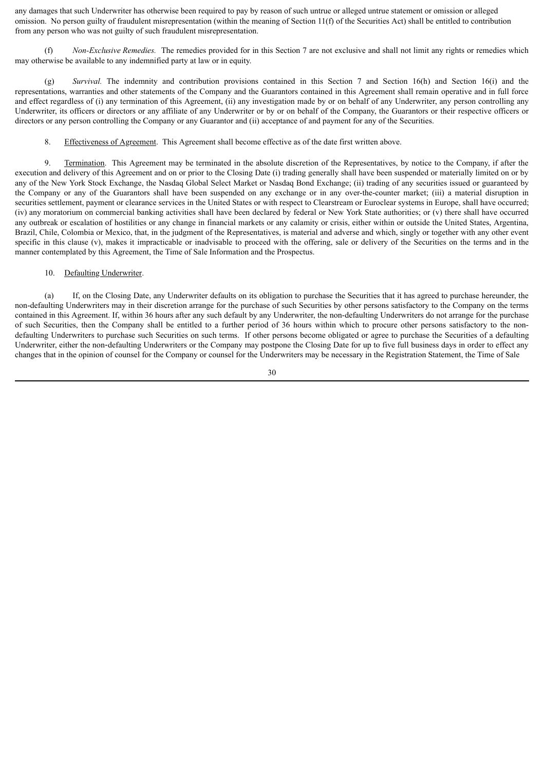any damages that such Underwriter has otherwise been required to pay by reason of such untrue or alleged untrue statement or omission or alleged omission. No person guilty of fraudulent misrepresentation (within the meaning of Section 11(f) of the Securities Act) shall be entitled to contribution from any person who was not guilty of such fraudulent misrepresentation.

(f) *Non-Exclusive Remedies.* The remedies provided for in this Section 7 are not exclusive and shall not limit any rights or remedies which may otherwise be available to any indemnified party at law or in equity.

(g) *Survival.* The indemnity and contribution provisions contained in this Section 7 and Section 16(h) and Section 16(i) and the representations, warranties and other statements of the Company and the Guarantors contained in this Agreement shall remain operative and in full force and effect regardless of (i) any termination of this Agreement, (ii) any investigation made by or on behalf of any Underwriter, any person controlling any Underwriter, its officers or directors or any affiliate of any Underwriter or by or on behalf of the Company, the Guarantors or their respective officers or directors or any person controlling the Company or any Guarantor and (ii) acceptance of and payment for any of the Securities.

8. Effectiveness of Agreement. This Agreement shall become effective as of the date first written above.

9. Termination. This Agreement may be terminated in the absolute discretion of the Representatives, by notice to the Company, if after the execution and delivery of this Agreement and on or prior to the Closing Date (i) trading generally shall have been suspended or materially limited on or by any of the New York Stock Exchange, the Nasdaq Global Select Market or Nasdaq Bond Exchange; (ii) trading of any securities issued or guaranteed by the Company or any of the Guarantors shall have been suspended on any exchange or in any over-the-counter market; (iii) a material disruption in securities settlement, payment or clearance services in the United States or with respect to Clearstream or Euroclear systems in Europe, shall have occurred; (iv) any moratorium on commercial banking activities shall have been declared by federal or New York State authorities; or (v) there shall have occurred any outbreak or escalation of hostilities or any change in financial markets or any calamity or crisis, either within or outside the United States, Argentina, Brazil, Chile, Colombia or Mexico, that, in the judgment of the Representatives, is material and adverse and which, singly or together with any other event specific in this clause (v), makes it impracticable or inadvisable to proceed with the offering, sale or delivery of the Securities on the terms and in the manner contemplated by this Agreement, the Time of Sale Information and the Prospectus.

10. Defaulting Underwriter.

(a) If, on the Closing Date, any Underwriter defaults on its obligation to purchase the Securities that it has agreed to purchase hereunder, the non-defaulting Underwriters may in their discretion arrange for the purchase of such Securities by other persons satisfactory to the Company on the terms contained in this Agreement. If, within 36 hours after any such default by any Underwriter, the non-defaulting Underwriters do not arrange for the purchase of such Securities, then the Company shall be entitled to a further period of 36 hours within which to procure other persons satisfactory to the non-defaulting Underwriters to purchase such Securities on such terms. If other persons become obligated or agree to purchase the Securities of a defaulting Underwriter, either the non-defaulting Underwriters or the Company may postpone the Closing Date for up to five full business days in order to effect any changes that in the opinion of counsel for the Company or counsel for the Underwriters may be necessary in the Registration Statement, the Time of Sale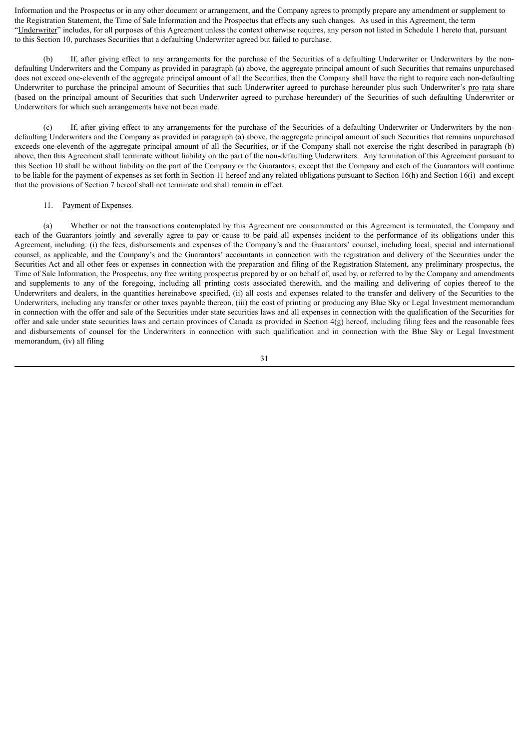Information and the Prospectus or in any other document or arrangement, and the Company agrees to promptly prepare any amendment or supplement to the Registration Statement, the Time of Sale Information and the Prospectus that effects any such changes. As used in this Agreement, the term "Underwriter" includes, for all purposes of this Agreement unless the context otherwise requires, any person not listed in Schedule 1 hereto that, pursuant to this Section 10, purchases Securities that a defaulting Underwriter agreed but failed to purchase.

(b) If, after giving effect to any arrangements for the purchase of the Securities of a defaulting Underwriter or Underwriters by the non-defaulting Underwriters and the Company as provided in paragraph (a) above, the aggregate principal amount of such Securities that remains unpurchased does not exceed one-eleventh of the aggregate principal amount of all the Securities, then the Company shall have the right to require each non-defaulting Underwriter to purchase the principal amount of Securities that such Underwriter agreed to purchase hereunder plus such Underwriter's pro rata share (based on the principal amount of Securities that such Underwriter agreed to purchase hereunder) of the Securities of such defaulting Underwriter or Underwriters for which such arrangements have not been made.

(c) If, after giving effect to any arrangements for the purchase of the Securities of a defaulting Underwriter or Underwriters by the non-defaulting Underwriters and the Company as provided in paragraph (a) above, the aggregate principal amount of such Securities that remains unpurchased exceeds one-eleventh of the aggregate principal amount of all the Securities, or if the Company shall not exercise the right described in paragraph (b) above, then this Agreement shall terminate without liability on the part of the non-defaulting Underwriters. Any termination of this Agreement pursuant to this Section 10 shall be without liability on the part of the Company or the Guarantors, except that the Company and each of the Guarantors will continue to be liable for the payment of expenses as set forth in Section 11 hereof and any related obligations pursuant to Section 16(h) and Section 16(i) and except that the provisions of Section 7 hereof shall not terminate and shall remain in effect.

11. Payment of Expenses.

(a) Whether or not the transactions contemplated by this Agreement are consummated or this Agreement is terminated, the Company and each of the Guarantors jointly and severally agree to pay or cause to be paid all expenses incident to the performance of its obligations under this Agreement, including: (i) the fees, disbursements and expenses of the Company's and the Guarantors' counsel, including local, special and international counsel, as applicable, and the Company's and the Guarantors' accountants in connection with the registration and delivery of the Securities under the Securities Act and all other fees or expenses in connection with the preparation and filing of the Registration Statement, any preliminary prospectus, the Time of Sale Information, the Prospectus, any free writing prospectus prepared by or on behalf of, used by, or referred to by the Company and amendments and supplements to any of the foregoing, including all printing costs associated therewith, and the mailing and delivering of copies thereof to the Underwriters and dealers, in the quantities hereinabove specified, (ii) all costs and expenses related to the transfer and delivery of the Securities to the Underwriters, including any transfer or other taxes payable thereon, (iii) the cost of printing or producing any Blue Sky or Legal Investment memorandum in connection with the offer and sale of the Securities under state securities laws and all expenses in connection with the qualification of the Securities for offer and sale under state securities laws and certain provinces of Canada as provided in Section 4(g) hereof, including filing fees and the reasonable fees and disbursements of counsel for the Underwriters in connection with such qualification and in connection with the Blue Sky or Legal Investment memorandum, (iv) all filing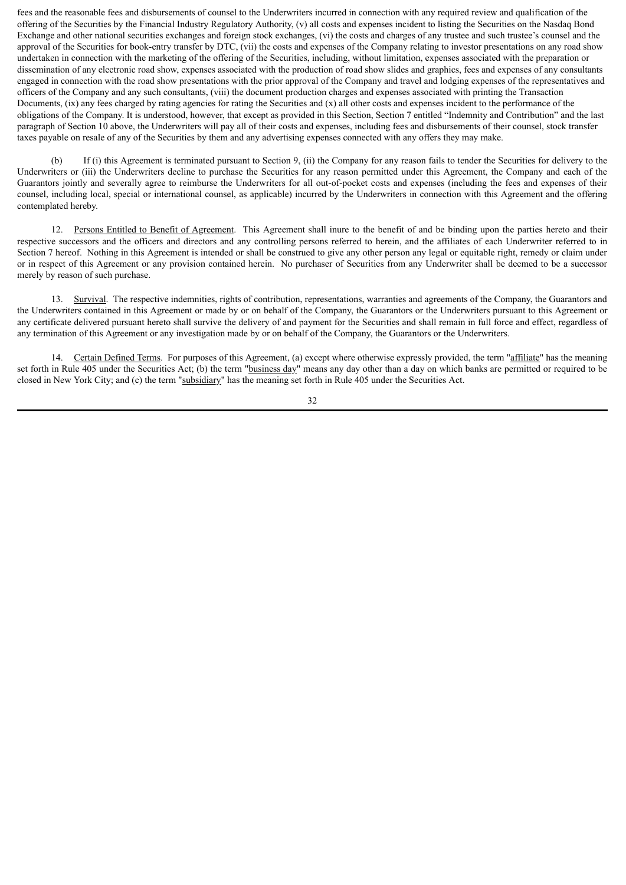fees and the reasonable fees and disbursements of counsel to the Underwriters incurred in connection with any required review and qualification of the offering of the Securities by the Financial Industry Regulatory Authority, (v) all costs and expenses incident to listing the Securities on the Nasdaq Bond Exchange and other national securities exchanges and foreign stock exchanges, (vi) the costs and charges of any trustee and such trustee's counsel and the approval of the Securities for book-entry transfer by DTC, (vii) the costs and expenses of the Company relating to investor presentations on any road show undertaken in connection with the marketing of the offering of the Securities, including, without limitation, expenses associated with the preparation or dissemination of any electronic road show, expenses associated with the production of road show slides and graphics, fees and expenses of any consultants engaged in connection with the road show presentations with the prior approval of the Company and travel and lodging expenses of the representatives and officers of the Company and any such consultants, (viii) the document production charges and expenses associated with printing the Transaction Documents, (ix) any fees charged by rating agencies for rating the Securities and (x) all other costs and expenses incident to the performance of the obligations of the Company. It is understood, however, that except as provided in this Section, Section 7 entitled "Indemnity and Contribution" and the last paragraph of Section 10 above, the Underwriters will pay all of their costs and expenses, including fees and disbursements of their counsel, stock transfer taxes payable on resale of any of the Securities by them and any advertising expenses connected with any offers they may make.

(b) If (i) this Agreement is terminated pursuant to Section 9, (ii) the Company for any reason fails to tender the Securities for delivery to the Underwriters or (iii) the Underwriters decline to purchase the Securities for any reason permitted under this Agreement, the Company and each of the Guarantors jointly and severally agree to reimburse the Underwriters for all out-of-pocket costs and expenses (including the fees and expenses of their counsel, including local, special or international counsel, as applicable) incurred by the Underwriters in connection with this Agreement and the offering contemplated hereby.

12. Persons Entitled to Benefit of Agreement. This Agreement shall inure to the benefit of and be binding upon the parties hereto and their respective successors and the officers and directors and any controlling persons referred to herein, and the affiliates of each Underwriter referred to in Section 7 hereof. Nothing in this Agreement is intended or shall be construed to give any other person any legal or equitable right, remedy or claim under or in respect of this Agreement or any provision contained herein. No purchaser of Securities from any Underwriter shall be deemed to be a successor merely by reason of such purchase.

13. Survival. The respective indemnities, rights of contribution, representations, warranties and agreements of the Company, the Guarantors and the Underwriters contained in this Agreement or made by or on behalf of the Company, the Guarantors or the Underwriters pursuant to this Agreement or any certificate delivered pursuant hereto shall survive the delivery of and payment for the Securities and shall remain in full force and effect, regardless of any termination of this Agreement or any investigation made by or on behalf of the Company, the Guarantors or the Underwriters.

14. Certain Defined Terms. For purposes of this Agreement, (a) except where otherwise expressly provided, the term "affiliate" has the meaning set forth in Rule 405 under the Securities Act; (b) the term "business day" means any day other than a day on which banks are permitted or required to be closed in New York City; and (c) the term "subsidiary" has the meaning set forth in Rule 405 under the Securities Act.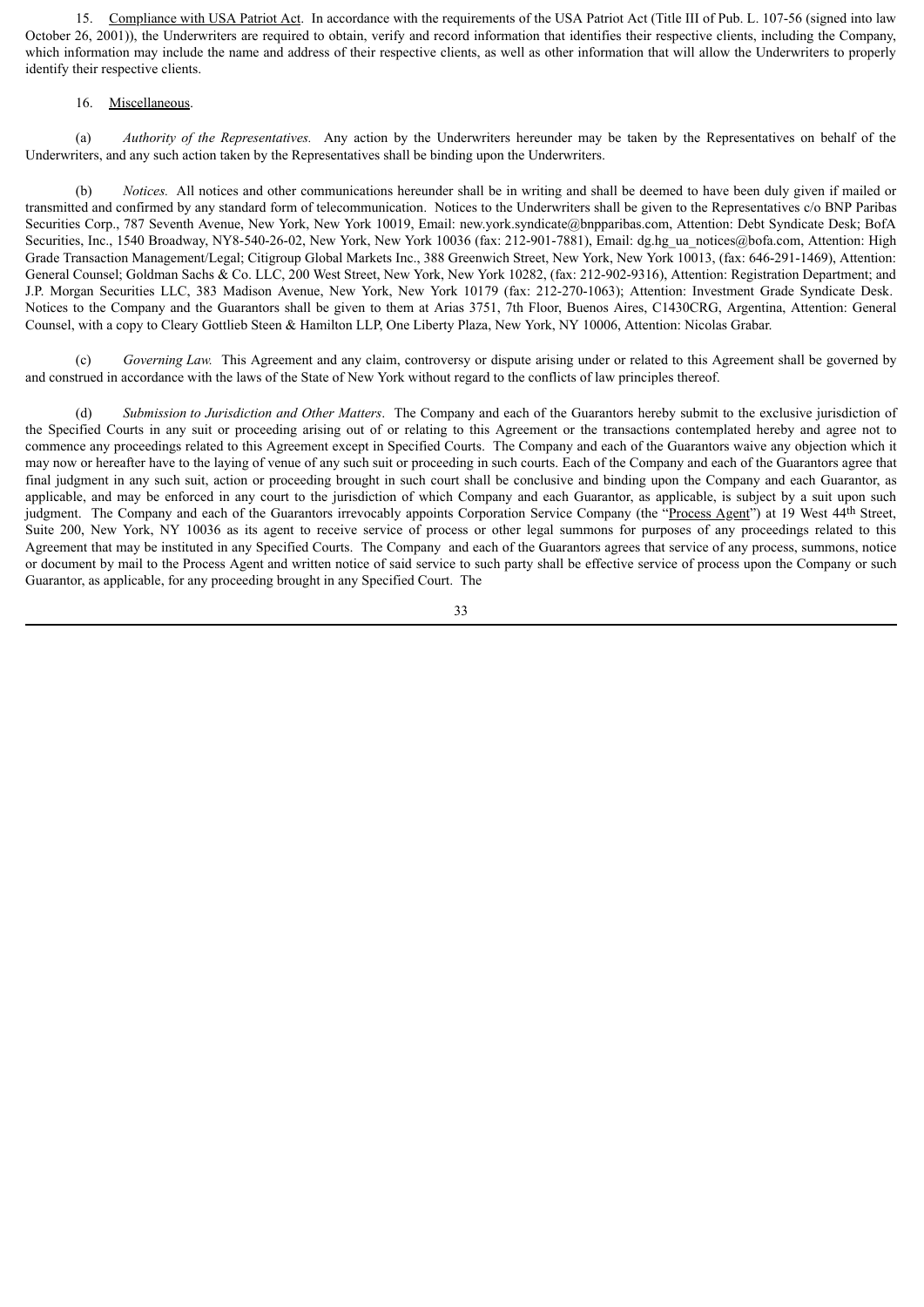15. Compliance with USA Patriot Act. In accordance with the requirements of the USA Patriot Act (Title III of Pub. L. 107-56 (signed into law October 26, 2001)), the Underwriters are required to obtain, verify and record information that identifies their respective clients, including the Company, which information may include the name and address of their respective clients, as well as other information that will allow the Underwriters to properly identify their respective clients.

16. Miscellaneous.

(a) *Authority of the Representatives.* Any action by the Underwriters hereunder may be taken by the Representatives on behalf of the Underwriters, and any such action taken by the Representatives shall be binding upon the Underwriters.

(b) *Notices.* All notices and other communications hereunder shall be in writing and shall be deemed to have been duly given if mailed or transmitted and confirmed by any standard form of telecommunication. Notices to the Underwriters shall be given to the Representatives c/o BNP Paribas Securities Corp., 787 Seventh Avenue, New York, New York 10019, Email: new.york.syndicate@bnpparibas.com, Attention: Debt Syndicate Desk; BofA Securities, Inc., 1540 Broadway, NY8-540-26-02, New York, New York 10036 (fax: 212-901-7881), Email: dg.hg_ua_notices@bofa.com, Attention: High Grade Transaction Management/Legal; Citigroup Global Markets Inc., 388 Greenwich Street, New York, New York 10013, (fax: 646-291-1469), Attention: General Counsel; Goldman Sachs & Co. LLC, 200 West Street, New York, New York 10282, (fax: 212-902-9316), Attention: Registration Department; and J.P. Morgan Securities LLC, 383 Madison Avenue, New York, New York 10179 (fax: 212-270-1063); Attention: Investment Grade Syndicate Desk. Notices to the Company and the Guarantors shall be given to them at Arias 3751, 7th Floor, Buenos Aires, C1430CRG, Argentina, Attention: General Counsel, with a copy to Cleary Gottlieb Steen & Hamilton LLP, One Liberty Plaza, New York, NY 10006, Attention: Nicolas Grabar.

(c) *Governing Law.* This Agreement and any claim, controversy or dispute arising under or related to this Agreement shall be governed by and construed in accordance with the laws of the State of New York without regard to the conflicts of law principles thereof.

(d) *Submission to Jurisdiction and Other Matters*. The Company and each of the Guarantors hereby submit to the exclusive jurisdiction of the Specified Courts in any suit or proceeding arising out of or relating to this Agreement or the transactions contemplated hereby and agree not to commence any proceedings related to this Agreement except in Specified Courts. The Company and each of the Guarantors waive any objection which it may now or hereafter have to the laying of venue of any such suit or proceeding in such courts. Each of the Company and each of the Guarantors agree that final judgment in any such suit, action or proceeding brought in such court shall be conclusive and binding upon the Company and each Guarantor, as applicable, and may be enforced in any court to the jurisdiction of which Company and each Guarantor, as applicable, is subject by a suit upon such judgment. The Company and each of the Guarantors irrevocably appoints Corporation Service Company (the "Process Agent") at 19 West 44th Street, Suite 200, New York, NY 10036 as its agent to receive service of process or other legal summons for purposes of any proceedings related to this Agreement that may be instituted in any Specified Courts. The Company and each of the Guarantors agrees that service of any process, summons, notice or document by mail to the Process Agent and written notice of said service to such party shall be effective service of process upon the Company or such Guarantor, as applicable, for any proceeding brought in any Specified Court. The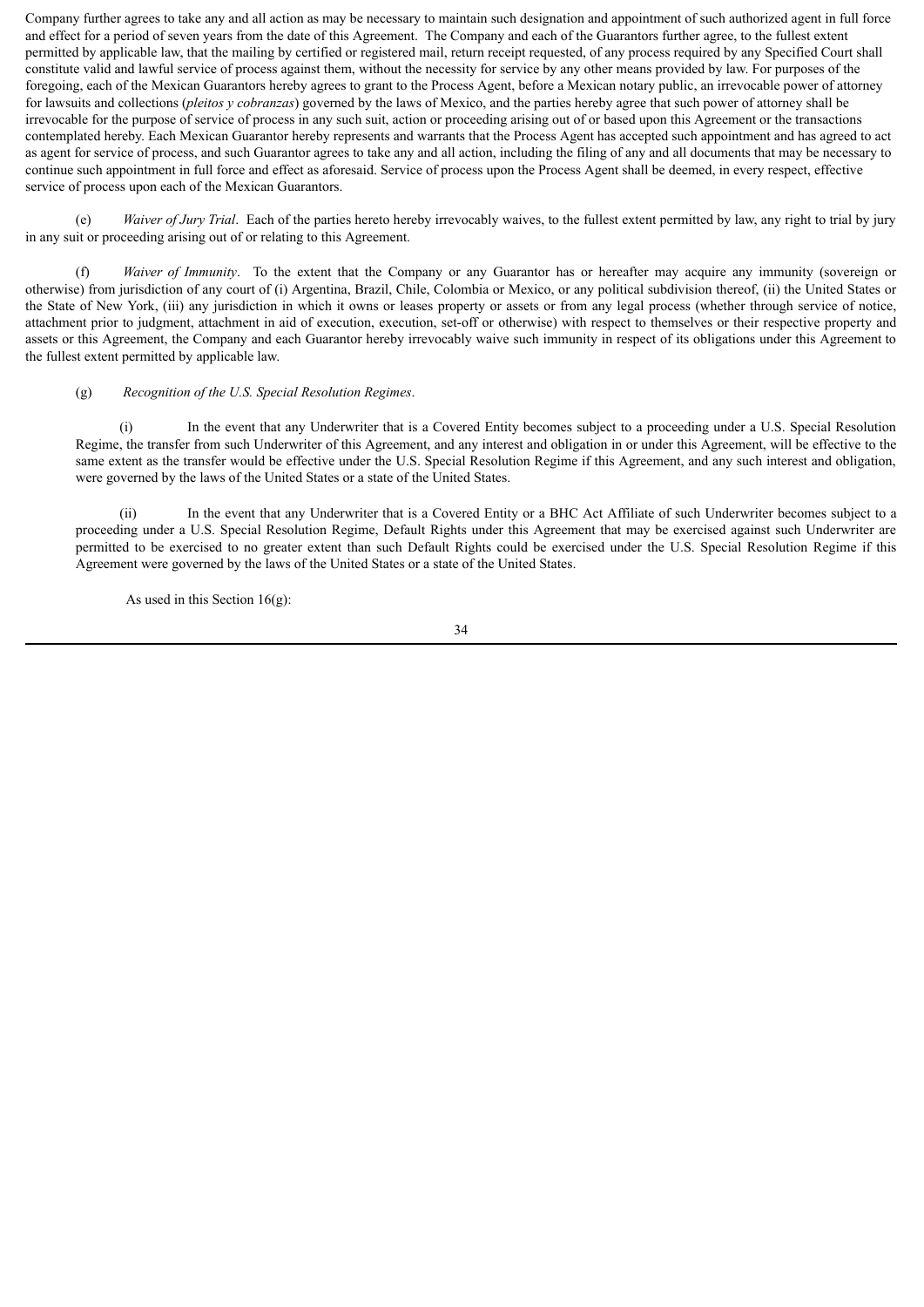Company further agrees to take any and all action as may be necessary to maintain such designation and appointment of such authorized agent in full force and effect for a period of seven years from the date of this Agreement. The Company and each of the Guarantors further agree, to the fullest extent permitted by applicable law, that the mailing by certified or registered mail, return receipt requested, of any process required by any Specified Court shall constitute valid and lawful service of process against them, without the necessity for service by any other means provided by law. For purposes of the foregoing, each of the Mexican Guarantors hereby agrees to grant to the Process Agent, before a Mexican notary public, an irrevocable power of attorney for lawsuits and collections (*pleitos y cobranzas*) governed by the laws of Mexico, and the parties hereby agree that such power of attorney shall be irrevocable for the purpose of service of process in any such suit, action or proceeding arising out of or based upon this Agreement or the transactions contemplated hereby. Each Mexican Guarantor hereby represents and warrants that the Process Agent has accepted such appointment and has agreed to act as agent for service of process, and such Guarantor agrees to take any and all action, including the filing of any and all documents that may be necessary to continue such appointment in full force and effect as aforesaid. Service of process upon the Process Agent shall be deemed, in every respect, effective service of process upon each of the Mexican Guarantors.

(e) *Waiver of Jury Trial*. Each of the parties hereto hereby irrevocably waives, to the fullest extent permitted by law, any right to trial by jury in any suit or proceeding arising out of or relating to this Agreement.

(f) *Waiver of Immunity*. To the extent that the Company or any Guarantor has or hereafter may acquire any immunity (sovereign or otherwise) from jurisdiction of any court of (i) Argentina, Brazil, Chile, Colombia or Mexico, or any political subdivision thereof, (ii) the United States or the State of New York, (iii) any jurisdiction in which it owns or leases property or assets or from any legal process (whether through service of notice, attachment prior to judgment, attachment in aid of execution, execution, set-off or otherwise) with respect to themselves or their respective property and assets or this Agreement, the Company and each Guarantor hereby irrevocably waive such immunity in respect of its obligations under this Agreement to the fullest extent permitted by applicable law.

(g) *Recognition of the U.S. Special Resolution Regimes*.

(i) In the event that any Underwriter that is a Covered Entity becomes subject to a proceeding under a U.S. Special Resolution Regime, the transfer from such Underwriter of this Agreement, and any interest and obligation in or under this Agreement, will be effective to the same extent as the transfer would be effective under the U.S. Special Resolution Regime if this Agreement, and any such interest and obligation, were governed by the laws of the United States or a state of the United States.

(ii) In the event that any Underwriter that is a Covered Entity or a BHC Act Affiliate of such Underwriter becomes subject to a proceeding under a U.S. Special Resolution Regime, Default Rights under this Agreement that may be exercised against such Underwriter are permitted to be exercised to no greater extent than such Default Rights could be exercised under the U.S. Special Resolution Regime if this Agreement were governed by the laws of the United States or a state of the United States.

As used in this Section 16(g):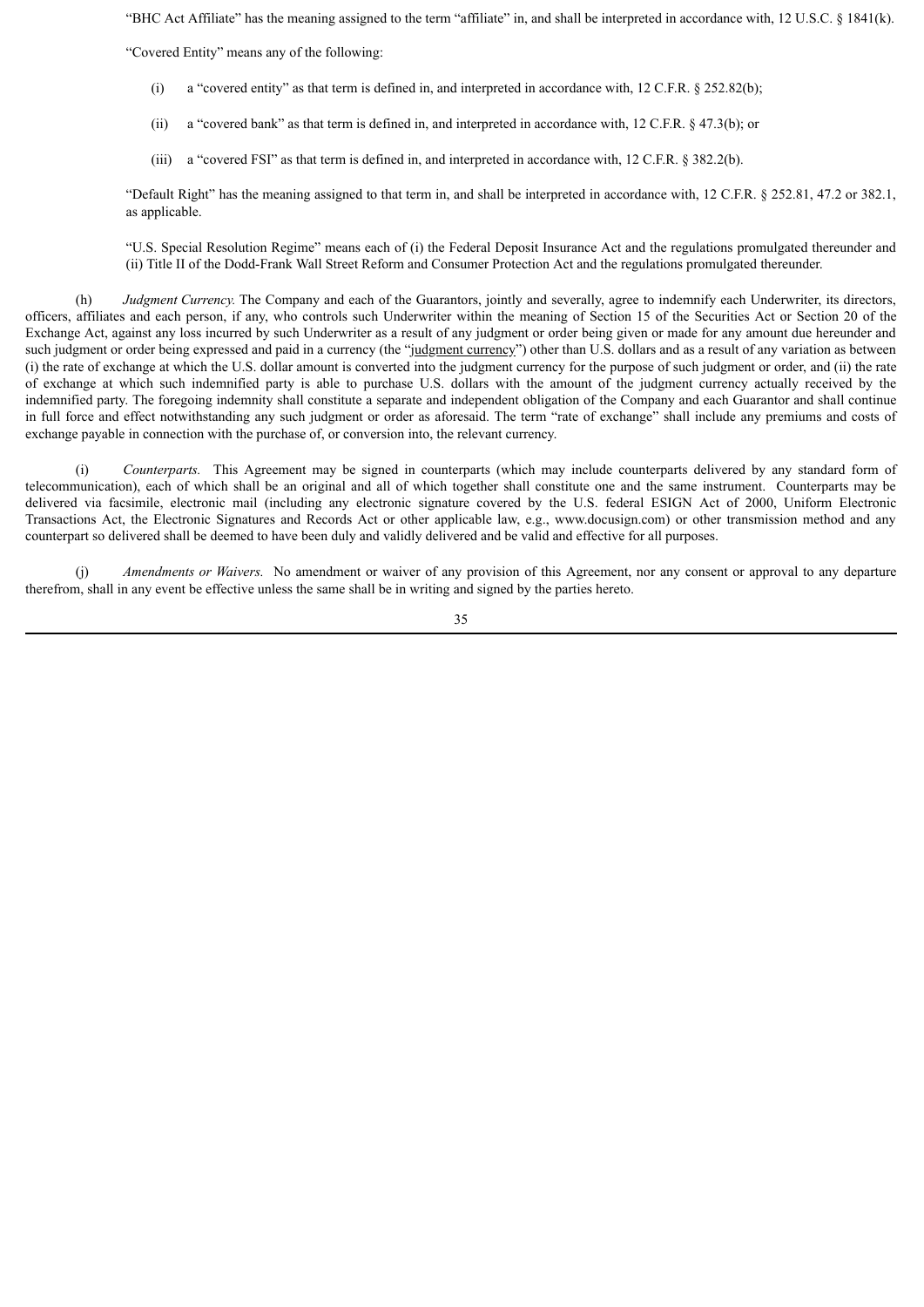"BHC Act Affiliate" has the meaning assigned to the term "affiliate" in, and shall be interpreted in accordance with, 12 U.S.C. § 1841(k).

"Covered Entity" means any of the following:

(i) a "covered entity" as that term is defined in, and interpreted in accordance with, 12 C.F.R. § 252.82(b);

(ii) a "covered bank" as that term is defined in, and interpreted in accordance with, 12 C.F.R. § 47.3(b); or

(iii) a "covered FSI" as that term is defined in, and interpreted in accordance with, 12 C.F.R. § 382.2(b).

"Default Right" has the meaning assigned to that term in, and shall be interpreted in accordance with, 12 C.F.R. § 252.81, 47.2 or 382.1, as applicable.

"U.S. Special Resolution Regime" means each of (i) the Federal Deposit Insurance Act and the regulations promulgated thereunder and (ii) Title II of the Dodd-Frank Wall Street Reform and Consumer Protection Act and the regulations promulgated thereunder.

(h) *Judgment Currency.* The Company and each of the Guarantors, jointly and severally, agree to indemnify each Underwriter, its directors, officers, affiliates and each person, if any, who controls such Underwriter within the meaning of Section 15 of the Securities Act or Section 20 of the Exchange Act, against any loss incurred by such Underwriter as a result of any judgment or order being given or made for any amount due hereunder and such judgment or order being expressed and paid in a currency (the "judgment currency") other than U.S. dollars and as a result of any variation as between (i) the rate of exchange at which the U.S. dollar amount is converted into the judgment currency for the purpose of such judgment or order, and (ii) the rate of exchange at which such indemnified party is able to purchase U.S. dollars with the amount of the judgment currency actually received by the indemnified party. The foregoing indemnity shall constitute a separate and independent obligation of the Company and each Guarantor and shall continue in full force and effect notwithstanding any such judgment or order as aforesaid. The term "rate of exchange" shall include any premiums and costs of exchange payable in connection with the purchase of, or conversion into, the relevant currency.

(i) *Counterparts.* This Agreement may be signed in counterparts (which may include counterparts delivered by any standard form of telecommunication), each of which shall be an original and all of which together shall constitute one and the same instrument. Counterparts may be delivered via facsimile, electronic mail (including any electronic signature covered by the U.S. federal ESIGN Act of 2000, Uniform Electronic Transactions Act, the Electronic Signatures and Records Act or other applicable law, e.g., www.docusign.com) or other transmission method and any counterpart so delivered shall be deemed to have been duly and validly delivered and be valid and effective for all purposes.

(j) *Amendments or Waivers.* No amendment or waiver of any provision of this Agreement, nor any consent or approval to any departure therefrom, shall in any event be effective unless the same shall be in writing and signed by the parties hereto.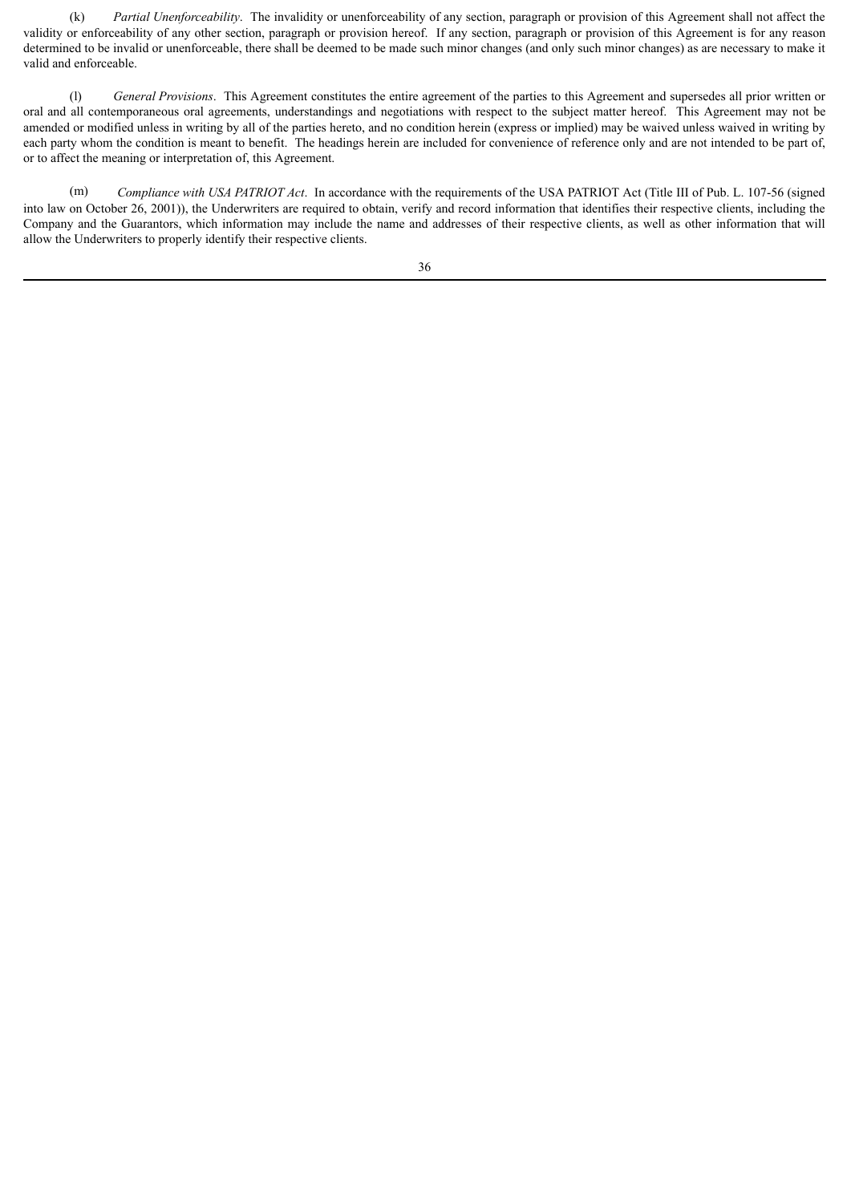(k) *Partial Unenforceability*. The invalidity or unenforceability of any section, paragraph or provision of this Agreement shall not affect the validity or enforceability of any other section, paragraph or provision hereof. If any section, paragraph or provision of this Agreement is for any reason determined to be invalid or unenforceable, there shall be deemed to be made such minor changes (and only such minor changes) as are necessary to make it valid and enforceable.

(l) *General Provisions*. This Agreement constitutes the entire agreement of the parties to this Agreement and supersedes all prior written or oral and all contemporaneous oral agreements, understandings and negotiations with respect to the subject matter hereof. This Agreement may not be amended or modified unless in writing by all of the parties hereto, and no condition herein (express or implied) may be waived unless waived in writing by each party whom the condition is meant to benefit. The headings herein are included for convenience of reference only and are not intended to be part of, or to affect the meaning or interpretation of, this Agreement.

(m) *Compliance with USA PATRIOT Act*. In accordance with the requirements of the USA PATRIOT Act (Title III of Pub. L. 107-56 (signed into law on October 26, 2001)), the Underwriters are required to obtain, verify and record information that identifies their respective clients, including the Company and the Guarantors, which information may include the name and addresses of their respective clients, as well as other information that will allow the Underwriters to properly identify their respective clients.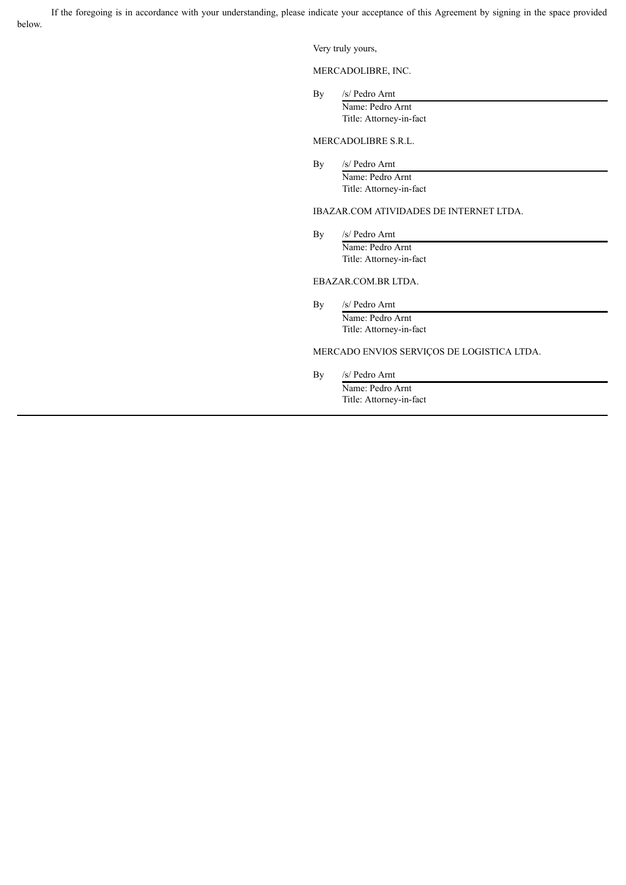If the foregoing is in accordance with your understanding, please indicate your acceptance of this Agreement by signing in the space provided below.

Very truly yours,

MERCADOLIBRE, INC.

By /s/ Pedro Arnt
Name: Pedro Arnt
Title: Attorney-in-fact

MERCADOLIBRE S.R.L.

By /s/ Pedro Arnt
Name: Pedro Arnt
Title: Attorney-in-fact

IBAZAR.COM ATIVIDADES DE INTERNET LTDA.

By /s/ Pedro Arnt
Name: Pedro Arnt
Title: Attorney-in-fact

EBAZAR.COM.BR LTDA.

By /s/ Pedro Arnt
Name: Pedro Arnt
Title: Attorney-in-fact

MERCADO ENVIOS SERVIÇOS DE LOGISTICA LTDA.

By /s/ Pedro Arnt
Name: Pedro Arnt
Title: Attorney-in-fact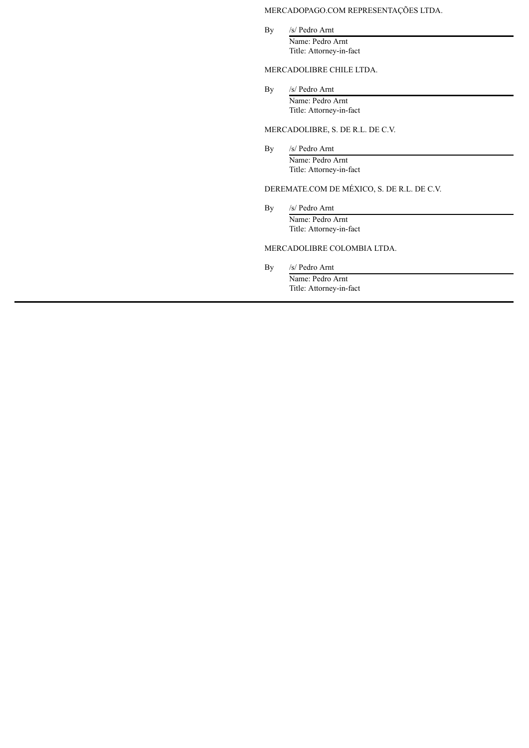MERCADOPAGO.COM REPRESENTAÇÕES LTDA.

By /s/ Pedro Arnt

Name: Pedro Arnt
Title: Attorney-in-fact

MERCADOLIBRE CHILE LTDA.

By /s/ Pedro Arnt

Name: Pedro Arnt
Title: Attorney-in-fact

MERCADOLIBRE, S. DE R.L. DE C.V.

By /s/ Pedro Arnt

Name: Pedro Arnt
Title: Attorney-in-fact

DEREMATE.COM DE MÉXICO, S. DE R.L. DE C.V.

By /s/ Pedro Arnt

Name: Pedro Arnt
Title: Attorney-in-fact

MERCADOLIBRE COLOMBIA LTDA.

By /s/ Pedro Arnt

Name: Pedro Arnt
Title: Attorney-in-fact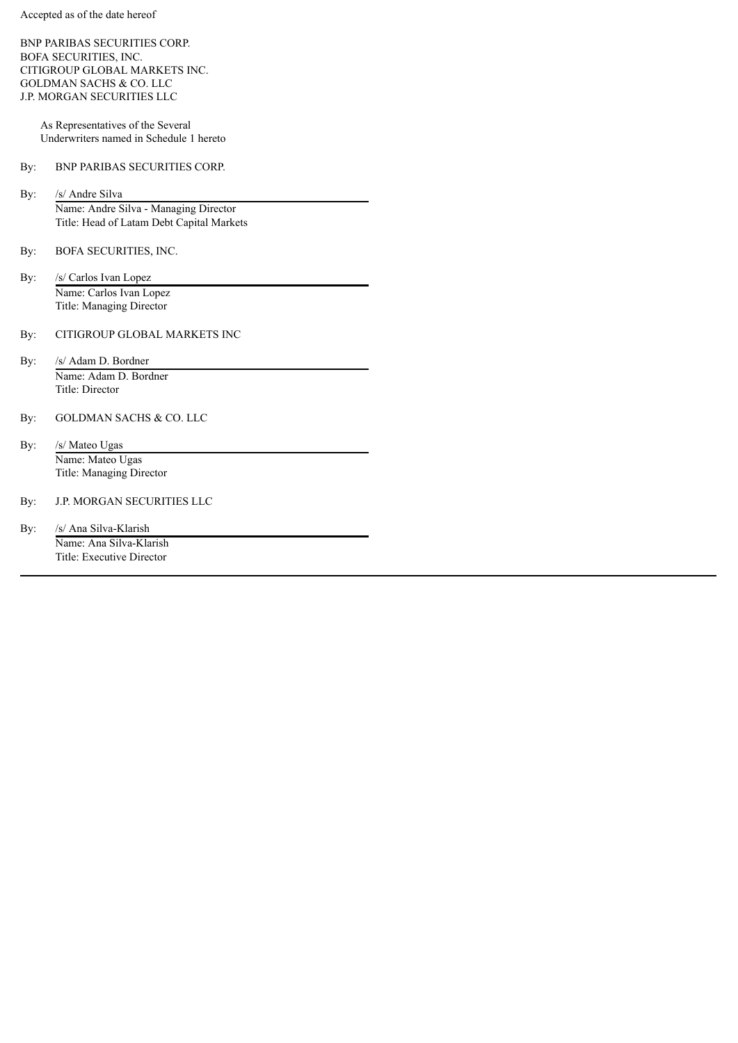Accepted as of the date hereof

BNP PARIBAS SECURITIES CORP.
BOFA SECURITIES, INC.
CITIGROUP GLOBAL MARKETS INC.
GOLDMAN SACHS & CO. LLC
J.P. MORGAN SECURITIES LLC

As Representatives of the Several Underwriters named in Schedule 1 hereto

By: BNP PARIBAS SECURITIES CORP.

By: /s/ Andre Silva
Name: Andre Silva - Managing Director
Title: Head of Latam Debt Capital Markets

By: BOFA SECURITIES, INC.

By: /s/ Carlos Ivan Lopez
Name: Carlos Ivan Lopez
Title: Managing Director

By: CITIGROUP GLOBAL MARKETS INC

By: /s/ Adam D. Bordner
Name: Adam D. Bordner
Title: Director

By: GOLDMAN SACHS & CO. LLC

By: /s/ Mateo Ugas
Name: Mateo Ugas
Title: Managing Director

By: J.P. MORGAN SECURITIES LLC

By: /s/ Ana Silva-Klarish
Name: Ana Silva-Klarish
Title: Executive Director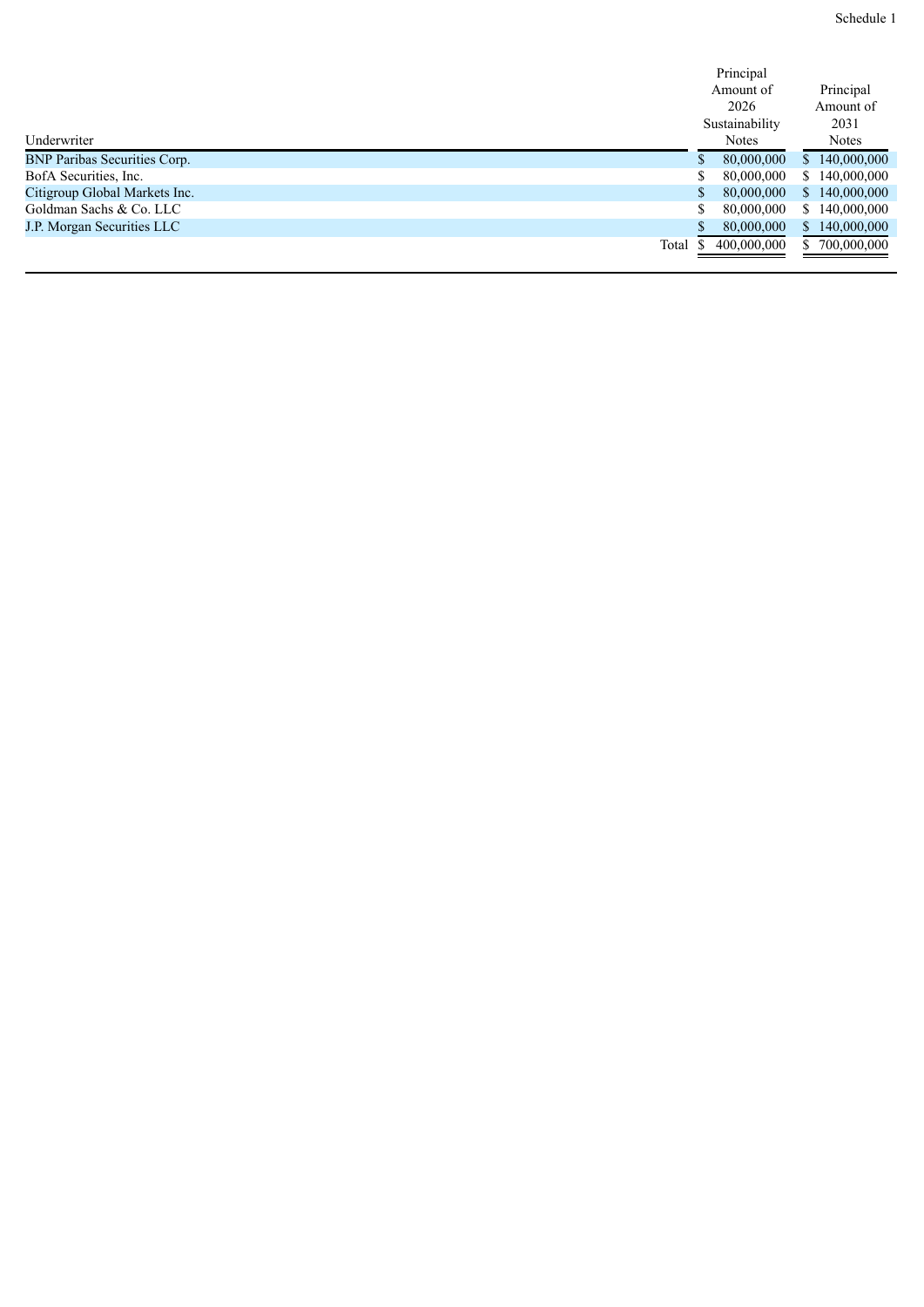Schedule 1

| Underwriter | Principal Amount of 2026 Sustainability Notes | Principal Amount of 2031 Notes |
|---|---|---|
| BNP Paribas Securities Corp. | $ 80,000,000 | $ 140,000,000 |
| BofA Securities, Inc. | $ 80,000,000 | $ 140,000,000 |
| Citigroup Global Markets Inc. | $ 80,000,000 | $ 140,000,000 |
| Goldman Sachs & Co. LLC | $ 80,000,000 | $ 140,000,000 |
| J.P. Morgan Securities LLC | $ 80,000,000 | $ 140,000,000 |
| Total | $ 400,000,000 | $ 700,000,000 |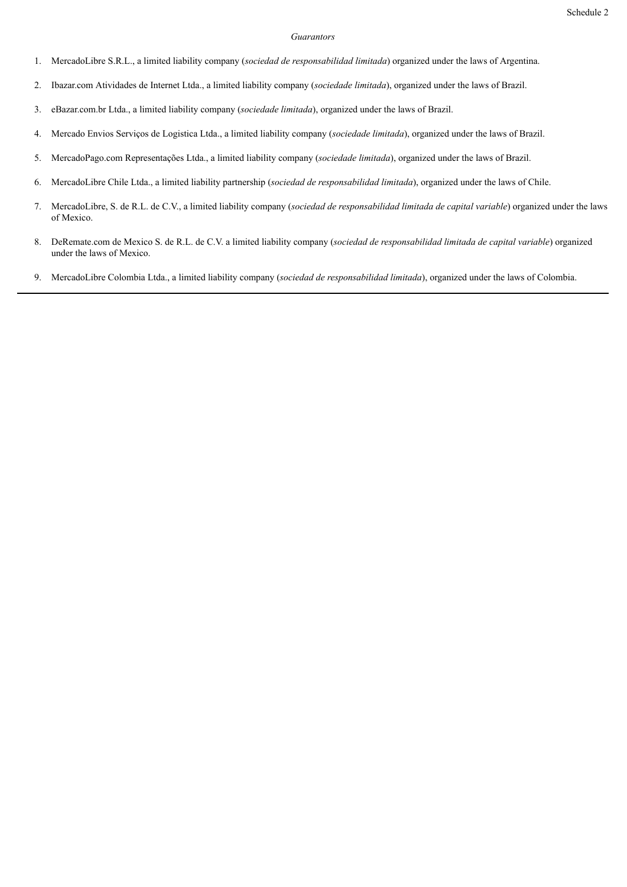Schedule 2

*Guarantors*

1. MercadoLibre S.R.L., a limited liability company (*sociedad de responsabilidad limitada*) organized under the laws of Argentina.

2. Ibazar.com Atividades de Internet Ltda., a limited liability company (*sociedade limitada*), organized under the laws of Brazil.

3. eBazar.com.br Ltda., a limited liability company (*sociedade limitada*), organized under the laws of Brazil.

4. Mercado Envios Serviços de Logistica Ltda., a limited liability company (*sociedade limitada*), organized under the laws of Brazil.

5. MercadoPago.com Representações Ltda., a limited liability company (*sociedade limitada*), organized under the laws of Brazil.

6. MercadoLibre Chile Ltda., a limited liability partnership (*sociedad de responsabilidad limitada*), organized under the laws of Chile.

7. MercadoLibre, S. de R.L. de C.V., a limited liability company (*sociedad de responsabilidad limitada de capital variable*) organized under the laws of Mexico.

8. DeRemate.com de Mexico S. de R.L. de C.V. a limited liability company (*sociedad de responsabilidad limitada de capital variable*) organized under the laws of Mexico.

9. MercadoLibre Colombia Ltda., a limited liability company (*sociedad de responsabilidad limitada*), organized under the laws of Colombia.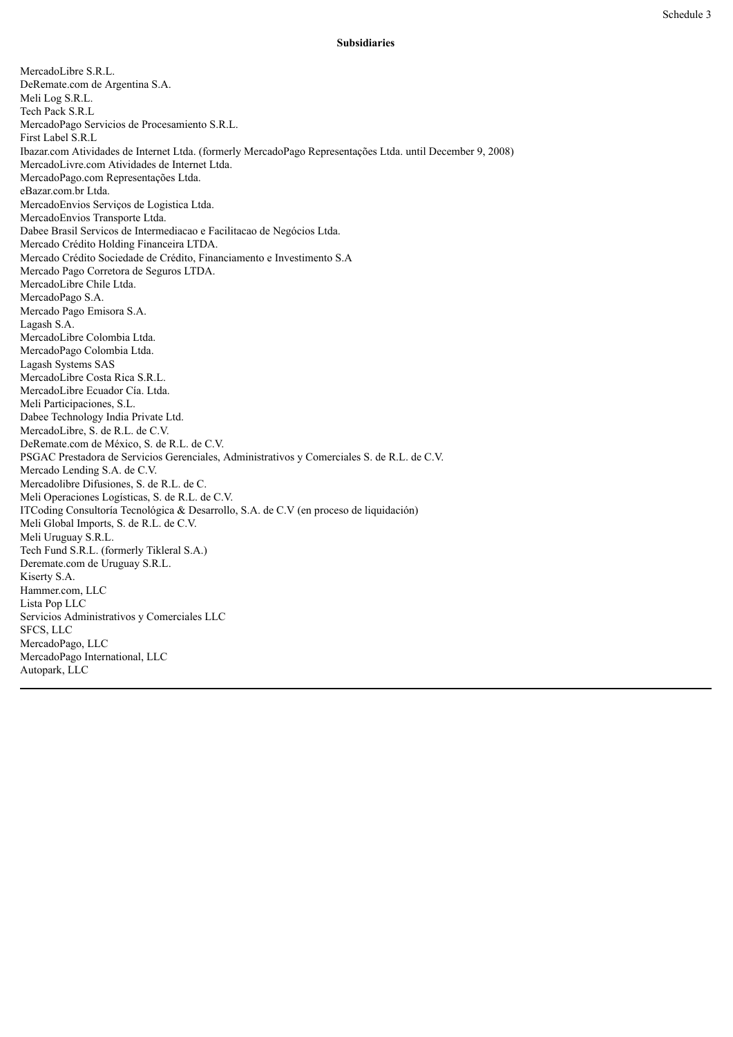Schedule 3

**Subsidiaries**

MercadoLibre S.R.L.
DeRemate.com de Argentina S.A.
Meli Log S.R.L.
Tech Pack S.R.L
MercadoPago Servicios de Procesamiento S.R.L.
First Label S.R.L
Ibazar.com Atividades de Internet Ltda. (formerly MercadoPago Representações Ltda. until December 9, 2008)
MercadoLivre.com Atividades de Internet Ltda.
MercadoPago.com Representações Ltda.
eBazar.com.br Ltda.
MercadoEnvios Serviços de Logistica Ltda.
MercadoEnvios Transporte Ltda.
Dabee Brasil Servicos de Intermediacao e Facilitacao de Negócios Ltda.
Mercado Crédito Holding Financeira LTDA.
Mercado Crédito Sociedade de Crédito, Financiamento e Investimento S.A
Mercado Pago Corretora de Seguros LTDA.
MercadoLibre Chile Ltda.
MercadoPago S.A.
Mercado Pago Emisora S.A.
Lagash S.A.
MercadoLibre Colombia Ltda.
MercadoPago Colombia Ltda.
Lagash Systems SAS
MercadoLibre Costa Rica S.R.L.
MercadoLibre Ecuador Cía. Ltda.
Meli Participaciones, S.L.
Dabee Technology India Private Ltd.
MercadoLibre, S. de R.L. de C.V.
DeRemate.com de México, S. de R.L. de C.V.
PSGAC Prestadora de Servicios Gerenciales, Administrativos y Comerciales S. de R.L. de C.V.
Mercado Lending S.A. de C.V.
Mercadolibre Difusiones, S. de R.L. de C.
Meli Operaciones Logísticas, S. de R.L. de C.V.
ITCoding Consultoría Tecnológica & Desarrollo, S.A. de C.V (en proceso de liquidación)
Meli Global Imports, S. de R.L. de C.V.
Meli Uruguay S.R.L.
Tech Fund S.R.L. (formerly Tikleral S.A.)
Deremate.com de Uruguay S.R.L.
Kiserty S.A.
Hammer.com, LLC
Lista Pop LLC
Servicios Administrativos y Comerciales LLC
SFCS, LLC
MercadoPago, LLC
MercadoPago International, LLC
Autopark, LLC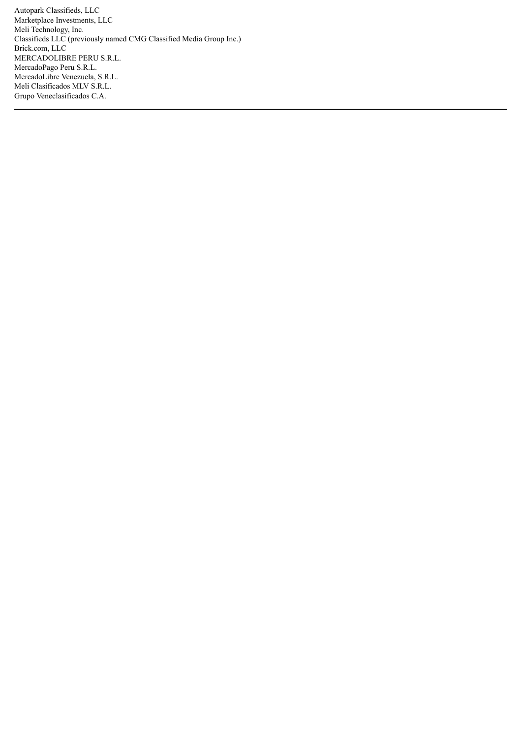Autopark Classifieds, LLC
Marketplace Investments, LLC
Meli Technology, Inc.
Classifieds LLC (previously named CMG Classified Media Group Inc.)
Brick.com, LLC
MERCADOLIBRE PERU S.R.L.
MercadoPago Peru S.R.L.
MercadoLibre Venezuela, S.R.L.
Meli Clasificados MLV S.R.L.
Grupo Veneclasificados C.A.

---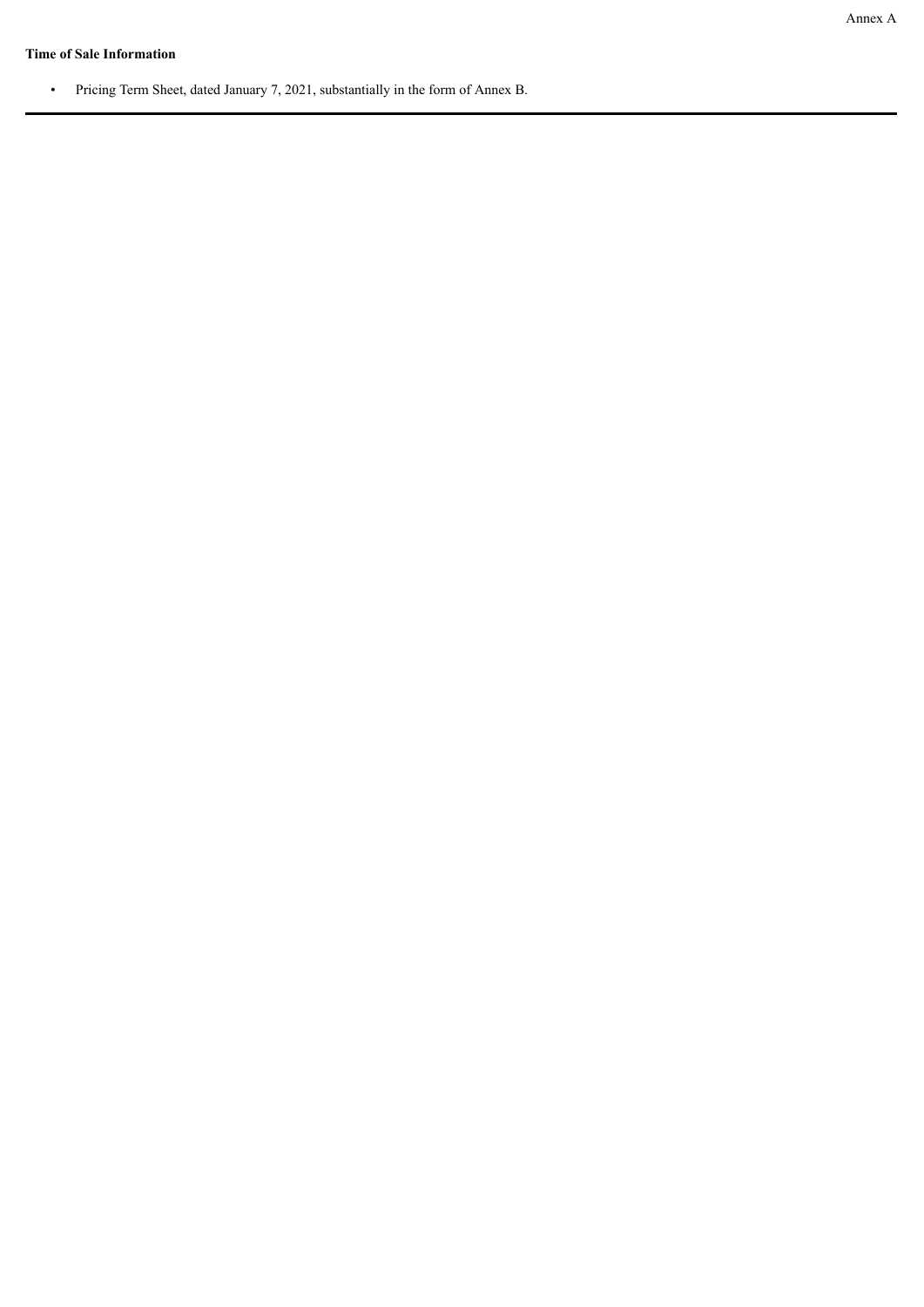Annex A

**Time of Sale Information**

- Pricing Term Sheet, dated January 7, 2021, substantially in the form of Annex B.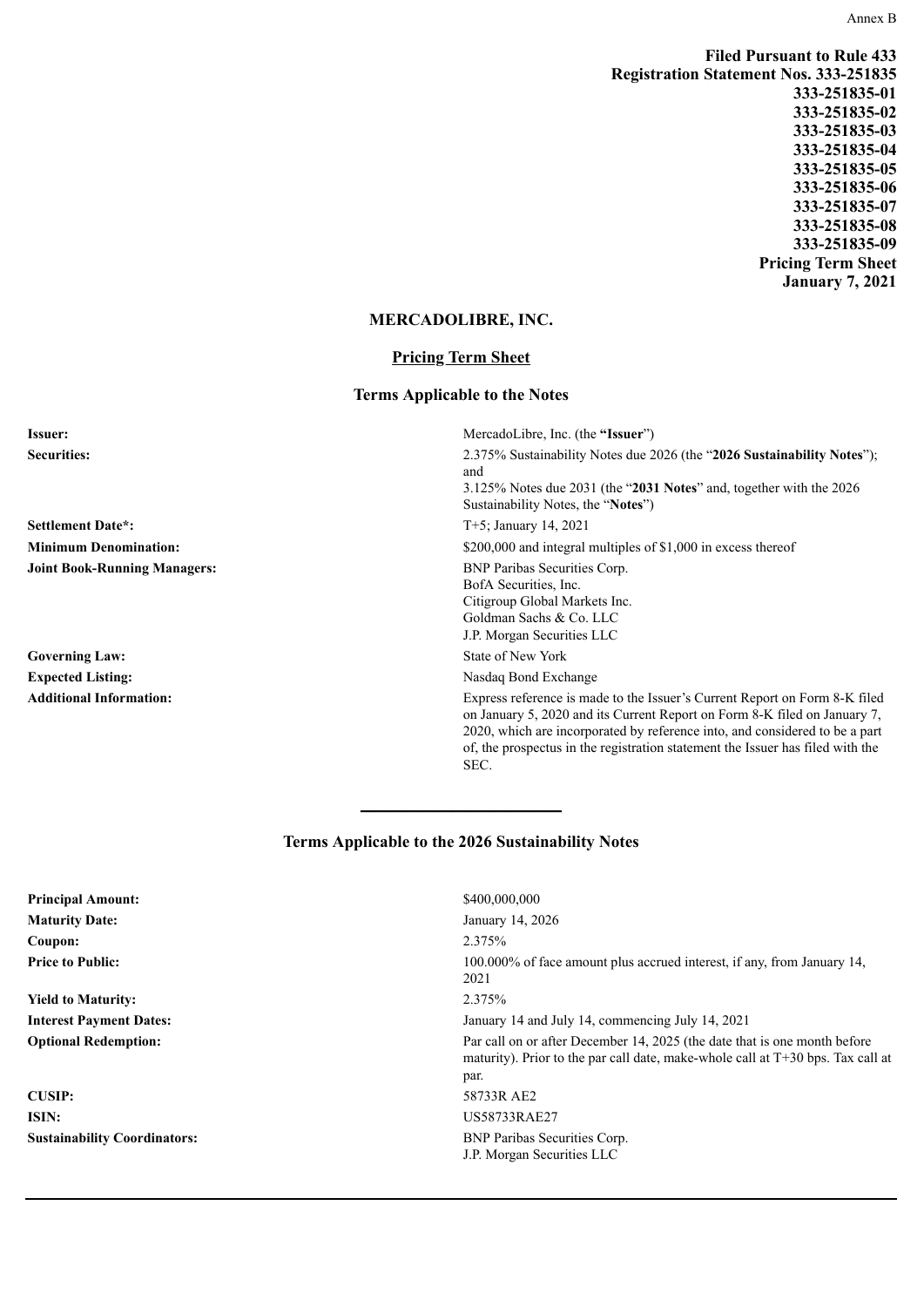Annex B

**Filed Pursuant to Rule 433**
**Registration Statement Nos. 333-251835**
**333-251835-01**
**333-251835-02**
**333-251835-03**
**333-251835-04**
**333-251835-05**
**333-251835-06**
**333-251835-07**
**333-251835-08**
**333-251835-09**
**Pricing Term Sheet**
**January 7, 2021**

## MERCADOLIBRE, INC.

### Pricing Term Sheet

### Terms Applicable to the Notes

| | |
|---|---|
| **Issuer:** | MercadoLibre, Inc. (the **"Issuer"**) |
| **Securities:** | 2.375% Sustainability Notes due 2026 (the "**2026 Sustainability Notes**"); and<br>3.125% Notes due 2031 (the "**2031 Notes**" and, together with the 2026 Sustainability Notes, the "**Notes**") |
| **Settlement Date*:** | T+5; January 14, 2021 |
| **Minimum Denomination:** | $200,000 and integral multiples of $1,000 in excess thereof |
| **Joint Book-Running Managers:** | BNP Paribas Securities Corp.<br>BofA Securities, Inc.<br>Citigroup Global Markets Inc.<br>Goldman Sachs & Co. LLC<br>J.P. Morgan Securities LLC |
| **Governing Law:** | State of New York |
| **Expected Listing:** | Nasdaq Bond Exchange |
| **Additional Information:** | Express reference is made to the Issuer's Current Report on Form 8-K filed on January 5, 2020 and its Current Report on Form 8-K filed on January 7, 2020, which are incorporated by reference into, and considered to be a part of, the prospectus in the registration statement the Issuer has filed with the SEC. |

---

### Terms Applicable to the 2026 Sustainability Notes

| | |
|---|---|
| **Principal Amount:** | $400,000,000 |
| **Maturity Date:** | January 14, 2026 |
| **Coupon:** | 2.375% |
| **Price to Public:** | 100.000% of face amount plus accrued interest, if any, from January 14, 2021 |
| **Yield to Maturity:** | 2.375% |
| **Interest Payment Dates:** | January 14 and July 14, commencing July 14, 2021 |
| **Optional Redemption:** | Par call on or after December 14, 2025 (the date that is one month before maturity). Prior to the par call date, make-whole call at T+30 bps. Tax call at par. |
| **CUSIP:** | 58733R AE2 |
| **ISIN:** | US58733RAE27 |
| **Sustainability Coordinators:** | BNP Paribas Securities Corp.<br>J.P. Morgan Securities LLC |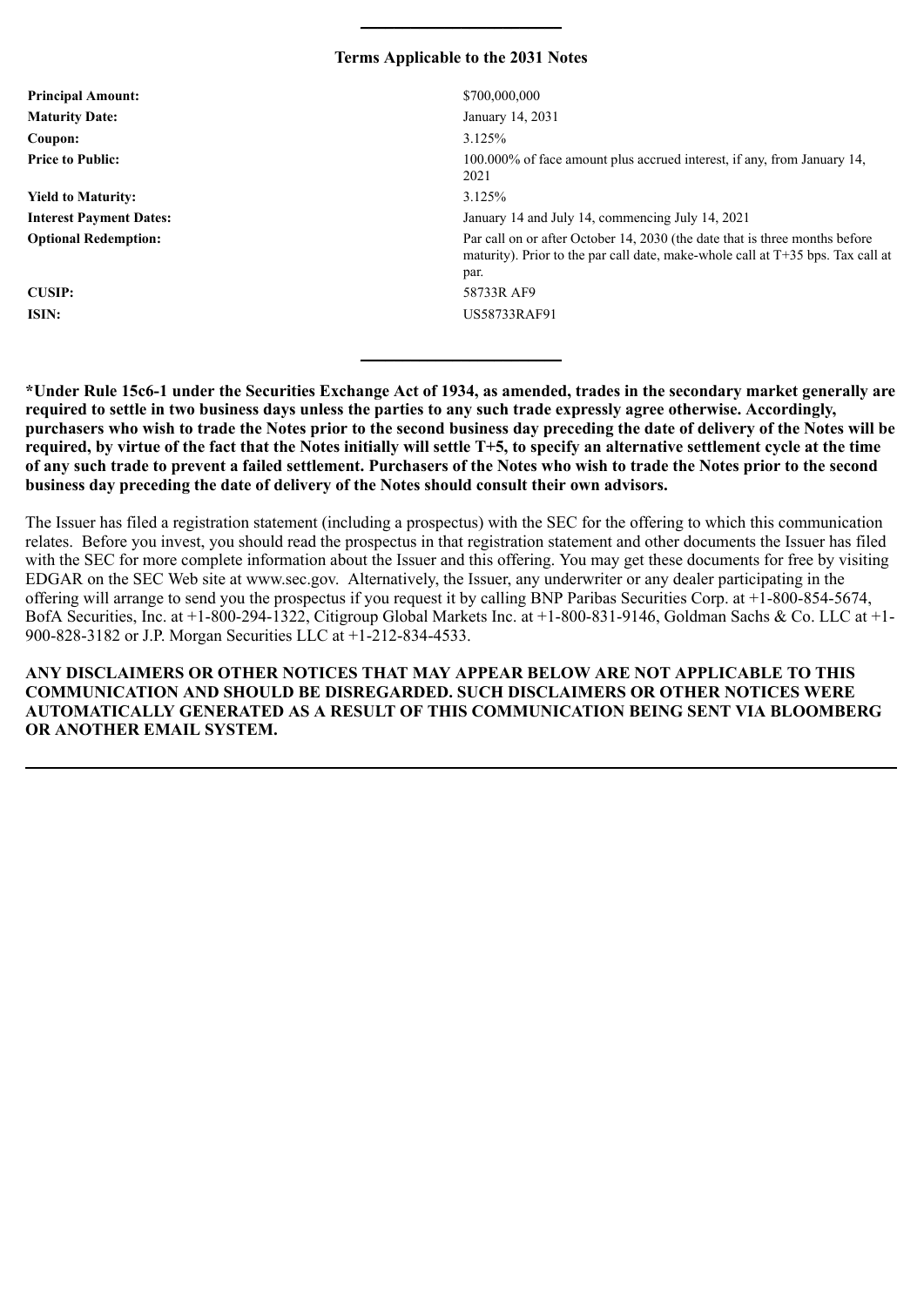---

### Terms Applicable to the 2031 Notes

| | |
|---|---|
| **Principal Amount:** | $700,000,000 |
| **Maturity Date:** | January 14, 2031 |
| **Coupon:** | 3.125% |
| **Price to Public:** | 100.000% of face amount plus accrued interest, if any, from January 14, 2021 |
| **Yield to Maturity:** | 3.125% |
| **Interest Payment Dates:** | January 14 and July 14, commencing July 14, 2021 |
| **Optional Redemption:** | Par call on or after October 14, 2030 (the date that is three months before maturity). Prior to the par call date, make-whole call at T+35 bps. Tax call at par. |
| **CUSIP:** | 58733R AF9 |
| **ISIN:** | US58733RAF91 |

---

**\*Under Rule 15c6-1 under the Securities Exchange Act of 1934, as amended, trades in the secondary market generally are required to settle in two business days unless the parties to any such trade expressly agree otherwise. Accordingly, purchasers who wish to trade the Notes prior to the second business day preceding the date of delivery of the Notes will be required, by virtue of the fact that the Notes initially will settle T+5, to specify an alternative settlement cycle at the time of any such trade to prevent a failed settlement. Purchasers of the Notes who wish to trade the Notes prior to the second business day preceding the date of delivery of the Notes should consult their own advisors.**

The Issuer has filed a registration statement (including a prospectus) with the SEC for the offering to which this communication relates. Before you invest, you should read the prospectus in that registration statement and other documents the Issuer has filed with the SEC for more complete information about the Issuer and this offering. You may get these documents for free by visiting EDGAR on the SEC Web site at www.sec.gov. Alternatively, the Issuer, any underwriter or any dealer participating in the offering will arrange to send you the prospectus if you request it by calling BNP Paribas Securities Corp. at +1-800-854-5674, BofA Securities, Inc. at +1-800-294-1322, Citigroup Global Markets Inc. at +1-800-831-9146, Goldman Sachs & Co. LLC at +1-900-828-3182 or J.P. Morgan Securities LLC at +1-212-834-4533.

**ANY DISCLAIMERS OR OTHER NOTICES THAT MAY APPEAR BELOW ARE NOT APPLICABLE TO THIS COMMUNICATION AND SHOULD BE DISREGARDED. SUCH DISCLAIMERS OR OTHER NOTICES WERE AUTOMATICALLY GENERATED AS A RESULT OF THIS COMMUNICATION BEING SENT VIA BLOOMBERG OR ANOTHER EMAIL SYSTEM.**

---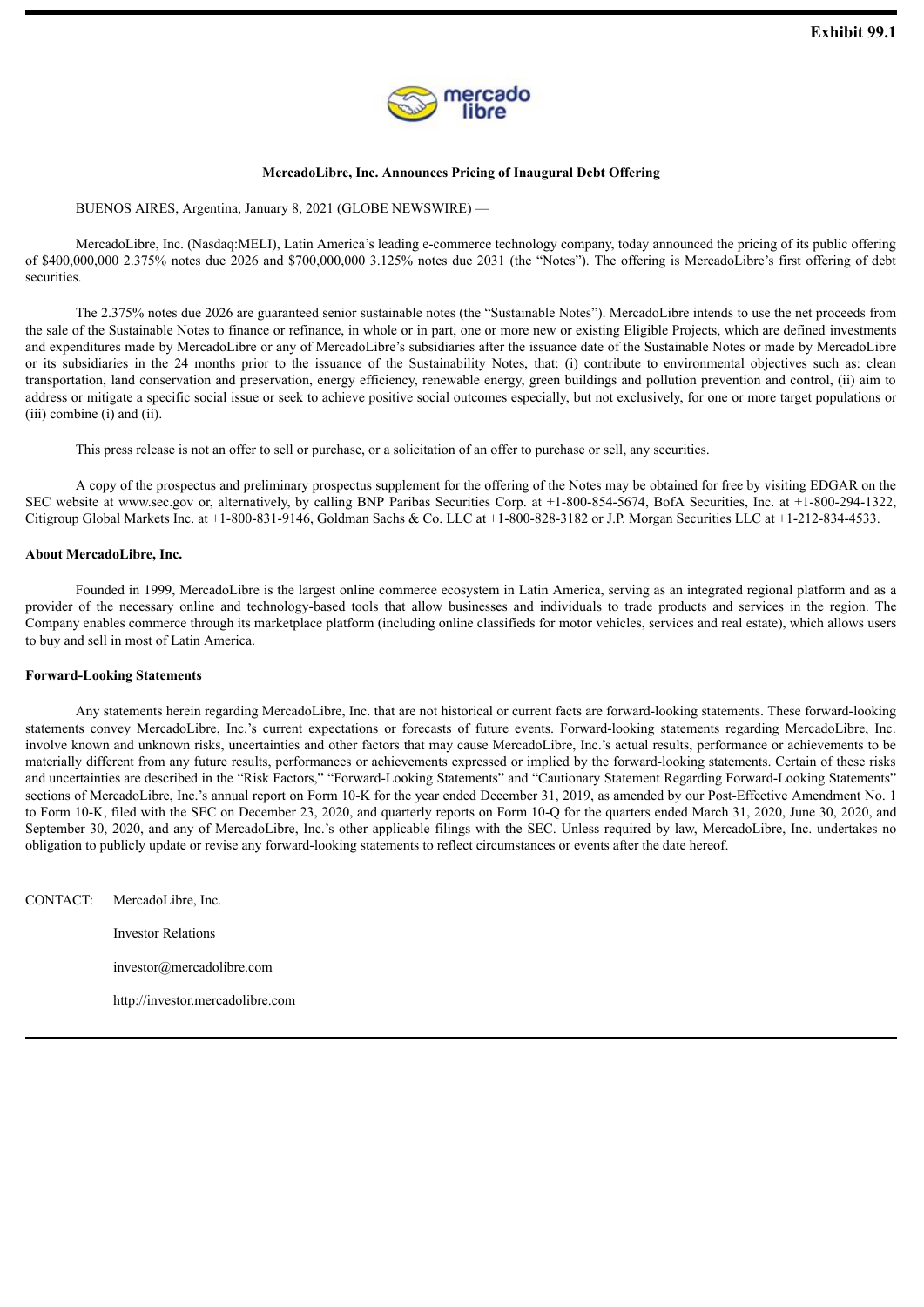**Exhibit 99.1**

**MercadoLibre, Inc. Announces Pricing of Inaugural Debt Offering**

BUENOS AIRES, Argentina, January 8, 2021 (GLOBE NEWSWIRE) —

MercadoLibre, Inc. (Nasdaq:MELI), Latin America's leading e-commerce technology company, today announced the pricing of its public offering of $400,000,000 2.375% notes due 2026 and $700,000,000 3.125% notes due 2031 (the "Notes"). The offering is MercadoLibre's first offering of debt securities.

The 2.375% notes due 2026 are guaranteed senior sustainable notes (the "Sustainable Notes"). MercadoLibre intends to use the net proceeds from the sale of the Sustainable Notes to finance or refinance, in whole or in part, one or more new or existing Eligible Projects, which are defined investments and expenditures made by MercadoLibre or any of MercadoLibre's subsidiaries after the issuance date of the Sustainable Notes or made by MercadoLibre or its subsidiaries in the 24 months prior to the issuance of the Sustainability Notes, that: (i) contribute to environmental objectives such as: clean transportation, land conservation and preservation, energy efficiency, renewable energy, green buildings and pollution prevention and control, (ii) aim to address or mitigate a specific social issue or seek to achieve positive social outcomes especially, but not exclusively, for one or more target populations or (iii) combine (i) and (ii).

This press release is not an offer to sell or purchase, or a solicitation of an offer to purchase or sell, any securities.

A copy of the prospectus and preliminary prospectus supplement for the offering of the Notes may be obtained for free by visiting EDGAR on the SEC website at www.sec.gov or, alternatively, by calling BNP Paribas Securities Corp. at +1-800-854-5674, BofA Securities, Inc. at +1-800-294-1322, Citigroup Global Markets Inc. at +1-800-831-9146, Goldman Sachs & Co. LLC at +1-800-828-3182 or J.P. Morgan Securities LLC at +1-212-834-4533.

**About MercadoLibre, Inc.**

Founded in 1999, MercadoLibre is the largest online commerce ecosystem in Latin America, serving as an integrated regional platform and as a provider of the necessary online and technology-based tools that allow businesses and individuals to trade products and services in the region. The Company enables commerce through its marketplace platform (including online classifieds for motor vehicles, services and real estate), which allows users to buy and sell in most of Latin America.

**Forward-Looking Statements**

Any statements herein regarding MercadoLibre, Inc. that are not historical or current facts are forward-looking statements. These forward-looking statements convey MercadoLibre, Inc.'s current expectations or forecasts of future events. Forward-looking statements regarding MercadoLibre, Inc. involve known and unknown risks, uncertainties and other factors that may cause MercadoLibre, Inc.'s actual results, performance or achievements to be materially different from any future results, performances or achievements expressed or implied by the forward-looking statements. Certain of these risks and uncertainties are described in the "Risk Factors," "Forward-Looking Statements" and "Cautionary Statement Regarding Forward-Looking Statements" sections of MercadoLibre, Inc.'s annual report on Form 10-K for the year ended December 31, 2019, as amended by our Post-Effective Amendment No. 1 to Form 10-K, filed with the SEC on December 23, 2020, and quarterly reports on Form 10-Q for the quarters ended March 31, 2020, June 30, 2020, and September 30, 2020, and any of MercadoLibre, Inc.'s other applicable filings with the SEC. Unless required by law, MercadoLibre, Inc. undertakes no obligation to publicly update or revise any forward-looking statements to reflect circumstances or events after the date hereof.

CONTACT: MercadoLibre, Inc.

Investor Relations

investor@mercadolibre.com

http://investor.mercadolibre.com